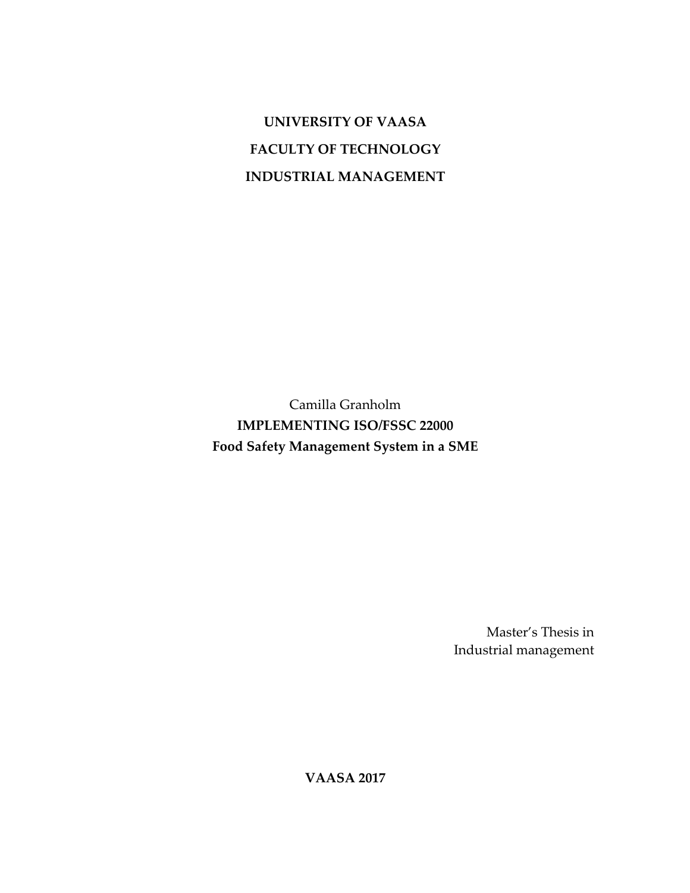**UNIVERSITY OF VAASA**

**FACULTY OF TECHNOLOGY**

**INDUSTRIAL MANAGEMENT**

Camilla Granholm

**IMPLEMENTING ISO/FSSC 22000**

**Food Safety Management System in a SME**

Master's Thesis in
Industrial management

**VAASA 2017**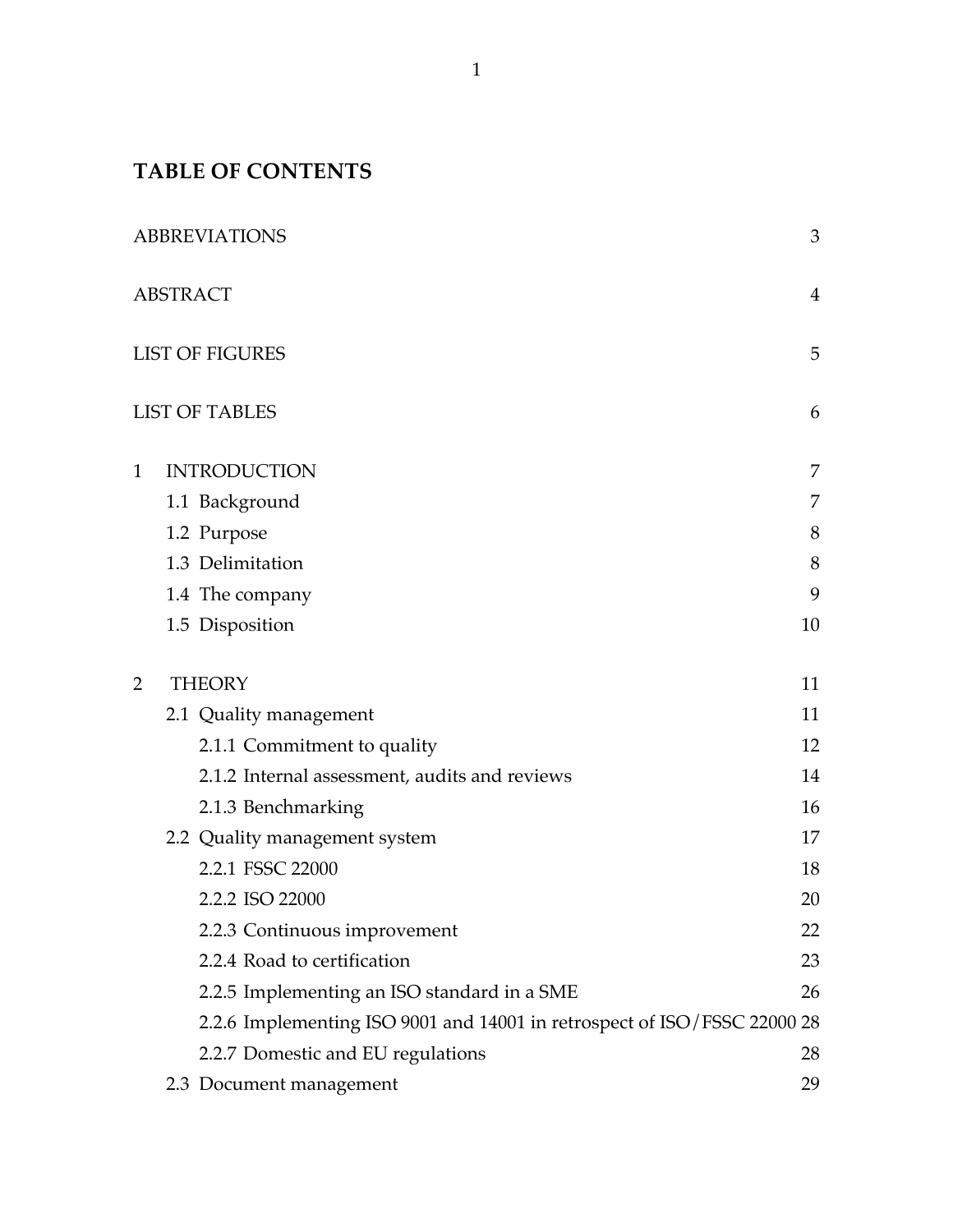# TABLE OF CONTENTS

ABBREVIATIONS 3

ABSTRACT 4

LIST OF FIGURES 5

LIST OF TABLES 6

1 INTRODUCTION 7

- 1.1 Background 7
- 1.2 Purpose 8
- 1.3 Delimitation 8
- 1.4 The company 9
- 1.5 Disposition 10

2 THEORY 11

- 2.1 Quality management 11
  - 2.1.1 Commitment to quality 12
  - 2.1.2 Internal assessment, audits and reviews 14
  - 2.1.3 Benchmarking 16
- 2.2 Quality management system 17
  - 2.2.1 FSSC 22000 18
  - 2.2.2 ISO 22000 20
  - 2.2.3 Continuous improvement 22
  - 2.2.4 Road to certification 23
  - 2.2.5 Implementing an ISO standard in a SME 26
  - 2.2.6 Implementing ISO 9001 and 14001 in retrospect of ISO/FSSC 22000 28
  - 2.2.7 Domestic and EU regulations 28
- 2.3 Document management 29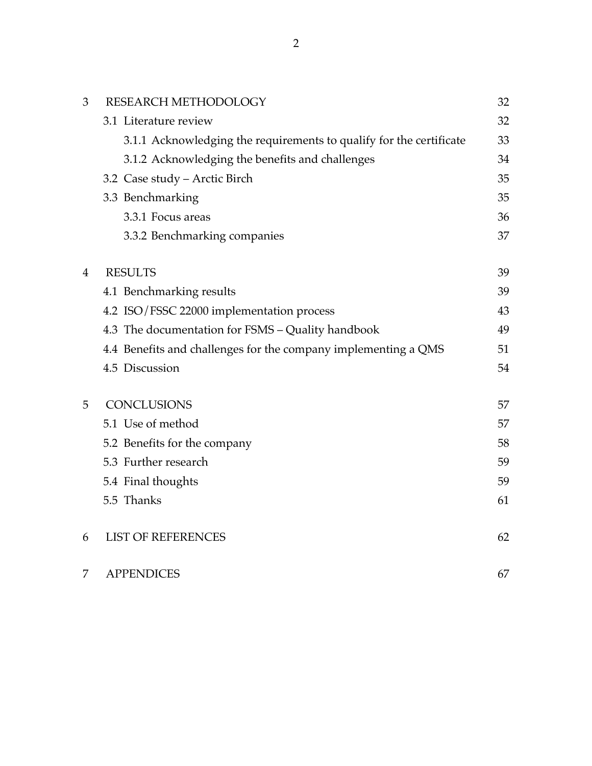| | | |
|---|---|---|
| 3 | RESEARCH METHODOLOGY | 32 |
| | 3.1 Literature review | 32 |
| | 3.1.1 Acknowledging the requirements to qualify for the certificate | 33 |
| | 3.1.2 Acknowledging the benefits and challenges | 34 |
| | 3.2 Case study – Arctic Birch | 35 |
| | 3.3 Benchmarking | 35 |
| | 3.3.1 Focus areas | 36 |
| | 3.3.2 Benchmarking companies | 37 |
| 4 | RESULTS | 39 |
| | 4.1 Benchmarking results | 39 |
| | 4.2 ISO/FSSC 22000 implementation process | 43 |
| | 4.3 The documentation for FSMS – Quality handbook | 49 |
| | 4.4 Benefits and challenges for the company implementing a QMS | 51 |
| | 4.5 Discussion | 54 |
| 5 | CONCLUSIONS | 57 |
| | 5.1 Use of method | 57 |
| | 5.2 Benefits for the company | 58 |
| | 5.3 Further research | 59 |
| | 5.4 Final thoughts | 59 |
| | 5.5 Thanks | 61 |
| 6 | LIST OF REFERENCES | 62 |
| 7 | APPENDICES | 67 |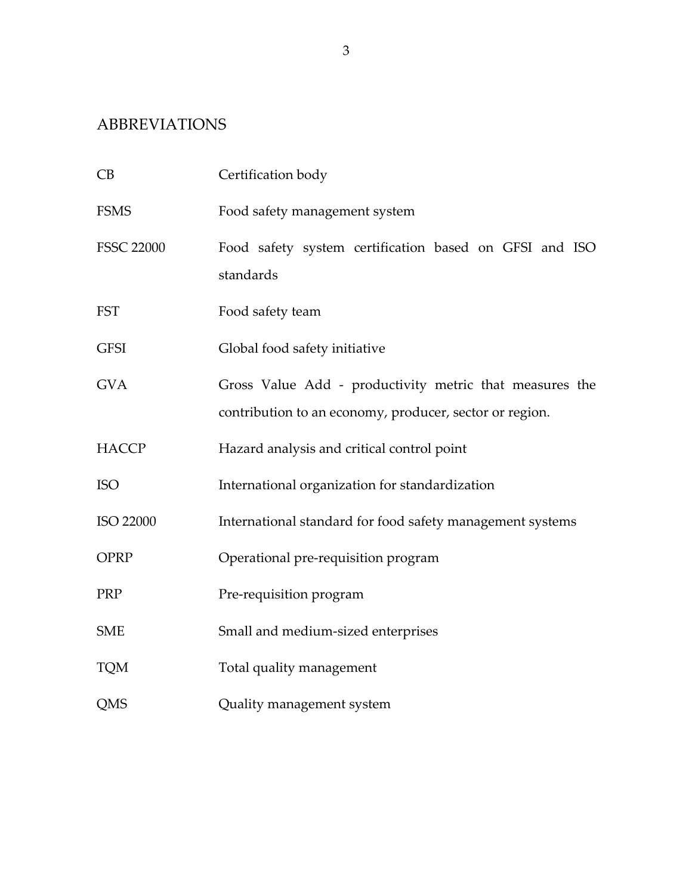# ABBREVIATIONS

| | |
|---|---|
| CB | Certification body |
| FSMS | Food safety management system |
| FSSC 22000 | Food safety system certification based on GFSI and ISO standards |
| FST | Food safety team |
| GFSI | Global food safety initiative |
| GVA | Gross Value Add - productivity metric that measures the contribution to an economy, producer, sector or region. |
| HACCP | Hazard analysis and critical control point |
| ISO | International organization for standardization |
| ISO 22000 | International standard for food safety management systems |
| OPRP | Operational pre-requisition program |
| PRP | Pre-requisition program |
| SME | Small and medium-sized enterprises |
| TQM | Total quality management |
| QMS | Quality management system |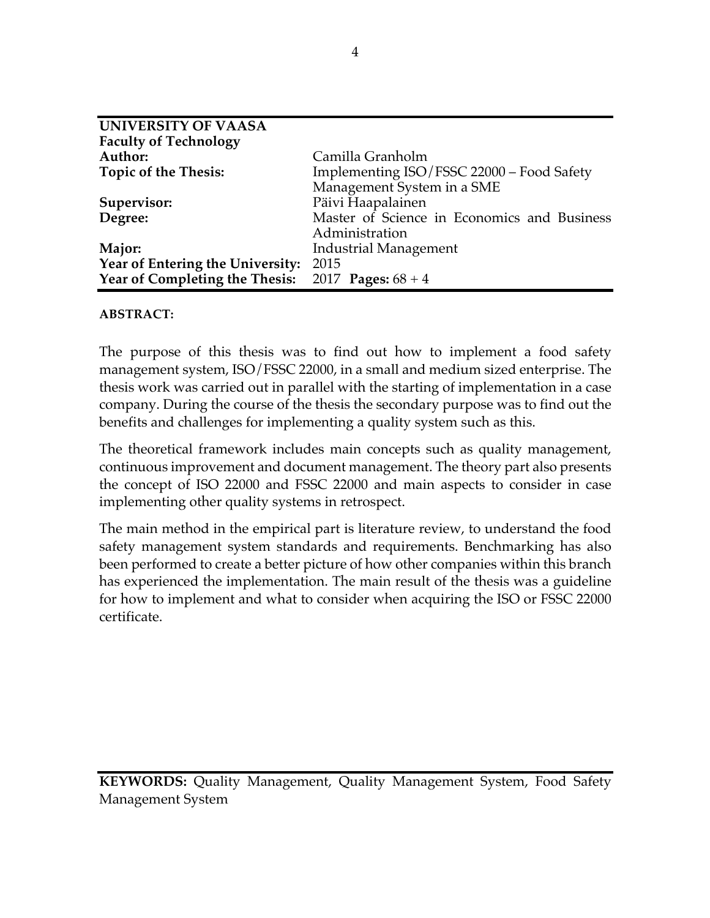| | |
|---|---|
| **UNIVERSITY OF VAASA** | |
| **Faculty of Technology** | |
| **Author:** | Camilla Granholm |
| **Topic of the Thesis:** | Implementing ISO/FSSC 22000 – Food Safety Management System in a SME |
| **Supervisor:** | Päivi Haapalainen |
| **Degree:** | Master of Science in Economics and Business Administration |
| **Major:** | Industrial Management |
| **Year of Entering the University:** | 2015 |
| **Year of Completing the Thesis:** | 2017 **Pages:** 68 + 4 |

**ABSTRACT:**

The purpose of this thesis was to find out how to implement a food safety management system, ISO/FSSC 22000, in a small and medium sized enterprise. The thesis work was carried out in parallel with the starting of implementation in a case company. During the course of the thesis the secondary purpose was to find out the benefits and challenges for implementing a quality system such as this.

The theoretical framework includes main concepts such as quality management, continuous improvement and document management. The theory part also presents the concept of ISO 22000 and FSSC 22000 and main aspects to consider in case implementing other quality systems in retrospect.

The main method in the empirical part is literature review, to understand the food safety management system standards and requirements. Benchmarking has also been performed to create a better picture of how other companies within this branch has experienced the implementation. The main result of the thesis was a guideline for how to implement and what to consider when acquiring the ISO or FSSC 22000 certificate.

**KEYWORDS:** Quality Management, Quality Management System, Food Safety Management System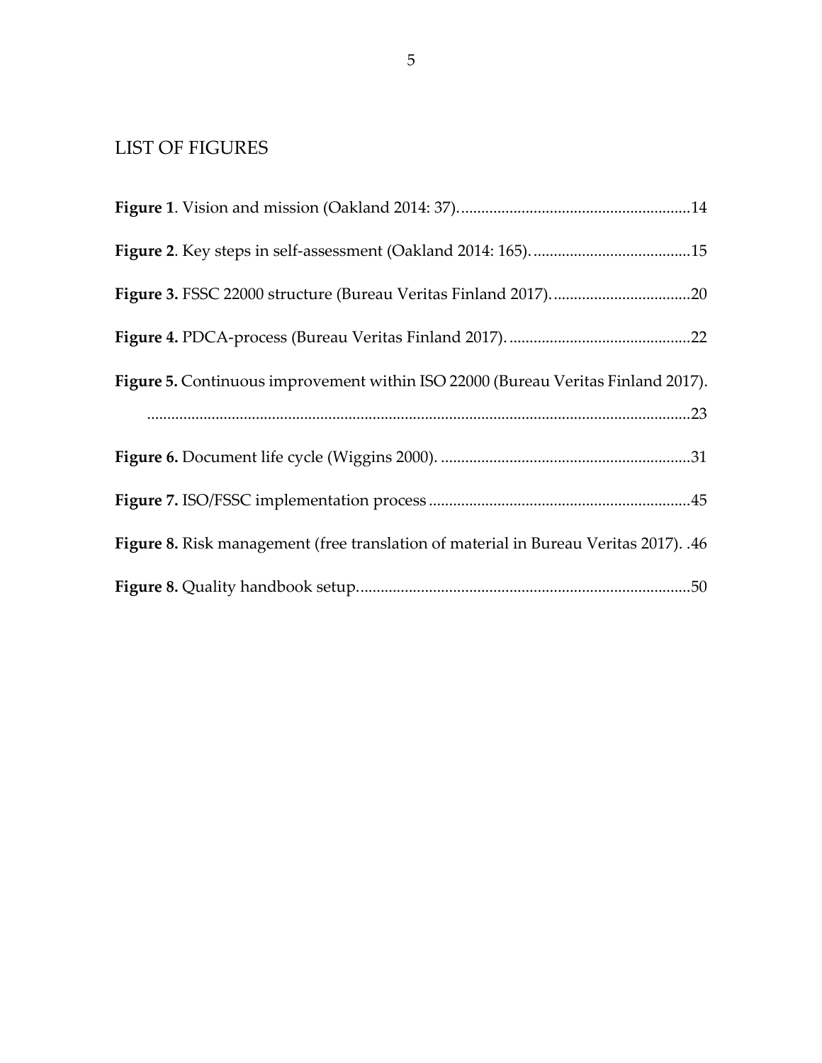## LIST OF FIGURES

**Figure 1**. Vision and mission (Oakland 2014: 37)........................................................14

**Figure 2**. Key steps in self-assessment (Oakland 2014: 165).......................................15

**Figure 3.** FSSC 22000 structure (Bureau Veritas Finland 2017)..................................20

**Figure 4.** PDCA-process (Bureau Veritas Finland 2017).............................................22

**Figure 5.** Continuous improvement within ISO 22000 (Bureau Veritas Finland 2017). ......................................................................................................................................23

**Figure 6.** Document life cycle (Wiggins 2000). .............................................................31

**Figure 7.** ISO/FSSC implementation process ................................................................45

**Figure 8.** Risk management (free translation of material in Bureau Veritas 2017). .46

**Figure 8.** Quality handbook setup..................................................................................50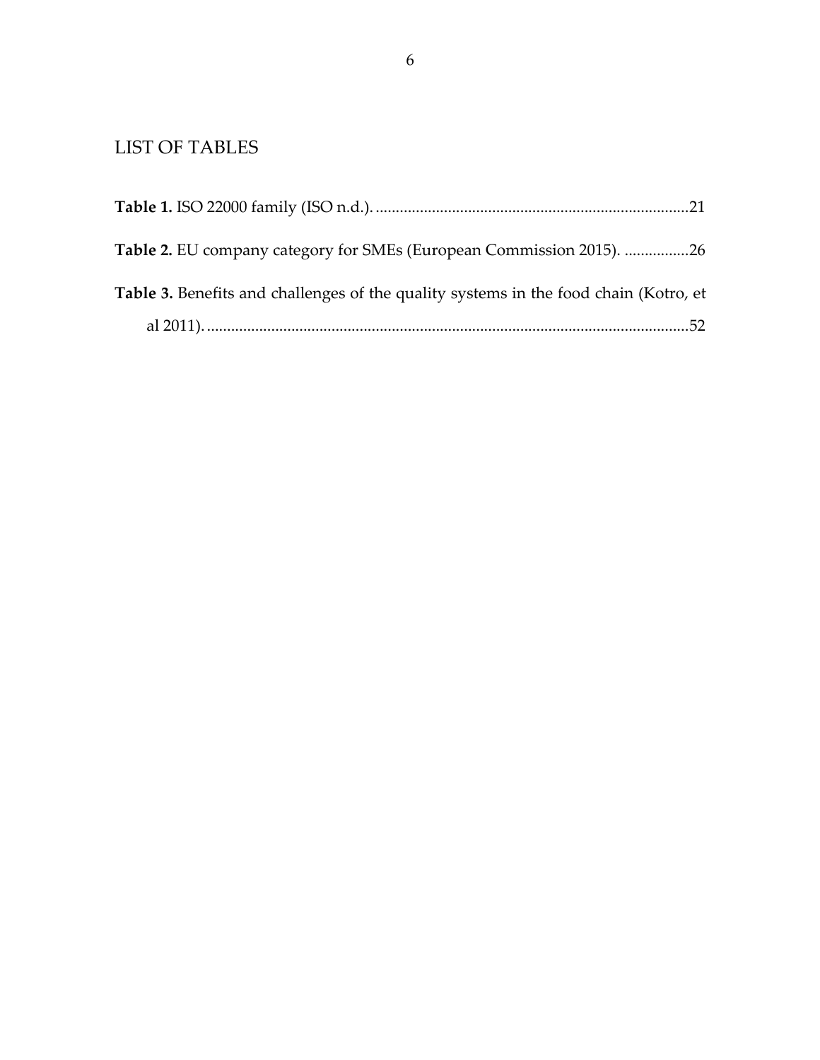# LIST OF TABLES

**Table 1.** ISO 22000 family (ISO n.d.). .............................................................................21

**Table 2.** EU company category for SMEs (European Commission 2015). ................26

**Table 3.** Benefits and challenges of the quality systems in the food chain (Kotro, et al 2011). ........................................................................................................................52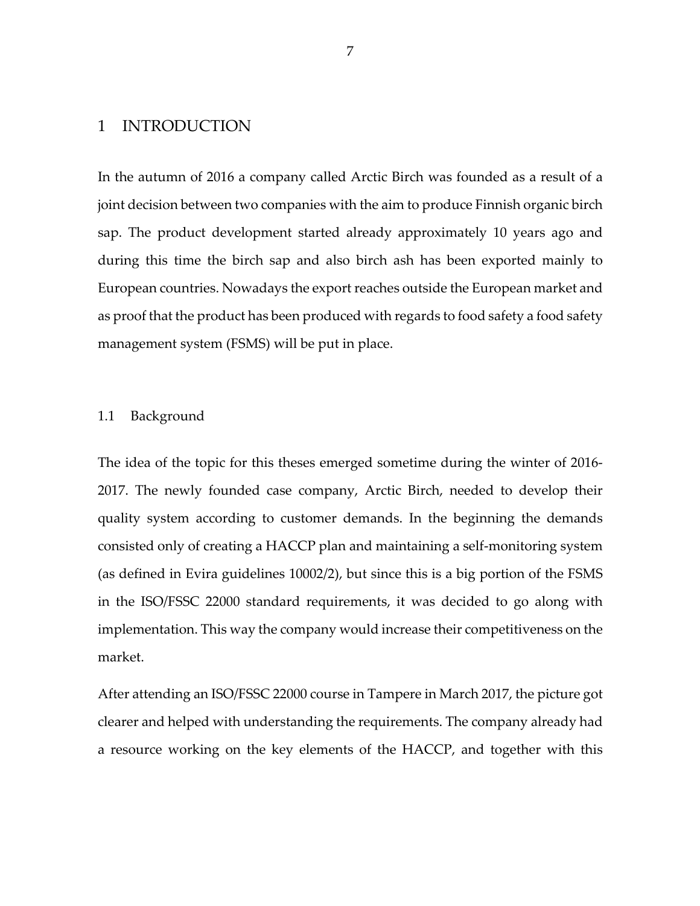# 1 INTRODUCTION

In the autumn of 2016 a company called Arctic Birch was founded as a result of a joint decision between two companies with the aim to produce Finnish organic birch sap. The product development started already approximately 10 years ago and during this time the birch sap and also birch ash has been exported mainly to European countries. Nowadays the export reaches outside the European market and as proof that the product has been produced with regards to food safety a food safety management system (FSMS) will be put in place.

## 1.1 Background

The idea of the topic for this theses emerged sometime during the winter of 2016-2017. The newly founded case company, Arctic Birch, needed to develop their quality system according to customer demands. In the beginning the demands consisted only of creating a HACCP plan and maintaining a self-monitoring system (as defined in Evira guidelines 10002/2), but since this is a big portion of the FSMS in the ISO/FSSC 22000 standard requirements, it was decided to go along with implementation. This way the company would increase their competitiveness on the market.

After attending an ISO/FSSC 22000 course in Tampere in March 2017, the picture got clearer and helped with understanding the requirements. The company already had a resource working on the key elements of the HACCP, and together with this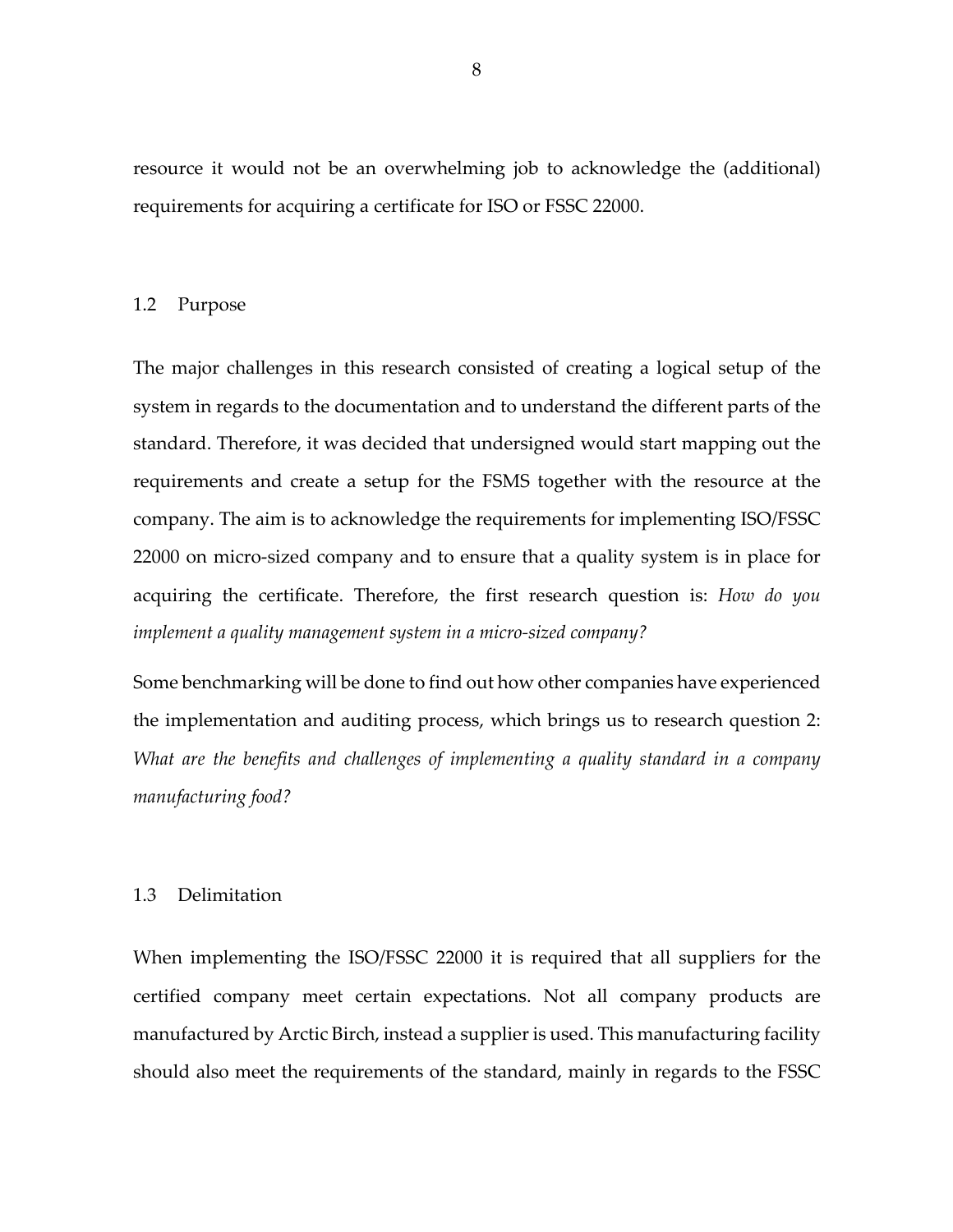resource it would not be an overwhelming job to acknowledge the (additional) requirements for acquiring a certificate for ISO or FSSC 22000.

## 1.2 Purpose

The major challenges in this research consisted of creating a logical setup of the system in regards to the documentation and to understand the different parts of the standard. Therefore, it was decided that undersigned would start mapping out the requirements and create a setup for the FSMS together with the resource at the company. The aim is to acknowledge the requirements for implementing ISO/FSSC 22000 on micro-sized company and to ensure that a quality system is in place for acquiring the certificate. Therefore, the first research question is: *How do you implement a quality management system in a micro-sized company?*

Some benchmarking will be done to find out how other companies have experienced the implementation and auditing process, which brings us to research question 2: *What are the benefits and challenges of implementing a quality standard in a company manufacturing food?*

## 1.3 Delimitation

When implementing the ISO/FSSC 22000 it is required that all suppliers for the certified company meet certain expectations. Not all company products are manufactured by Arctic Birch, instead a supplier is used. This manufacturing facility should also meet the requirements of the standard, mainly in regards to the FSSC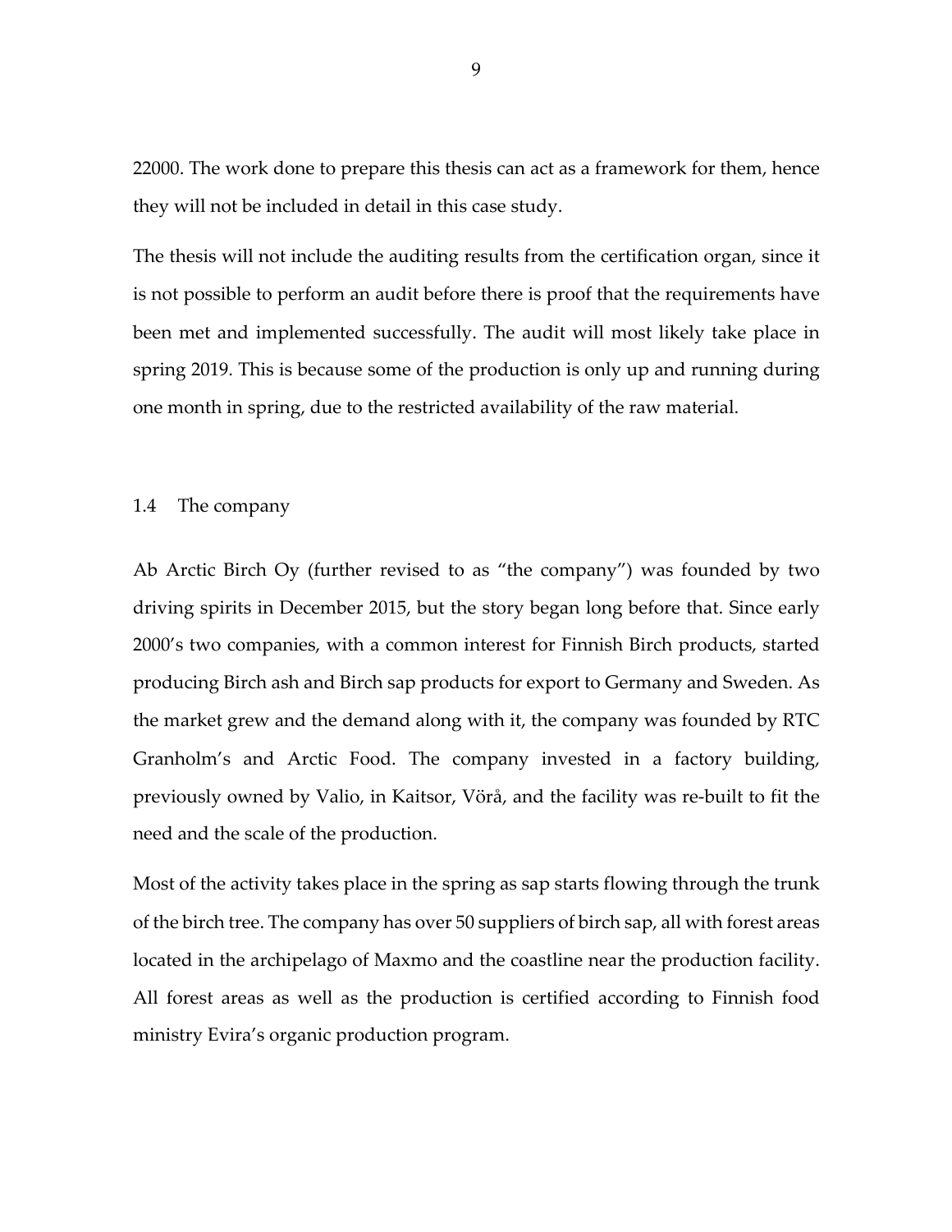22000. The work done to prepare this thesis can act as a framework for them, hence they will not be included in detail in this case study.

The thesis will not include the auditing results from the certification organ, since it is not possible to perform an audit before there is proof that the requirements have been met and implemented successfully. The audit will most likely take place in spring 2019. This is because some of the production is only up and running during one month in spring, due to the restricted availability of the raw material.

## 1.4 The company

Ab Arctic Birch Oy (further revised to as "the company") was founded by two driving spirits in December 2015, but the story began long before that. Since early 2000's two companies, with a common interest for Finnish Birch products, started producing Birch ash and Birch sap products for export to Germany and Sweden. As the market grew and the demand along with it, the company was founded by RTC Granholm's and Arctic Food. The company invested in a factory building, previously owned by Valio, in Kaitsor, Vörå, and the facility was re-built to fit the need and the scale of the production.

Most of the activity takes place in the spring as sap starts flowing through the trunk of the birch tree. The company has over 50 suppliers of birch sap, all with forest areas located in the archipelago of Maxmo and the coastline near the production facility. All forest areas as well as the production is certified according to Finnish food ministry Evira's organic production program.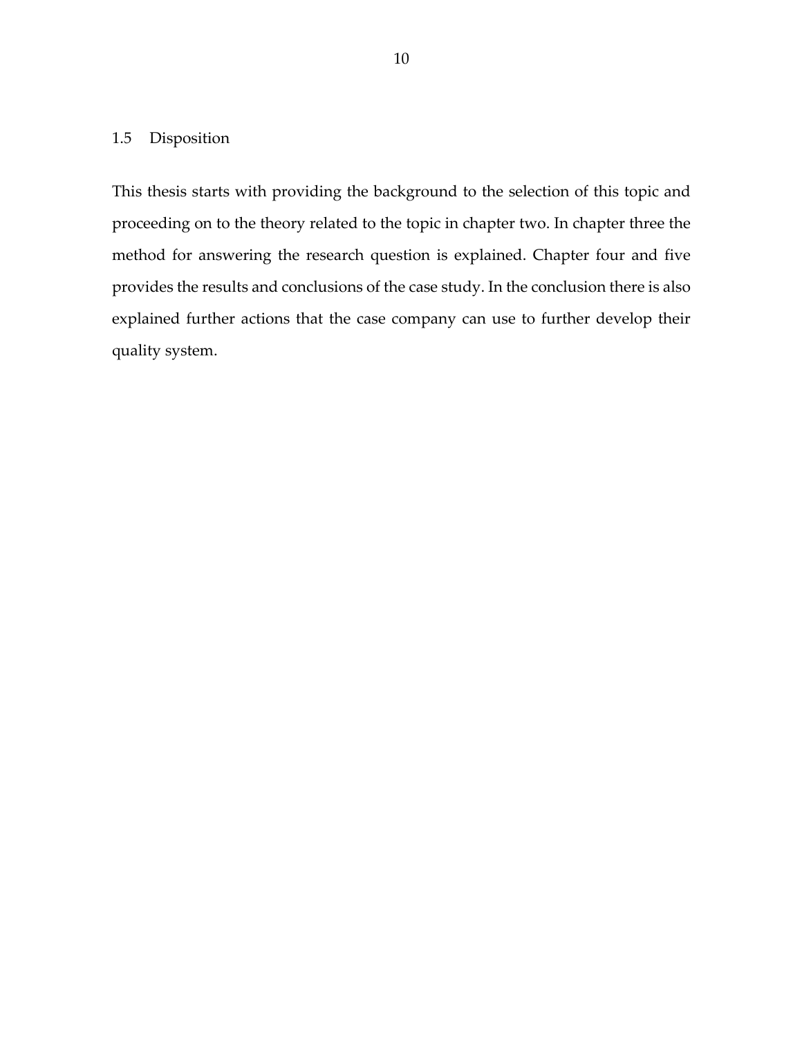## 1.5 Disposition

This thesis starts with providing the background to the selection of this topic and proceeding on to the theory related to the topic in chapter two. In chapter three the method for answering the research question is explained. Chapter four and five provides the results and conclusions of the case study. In the conclusion there is also explained further actions that the case company can use to further develop their quality system.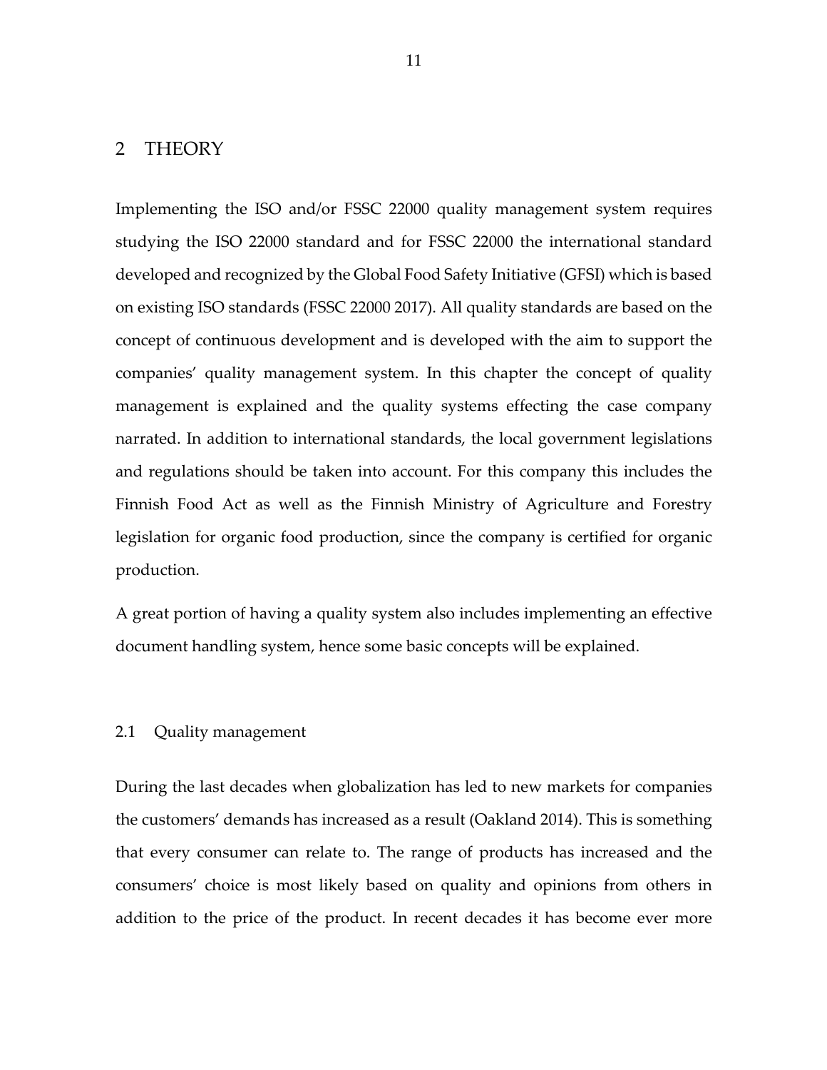# 2 THEORY

Implementing the ISO and/or FSSC 22000 quality management system requires studying the ISO 22000 standard and for FSSC 22000 the international standard developed and recognized by the Global Food Safety Initiative (GFSI) which is based on existing ISO standards (FSSC 22000 2017). All quality standards are based on the concept of continuous development and is developed with the aim to support the companies' quality management system. In this chapter the concept of quality management is explained and the quality systems effecting the case company narrated. In addition to international standards, the local government legislations and regulations should be taken into account. For this company this includes the Finnish Food Act as well as the Finnish Ministry of Agriculture and Forestry legislation for organic food production, since the company is certified for organic production.

A great portion of having a quality system also includes implementing an effective document handling system, hence some basic concepts will be explained.

## 2.1 Quality management

During the last decades when globalization has led to new markets for companies the customers' demands has increased as a result (Oakland 2014). This is something that every consumer can relate to. The range of products has increased and the consumers' choice is most likely based on quality and opinions from others in addition to the price of the product. In recent decades it has become ever more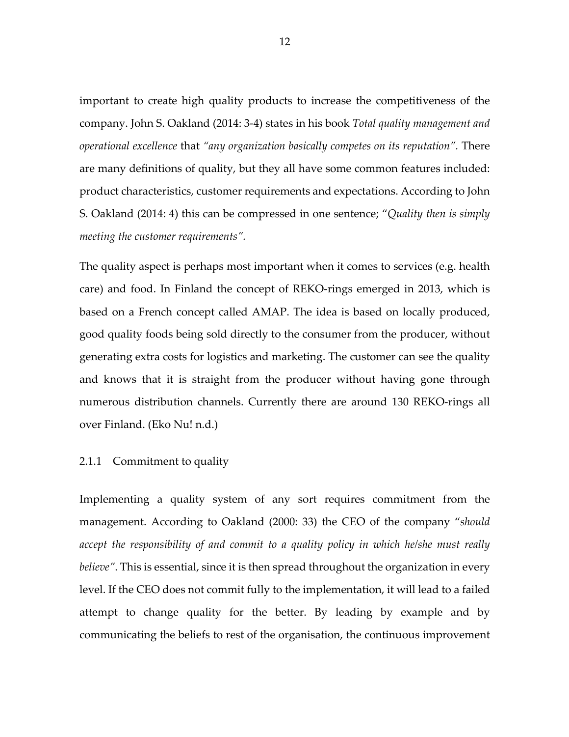important to create high quality products to increase the competitiveness of the company. John S. Oakland (2014: 3-4) states in his book *Total quality management and operational excellence* that *"any organization basically competes on its reputation"*. There are many definitions of quality, but they all have some common features included: product characteristics, customer requirements and expectations. According to John S. Oakland (2014: 4) this can be compressed in one sentence; "*Quality then is simply meeting the customer requirements"*.

The quality aspect is perhaps most important when it comes to services (e.g. health care) and food. In Finland the concept of REKO-rings emerged in 2013, which is based on a French concept called AMAP. The idea is based on locally produced, good quality foods being sold directly to the consumer from the producer, without generating extra costs for logistics and marketing. The customer can see the quality and knows that it is straight from the producer without having gone through numerous distribution channels. Currently there are around 130 REKO-rings all over Finland. (Eko Nu! n.d.)

### 2.1.1 Commitment to quality

Implementing a quality system of any sort requires commitment from the management. According to Oakland (2000: 33) the CEO of the company "*should accept the responsibility of and commit to a quality policy in which he/she must really believe"*. This is essential, since it is then spread throughout the organization in every level. If the CEO does not commit fully to the implementation, it will lead to a failed attempt to change quality for the better. By leading by example and by communicating the beliefs to rest of the organisation, the continuous improvement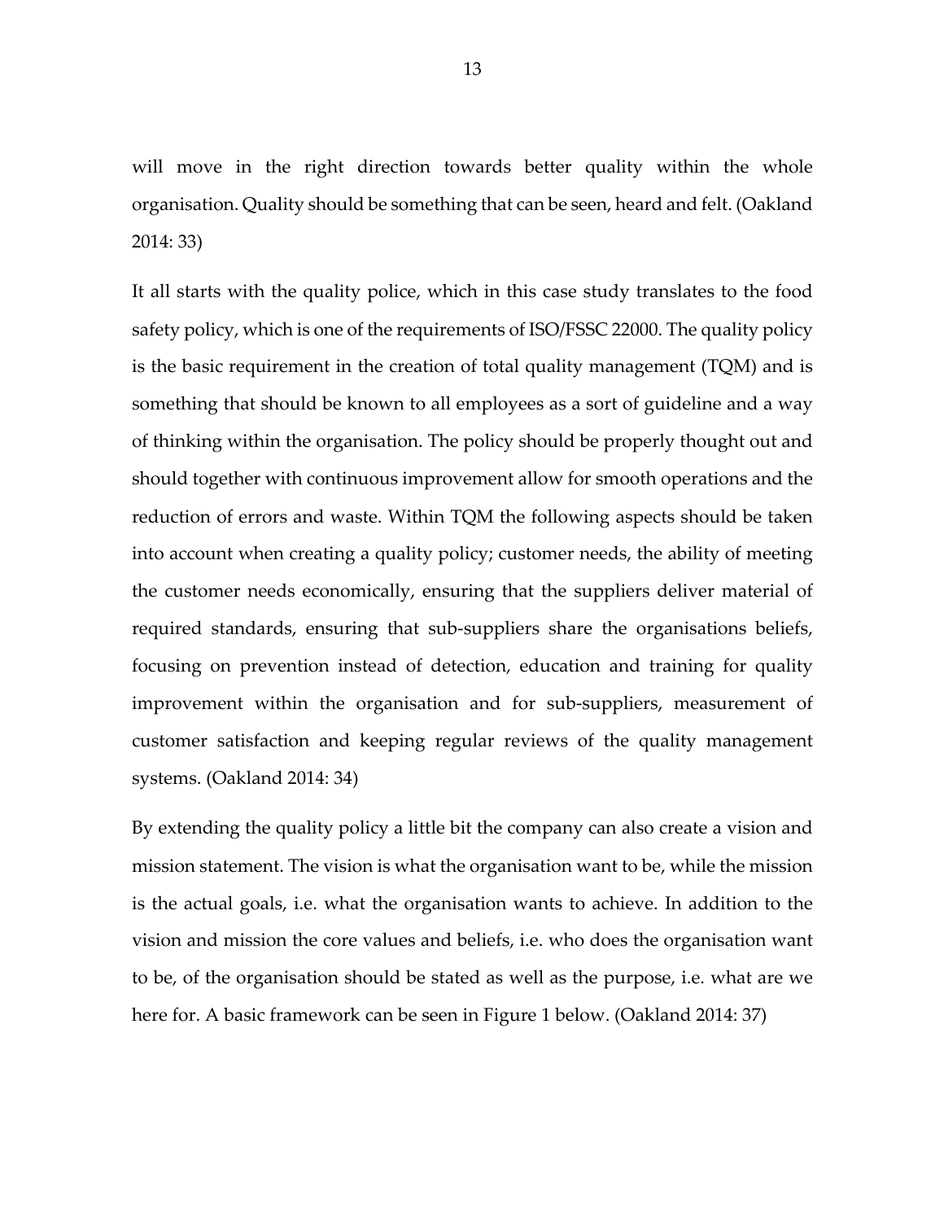will move in the right direction towards better quality within the whole organisation. Quality should be something that can be seen, heard and felt. (Oakland 2014: 33)

It all starts with the quality police, which in this case study translates to the food safety policy, which is one of the requirements of ISO/FSSC 22000. The quality policy is the basic requirement in the creation of total quality management (TQM) and is something that should be known to all employees as a sort of guideline and a way of thinking within the organisation. The policy should be properly thought out and should together with continuous improvement allow for smooth operations and the reduction of errors and waste. Within TQM the following aspects should be taken into account when creating a quality policy; customer needs, the ability of meeting the customer needs economically, ensuring that the suppliers deliver material of required standards, ensuring that sub-suppliers share the organisations beliefs, focusing on prevention instead of detection, education and training for quality improvement within the organisation and for sub-suppliers, measurement of customer satisfaction and keeping regular reviews of the quality management systems. (Oakland 2014: 34)

By extending the quality policy a little bit the company can also create a vision and mission statement. The vision is what the organisation want to be, while the mission is the actual goals, i.e. what the organisation wants to achieve. In addition to the vision and mission the core values and beliefs, i.e. who does the organisation want to be, of the organisation should be stated as well as the purpose, i.e. what are we here for. A basic framework can be seen in Figure 1 below. (Oakland 2014: 37)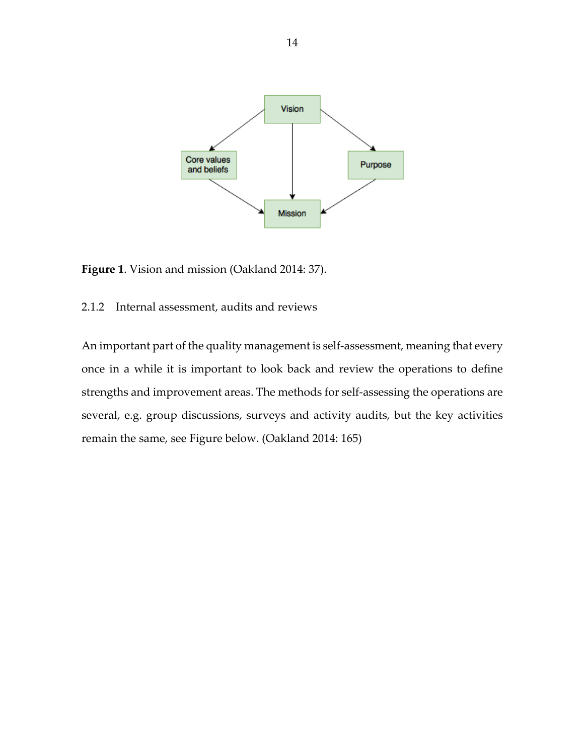Vision

Core values and beliefs

Purpose

Mission

**Figure 1**. Vision and mission (Oakland 2014: 37).

### 2.1.2 Internal assessment, audits and reviews

An important part of the quality management is self-assessment, meaning that every once in a while it is important to look back and review the operations to define strengths and improvement areas. The methods for self-assessing the operations are several, e.g. group discussions, surveys and activity audits, but the key activities remain the same, see Figure below. (Oakland 2014: 165)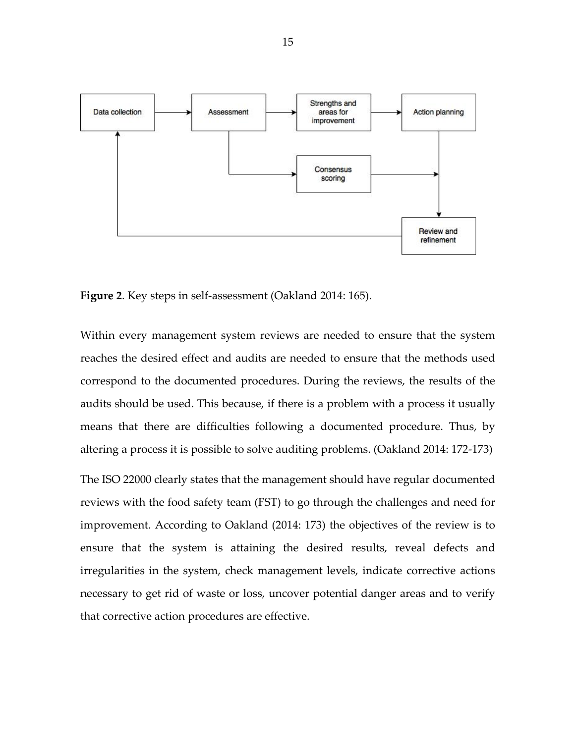**Figure 2**. Key steps in self-assessment (Oakland 2014: 165).

Within every management system reviews are needed to ensure that the system reaches the desired effect and audits are needed to ensure that the methods used correspond to the documented procedures. During the reviews, the results of the audits should be used. This because, if there is a problem with a process it usually means that there are difficulties following a documented procedure. Thus, by altering a process it is possible to solve auditing problems. (Oakland 2014: 172-173)

The ISO 22000 clearly states that the management should have regular documented reviews with the food safety team (FST) to go through the challenges and need for improvement. According to Oakland (2014: 173) the objectives of the review is to ensure that the system is attaining the desired results, reveal defects and irregularities in the system, check management levels, indicate corrective actions necessary to get rid of waste or loss, uncover potential danger areas and to verify that corrective action procedures are effective.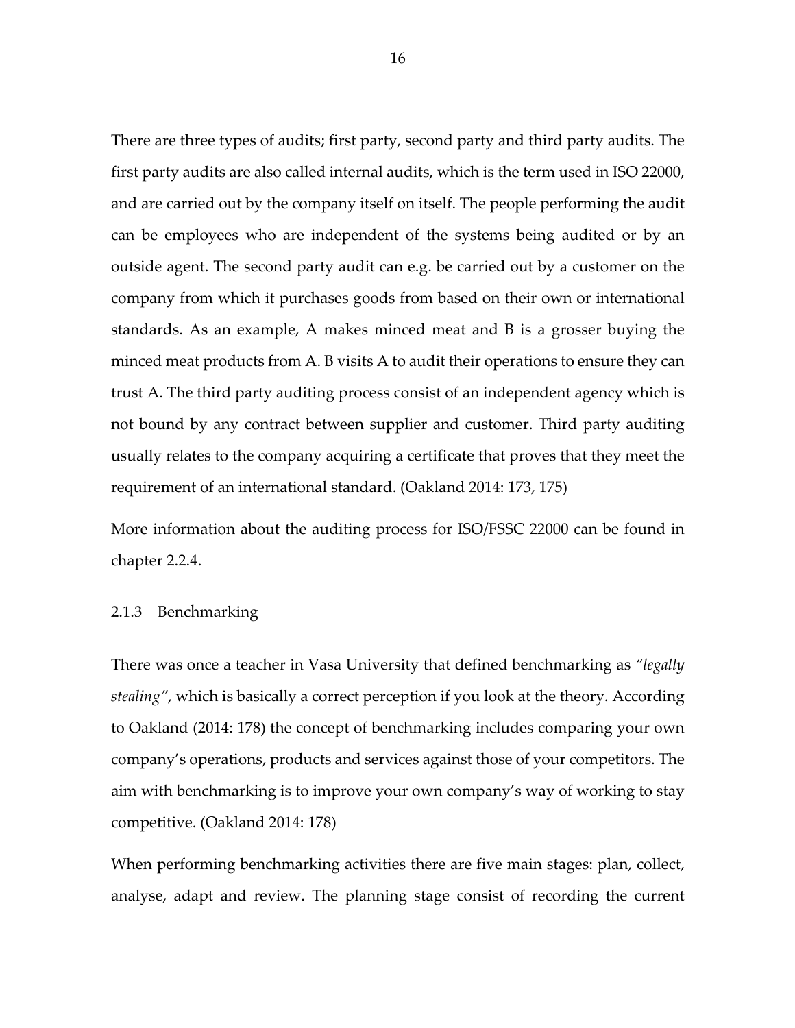There are three types of audits; first party, second party and third party audits. The first party audits are also called internal audits, which is the term used in ISO 22000, and are carried out by the company itself on itself. The people performing the audit can be employees who are independent of the systems being audited or by an outside agent. The second party audit can e.g. be carried out by a customer on the company from which it purchases goods from based on their own or international standards. As an example, A makes minced meat and B is a grosser buying the minced meat products from A. B visits A to audit their operations to ensure they can trust A. The third party auditing process consist of an independent agency which is not bound by any contract between supplier and customer. Third party auditing usually relates to the company acquiring a certificate that proves that they meet the requirement of an international standard. (Oakland 2014: 173, 175)

More information about the auditing process for ISO/FSSC 22000 can be found in chapter 2.2.4.

### 2.1.3 Benchmarking

There was once a teacher in Vasa University that defined benchmarking as *"legally stealing"*, which is basically a correct perception if you look at the theory. According to Oakland (2014: 178) the concept of benchmarking includes comparing your own company's operations, products and services against those of your competitors. The aim with benchmarking is to improve your own company's way of working to stay competitive. (Oakland 2014: 178)

When performing benchmarking activities there are five main stages: plan, collect, analyse, adapt and review. The planning stage consist of recording the current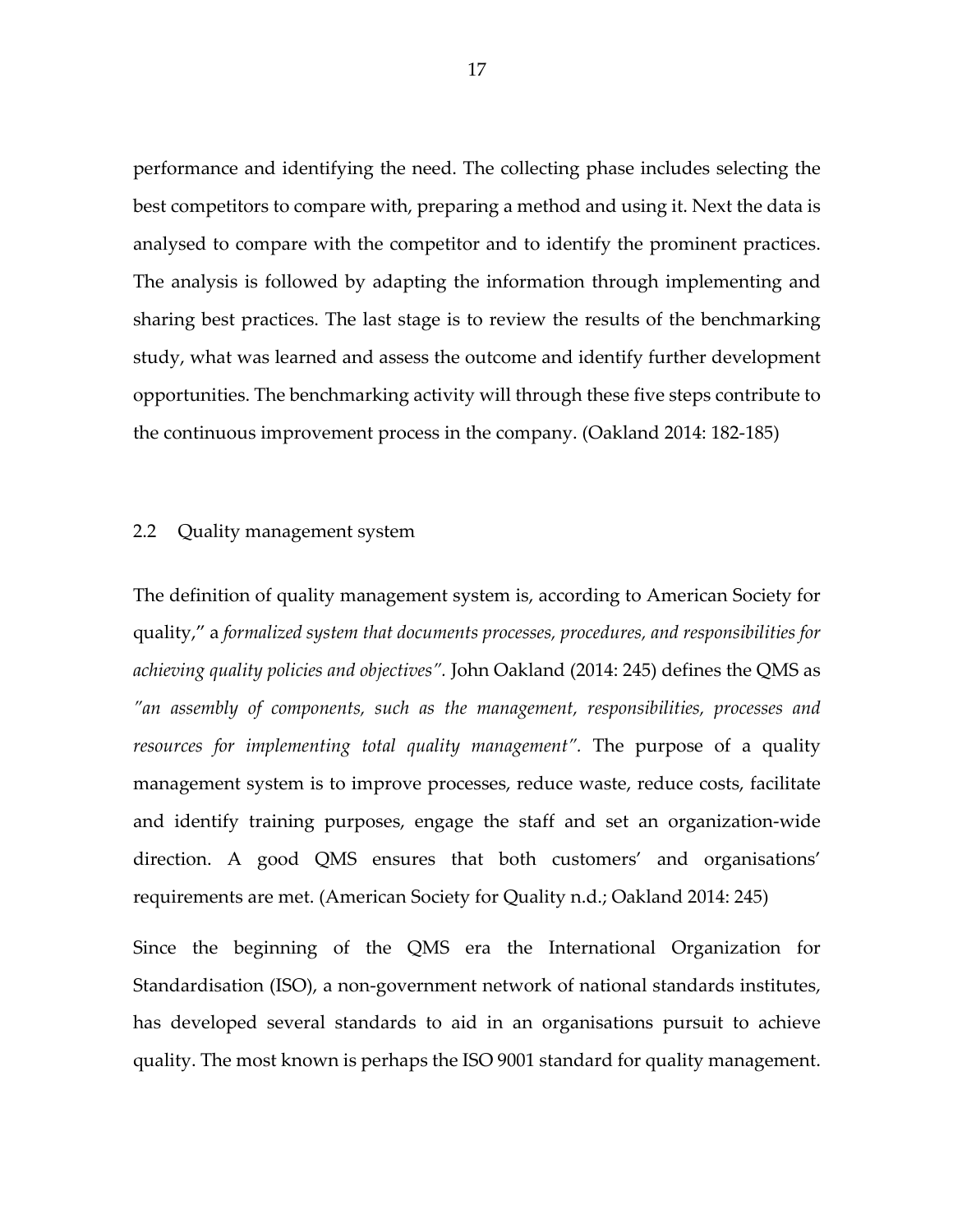performance and identifying the need. The collecting phase includes selecting the best competitors to compare with, preparing a method and using it. Next the data is analysed to compare with the competitor and to identify the prominent practices. The analysis is followed by adapting the information through implementing and sharing best practices. The last stage is to review the results of the benchmarking study, what was learned and assess the outcome and identify further development opportunities. The benchmarking activity will through these five steps contribute to the continuous improvement process in the company. (Oakland 2014: 182-185)

## 2.2 Quality management system

The definition of quality management system is, according to American Society for quality," a *formalized system that documents processes, procedures, and responsibilities for achieving quality policies and objectives".* John Oakland (2014: 245) defines the QMS as *"an assembly of components, such as the management, responsibilities, processes and resources for implementing total quality management".* The purpose of a quality management system is to improve processes, reduce waste, reduce costs, facilitate and identify training purposes, engage the staff and set an organization-wide direction. A good QMS ensures that both customers' and organisations' requirements are met. (American Society for Quality n.d.; Oakland 2014: 245)

Since the beginning of the QMS era the International Organization for Standardisation (ISO), a non-government network of national standards institutes, has developed several standards to aid in an organisations pursuit to achieve quality. The most known is perhaps the ISO 9001 standard for quality management.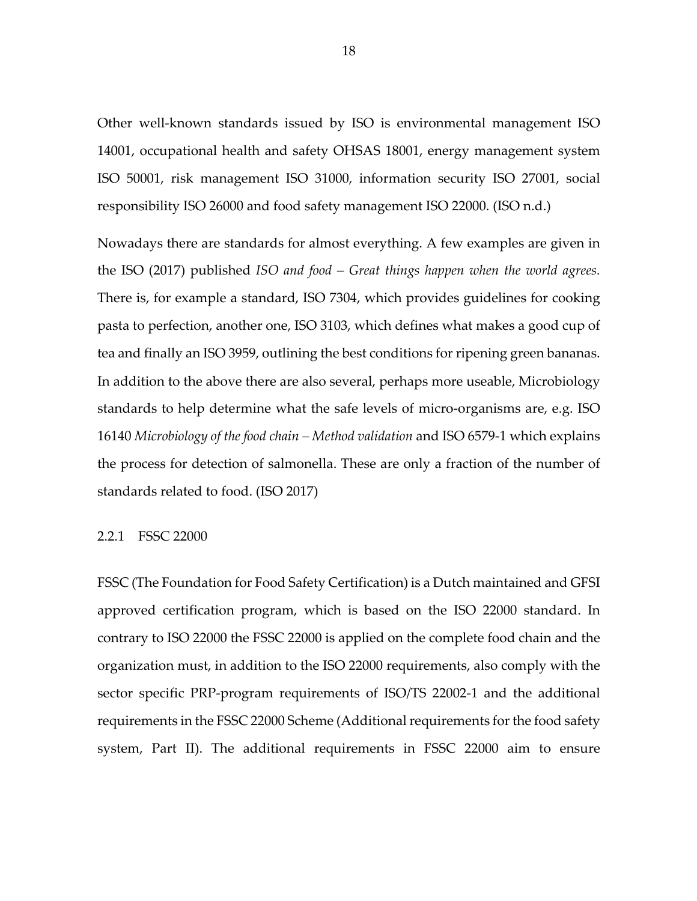Other well-known standards issued by ISO is environmental management ISO 14001, occupational health and safety OHSAS 18001, energy management system ISO 50001, risk management ISO 31000, information security ISO 27001, social responsibility ISO 26000 and food safety management ISO 22000. (ISO n.d.)

Nowadays there are standards for almost everything. A few examples are given in the ISO (2017) published *ISO and food – Great things happen when the world agrees.* There is, for example a standard, ISO 7304, which provides guidelines for cooking pasta to perfection, another one, ISO 3103, which defines what makes a good cup of tea and finally an ISO 3959, outlining the best conditions for ripening green bananas. In addition to the above there are also several, perhaps more useable, Microbiology standards to help determine what the safe levels of micro-organisms are, e.g. ISO 16140 *Microbiology of the food chain – Method validation* and ISO 6579-1 which explains the process for detection of salmonella. These are only a fraction of the number of standards related to food. (ISO 2017)

### 2.2.1 FSSC 22000

FSSC (The Foundation for Food Safety Certification) is a Dutch maintained and GFSI approved certification program, which is based on the ISO 22000 standard. In contrary to ISO 22000 the FSSC 22000 is applied on the complete food chain and the organization must, in addition to the ISO 22000 requirements, also comply with the sector specific PRP-program requirements of ISO/TS 22002-1 and the additional requirements in the FSSC 22000 Scheme (Additional requirements for the food safety system, Part II). The additional requirements in FSSC 22000 aim to ensure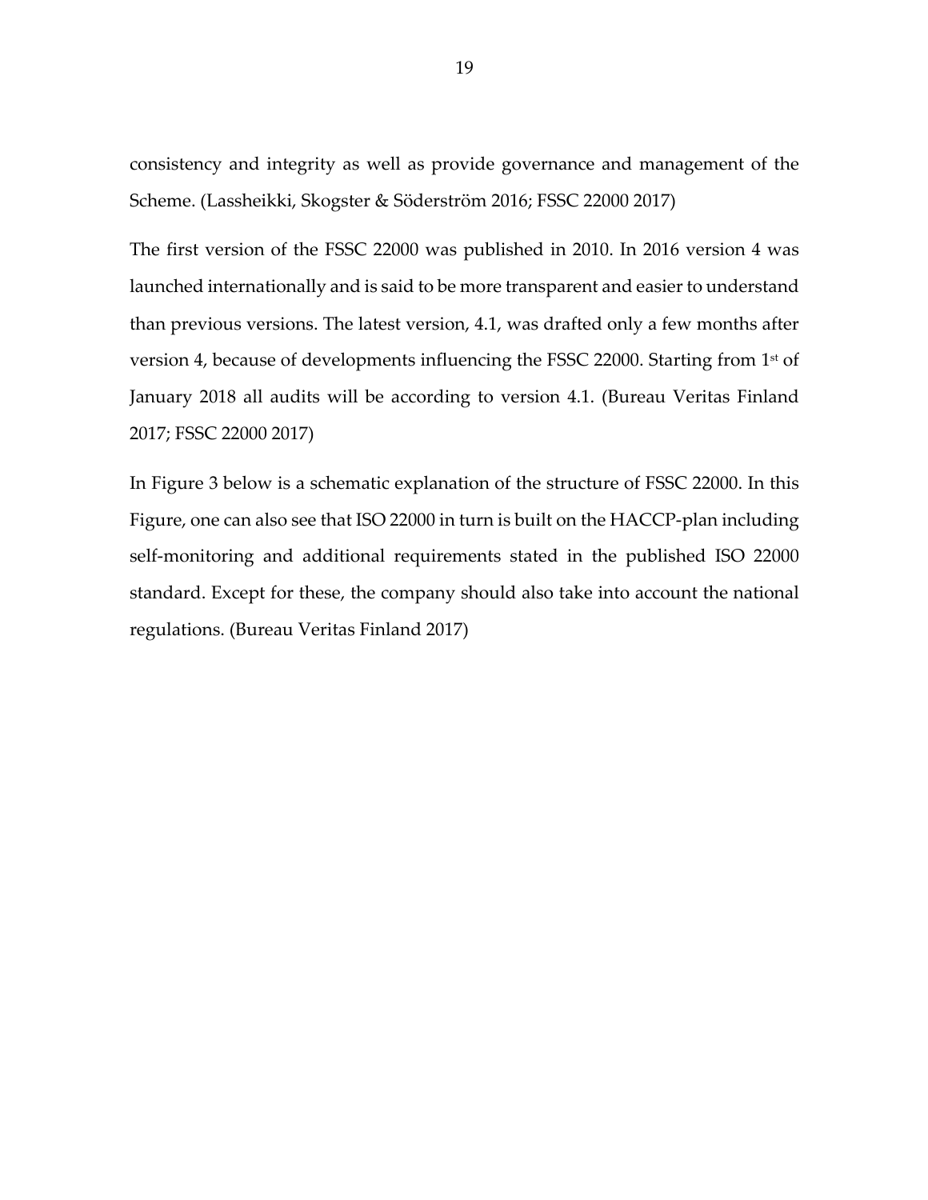consistency and integrity as well as provide governance and management of the Scheme. (Lassheikki, Skogster & Söderström 2016; FSSC 22000 2017)

The first version of the FSSC 22000 was published in 2010. In 2016 version 4 was launched internationally and is said to be more transparent and easier to understand than previous versions. The latest version, 4.1, was drafted only a few months after version 4, because of developments influencing the FSSC 22000. Starting from 1st of January 2018 all audits will be according to version 4.1. (Bureau Veritas Finland 2017; FSSC 22000 2017)

In Figure 3 below is a schematic explanation of the structure of FSSC 22000. In this Figure, one can also see that ISO 22000 in turn is built on the HACCP-plan including self-monitoring and additional requirements stated in the published ISO 22000 standard. Except for these, the company should also take into account the national regulations. (Bureau Veritas Finland 2017)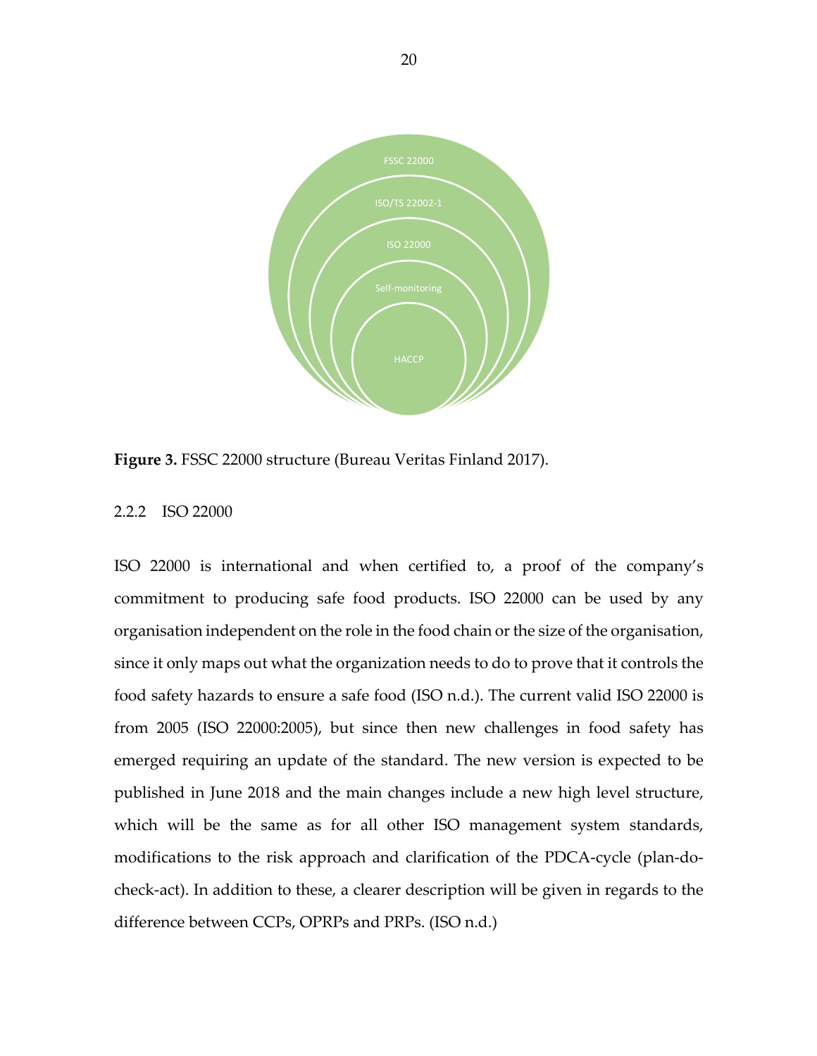FSSC 22000

ISO/TS 22002-1

ISO 22000

Self-monitoring

HACCP

**Figure 3.** FSSC 22000 structure (Bureau Veritas Finland 2017).

### 2.2.2 ISO 22000

ISO 22000 is international and when certified to, a proof of the company's commitment to producing safe food products. ISO 22000 can be used by any organisation independent on the role in the food chain or the size of the organisation, since it only maps out what the organization needs to do to prove that it controls the food safety hazards to ensure a safe food (ISO n.d.). The current valid ISO 22000 is from 2005 (ISO 22000:2005), but since then new challenges in food safety has emerged requiring an update of the standard. The new version is expected to be published in June 2018 and the main changes include a new high level structure, which will be the same as for all other ISO management system standards, modifications to the risk approach and clarification of the PDCA-cycle (plan-do-check-act). In addition to these, a clearer description will be given in regards to the difference between CCPs, OPRPs and PRPs. (ISO n.d.)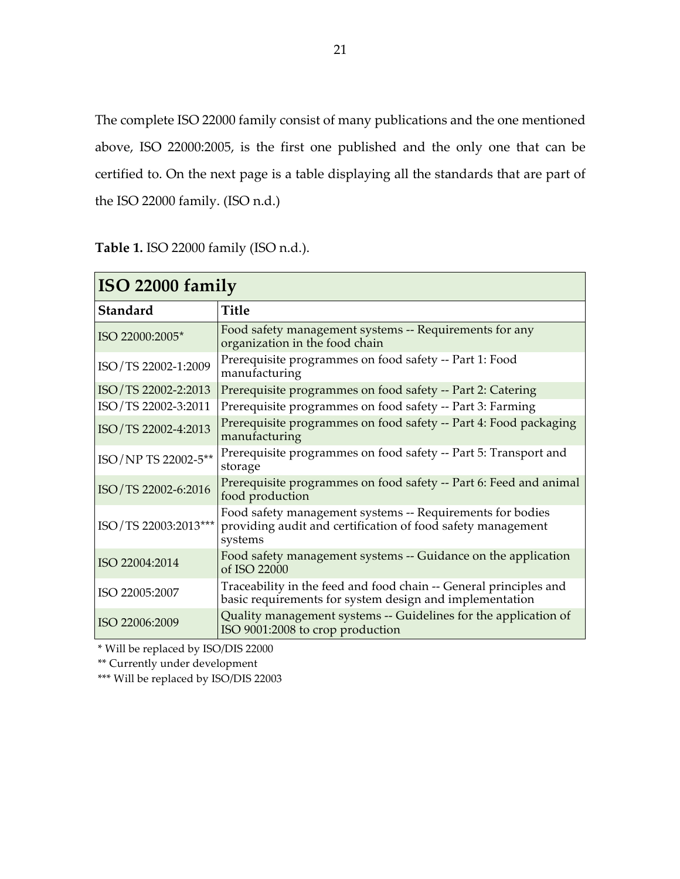The complete ISO 22000 family consist of many publications and the one mentioned above, ISO 22000:2005, is the first one published and the only one that can be certified to. On the next page is a table displaying all the standards that are part of the ISO 22000 family. (ISO n.d.)

**Table 1.** ISO 22000 family (ISO n.d.).

| **ISO 22000 family** | |
|---|---|
| **Standard** | **Title** |
| ISO 22000:2005* | Food safety management systems -- Requirements for any organization in the food chain |
| ISO/TS 22002-1:2009 | Prerequisite programmes on food safety -- Part 1: Food manufacturing |
| ISO/TS 22002-2:2013 | Prerequisite programmes on food safety -- Part 2: Catering |
| ISO/TS 22002-3:2011 | Prerequisite programmes on food safety -- Part 3: Farming |
| ISO/TS 22002-4:2013 | Prerequisite programmes on food safety -- Part 4: Food packaging manufacturing |
| ISO/NP TS 22002-5** | Prerequisite programmes on food safety -- Part 5: Transport and storage |
| ISO/TS 22002-6:2016 | Prerequisite programmes on food safety -- Part 6: Feed and animal food production |
| ISO/TS 22003:2013*** | Food safety management systems -- Requirements for bodies providing audit and certification of food safety management systems |
| ISO 22004:2014 | Food safety management systems -- Guidance on the application of ISO 22000 |
| ISO 22005:2007 | Traceability in the feed and food chain -- General principles and basic requirements for system design and implementation |
| ISO 22006:2009 | Quality management systems -- Guidelines for the application of ISO 9001:2008 to crop production |

* Will be replaced by ISO/DIS 22000

** Currently under development

*** Will be replaced by ISO/DIS 22003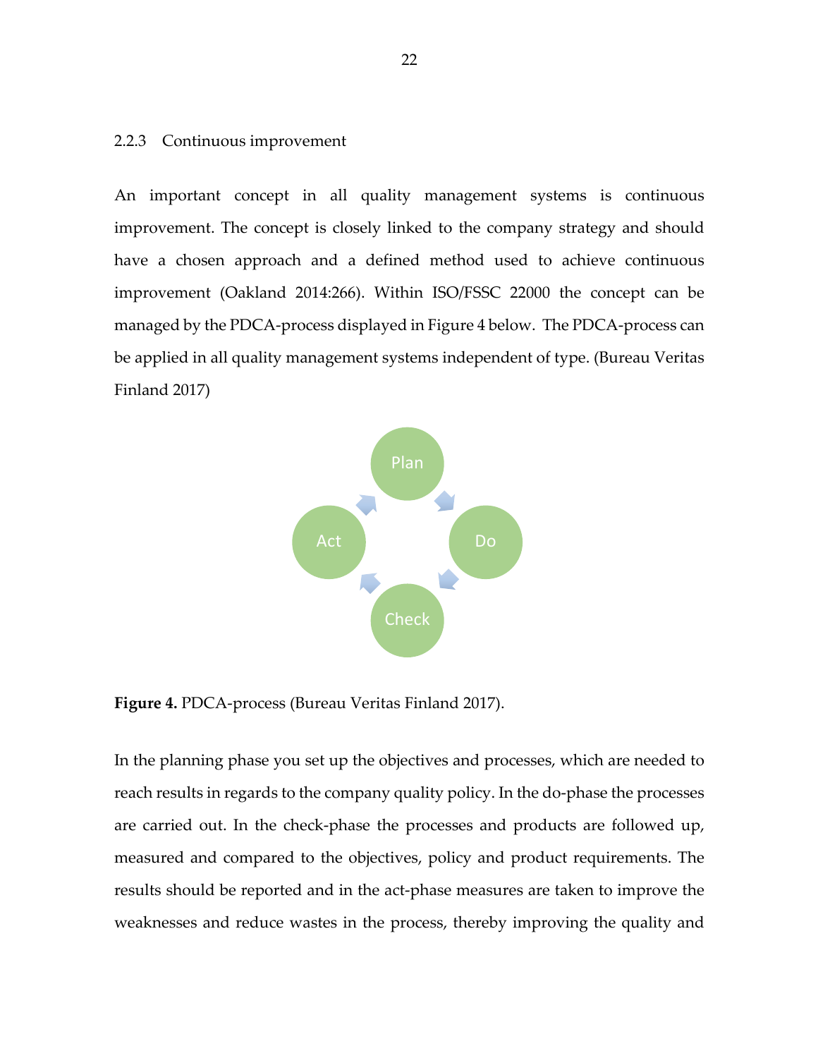### 2.2.3 Continuous improvement

An important concept in all quality management systems is continuous improvement. The concept is closely linked to the company strategy and should have a chosen approach and a defined method used to achieve continuous improvement (Oakland 2014:266). Within ISO/FSSC 22000 the concept can be managed by the PDCA-process displayed in Figure 4 below. The PDCA-process can be applied in all quality management systems independent of type. (Bureau Veritas Finland 2017)

**Figure 4.** PDCA-process (Bureau Veritas Finland 2017).

In the planning phase you set up the objectives and processes, which are needed to reach results in regards to the company quality policy. In the do-phase the processes are carried out. In the check-phase the processes and products are followed up, measured and compared to the objectives, policy and product requirements. The results should be reported and in the act-phase measures are taken to improve the weaknesses and reduce wastes in the process, thereby improving the quality and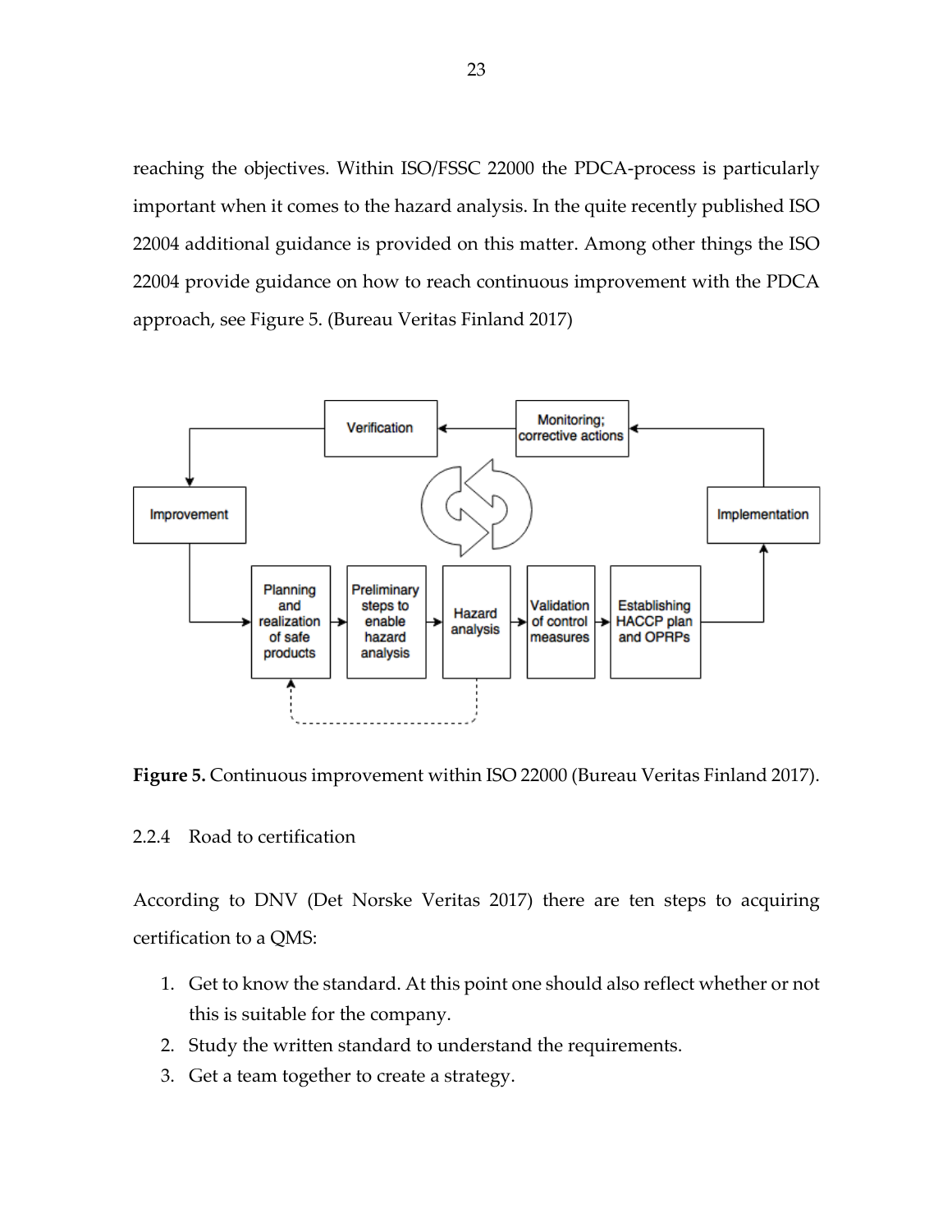reaching the objectives. Within ISO/FSSC 22000 the PDCA-process is particularly important when it comes to the hazard analysis. In the quite recently published ISO 22004 additional guidance is provided on this matter. Among other things the ISO 22004 provide guidance on how to reach continuous improvement with the PDCA approach, see Figure 5. (Bureau Veritas Finland 2017)

**Figure 5.** Continuous improvement within ISO 22000 (Bureau Veritas Finland 2017).

### 2.2.4 Road to certification

According to DNV (Det Norske Veritas 2017) there are ten steps to acquiring certification to a QMS:

1. Get to know the standard. At this point one should also reflect whether or not this is suitable for the company.
2. Study the written standard to understand the requirements.
3. Get a team together to create a strategy.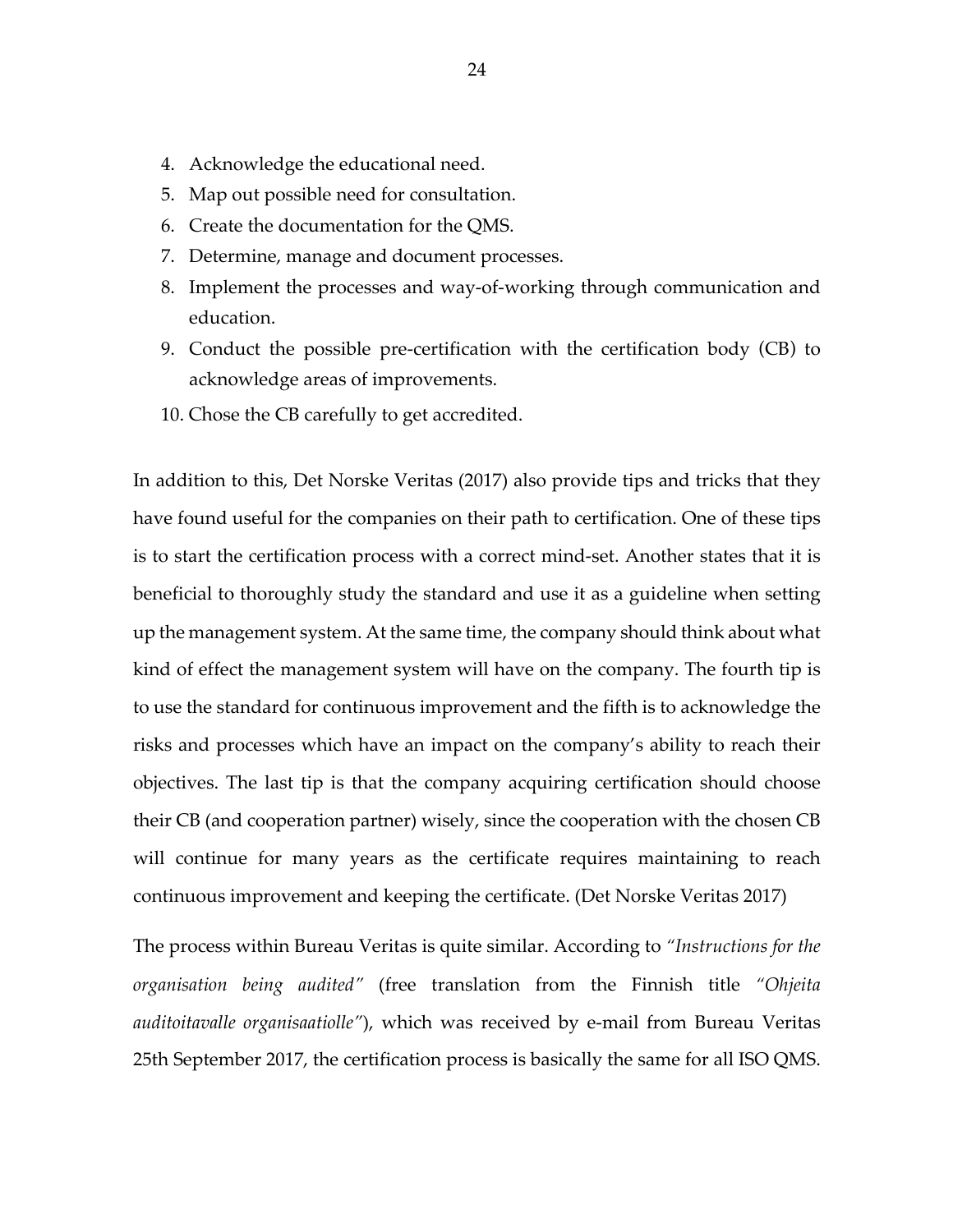4. Acknowledge the educational need.
5. Map out possible need for consultation.
6. Create the documentation for the QMS.
7. Determine, manage and document processes.
8. Implement the processes and way-of-working through communication and education.
9. Conduct the possible pre-certification with the certification body (CB) to acknowledge areas of improvements.
10. Chose the CB carefully to get accredited.

In addition to this, Det Norske Veritas (2017) also provide tips and tricks that they have found useful for the companies on their path to certification. One of these tips is to start the certification process with a correct mind-set. Another states that it is beneficial to thoroughly study the standard and use it as a guideline when setting up the management system. At the same time, the company should think about what kind of effect the management system will have on the company. The fourth tip is to use the standard for continuous improvement and the fifth is to acknowledge the risks and processes which have an impact on the company's ability to reach their objectives. The last tip is that the company acquiring certification should choose their CB (and cooperation partner) wisely, since the cooperation with the chosen CB will continue for many years as the certificate requires maintaining to reach continuous improvement and keeping the certificate. (Det Norske Veritas 2017)

The process within Bureau Veritas is quite similar. According to *"Instructions for the organisation being audited"* (free translation from the Finnish title *"Ohjeita auditoitavalle organisaatiolle"*), which was received by e-mail from Bureau Veritas 25th September 2017, the certification process is basically the same for all ISO QMS.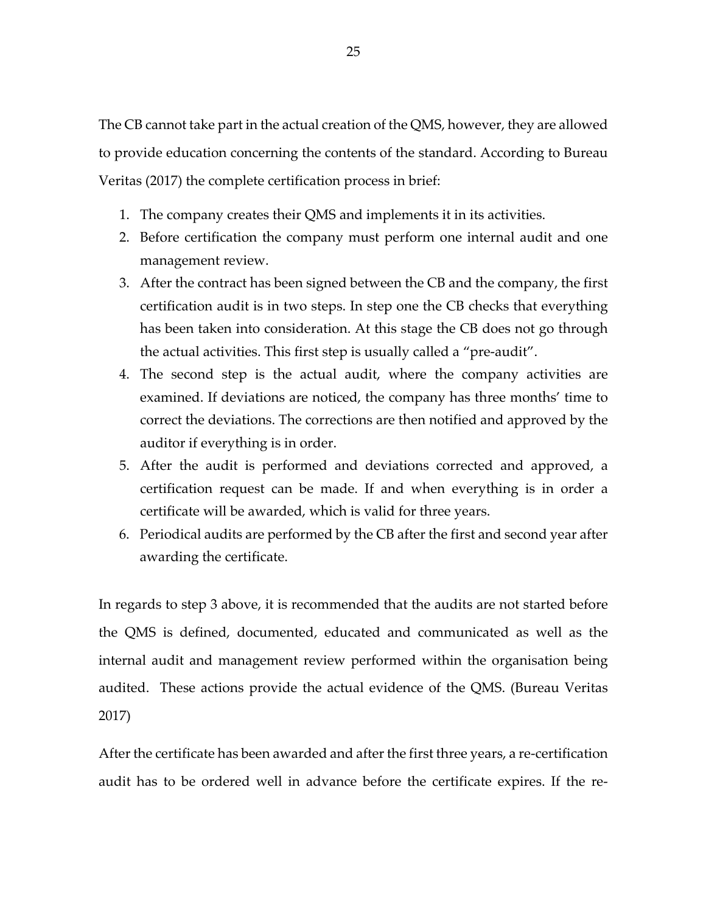The CB cannot take part in the actual creation of the QMS, however, they are allowed to provide education concerning the contents of the standard. According to Bureau Veritas (2017) the complete certification process in brief:

1. The company creates their QMS and implements it in its activities.
2. Before certification the company must perform one internal audit and one management review.
3. After the contract has been signed between the CB and the company, the first certification audit is in two steps. In step one the CB checks that everything has been taken into consideration. At this stage the CB does not go through the actual activities. This first step is usually called a "pre-audit".
4. The second step is the actual audit, where the company activities are examined. If deviations are noticed, the company has three months' time to correct the deviations. The corrections are then notified and approved by the auditor if everything is in order.
5. After the audit is performed and deviations corrected and approved, a certification request can be made. If and when everything is in order a certificate will be awarded, which is valid for three years.
6. Periodical audits are performed by the CB after the first and second year after awarding the certificate.

In regards to step 3 above, it is recommended that the audits are not started before the QMS is defined, documented, educated and communicated as well as the internal audit and management review performed within the organisation being audited. These actions provide the actual evidence of the QMS. (Bureau Veritas 2017)

After the certificate has been awarded and after the first three years, a re-certification audit has to be ordered well in advance before the certificate expires. If the re-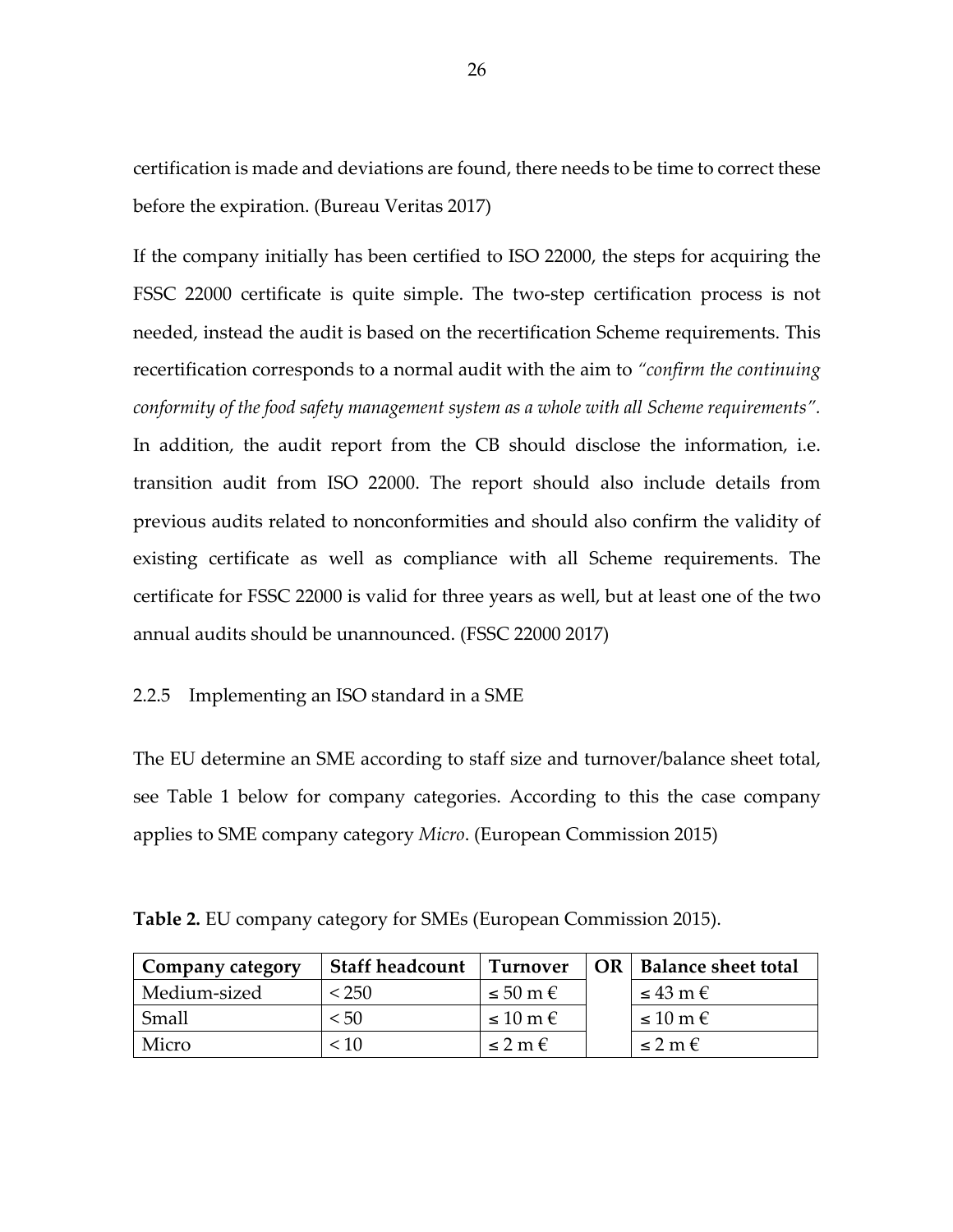certification is made and deviations are found, there needs to be time to correct these before the expiration. (Bureau Veritas 2017)

If the company initially has been certified to ISO 22000, the steps for acquiring the FSSC 22000 certificate is quite simple. The two-step certification process is not needed, instead the audit is based on the recertification Scheme requirements. This recertification corresponds to a normal audit with the aim to *"confirm the continuing conformity of the food safety management system as a whole with all Scheme requirements".* In addition, the audit report from the CB should disclose the information, i.e. transition audit from ISO 22000. The report should also include details from previous audits related to nonconformities and should also confirm the validity of existing certificate as well as compliance with all Scheme requirements. The certificate for FSSC 22000 is valid for three years as well, but at least one of the two annual audits should be unannounced. (FSSC 22000 2017)

### 2.2.5 Implementing an ISO standard in a SME

The EU determine an SME according to staff size and turnover/balance sheet total, see Table 1 below for company categories. According to this the case company applies to SME company category *Micro*. (European Commission 2015)

**Table 2.** EU company category for SMEs (European Commission 2015).

| Company category | Staff headcount | Turnover | OR | Balance sheet total |
|---|---|---|---|---|
| Medium-sized | < 250 | ≤ 50 m € | | ≤ 43 m € |
| Small | < 50 | ≤ 10 m € | | ≤ 10 m € |
| Micro | < 10 | ≤ 2 m € | | ≤ 2 m € |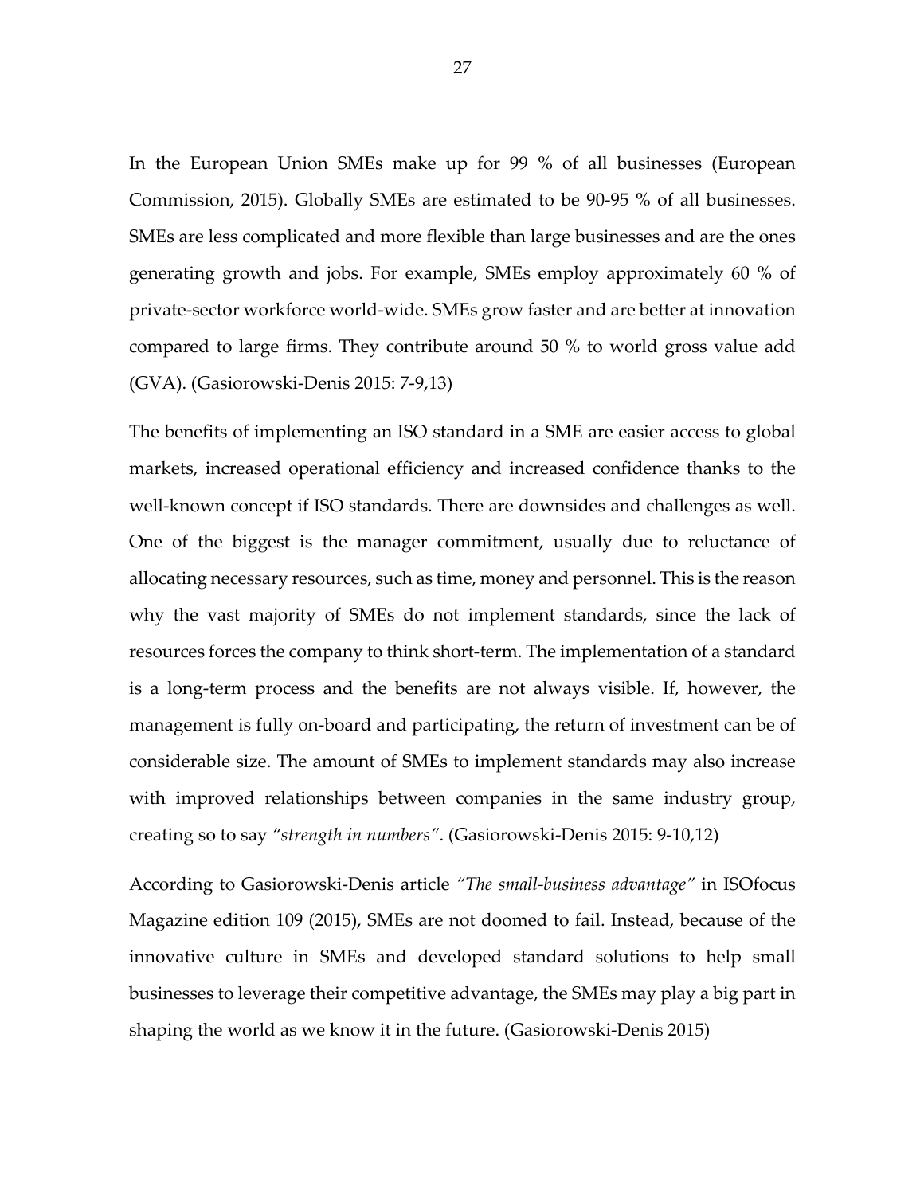In the European Union SMEs make up for 99 % of all businesses (European Commission, 2015). Globally SMEs are estimated to be 90-95 % of all businesses. SMEs are less complicated and more flexible than large businesses and are the ones generating growth and jobs. For example, SMEs employ approximately 60 % of private-sector workforce world-wide. SMEs grow faster and are better at innovation compared to large firms. They contribute around 50 % to world gross value add (GVA). (Gasiorowski-Denis 2015: 7-9,13)

The benefits of implementing an ISO standard in a SME are easier access to global markets, increased operational efficiency and increased confidence thanks to the well-known concept if ISO standards. There are downsides and challenges as well. One of the biggest is the manager commitment, usually due to reluctance of allocating necessary resources, such as time, money and personnel. This is the reason why the vast majority of SMEs do not implement standards, since the lack of resources forces the company to think short-term. The implementation of a standard is a long-term process and the benefits are not always visible. If, however, the management is fully on-board and participating, the return of investment can be of considerable size. The amount of SMEs to implement standards may also increase with improved relationships between companies in the same industry group, creating so to say *"strength in numbers"*. (Gasiorowski-Denis 2015: 9-10,12)

According to Gasiorowski-Denis article *"The small-business advantage"* in ISOfocus Magazine edition 109 (2015), SMEs are not doomed to fail. Instead, because of the innovative culture in SMEs and developed standard solutions to help small businesses to leverage their competitive advantage, the SMEs may play a big part in shaping the world as we know it in the future. (Gasiorowski-Denis 2015)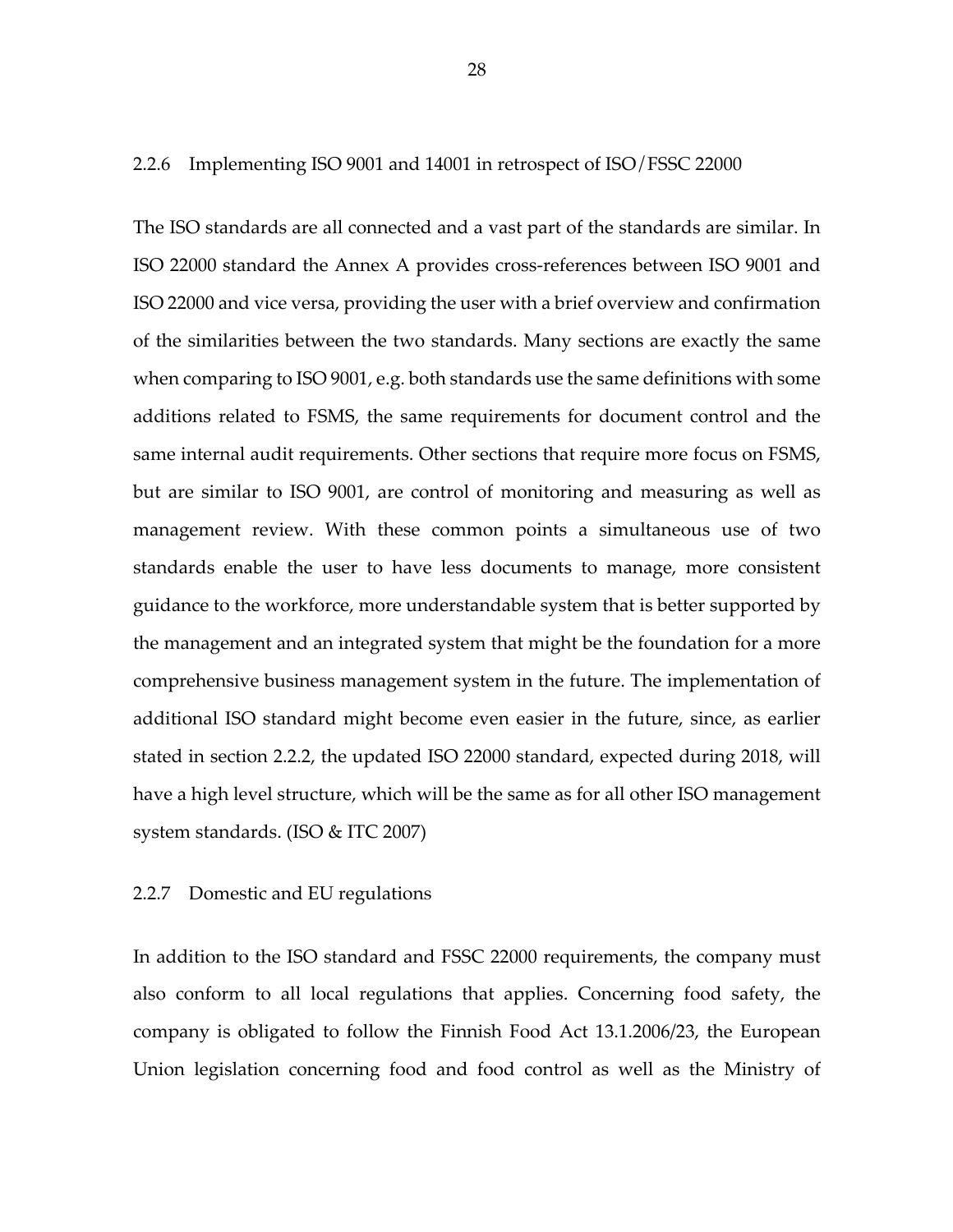### 2.2.6 Implementing ISO 9001 and 14001 in retrospect of ISO/FSSC 22000

The ISO standards are all connected and a vast part of the standards are similar. In ISO 22000 standard the Annex A provides cross-references between ISO 9001 and ISO 22000 and vice versa, providing the user with a brief overview and confirmation of the similarities between the two standards. Many sections are exactly the same when comparing to ISO 9001, e.g. both standards use the same definitions with some additions related to FSMS, the same requirements for document control and the same internal audit requirements. Other sections that require more focus on FSMS, but are similar to ISO 9001, are control of monitoring and measuring as well as management review. With these common points a simultaneous use of two standards enable the user to have less documents to manage, more consistent guidance to the workforce, more understandable system that is better supported by the management and an integrated system that might be the foundation for a more comprehensive business management system in the future. The implementation of additional ISO standard might become even easier in the future, since, as earlier stated in section 2.2.2, the updated ISO 22000 standard, expected during 2018, will have a high level structure, which will be the same as for all other ISO management system standards. (ISO & ITC 2007)

### 2.2.7 Domestic and EU regulations

In addition to the ISO standard and FSSC 22000 requirements, the company must also conform to all local regulations that applies. Concerning food safety, the company is obligated to follow the Finnish Food Act 13.1.2006/23, the European Union legislation concerning food and food control as well as the Ministry of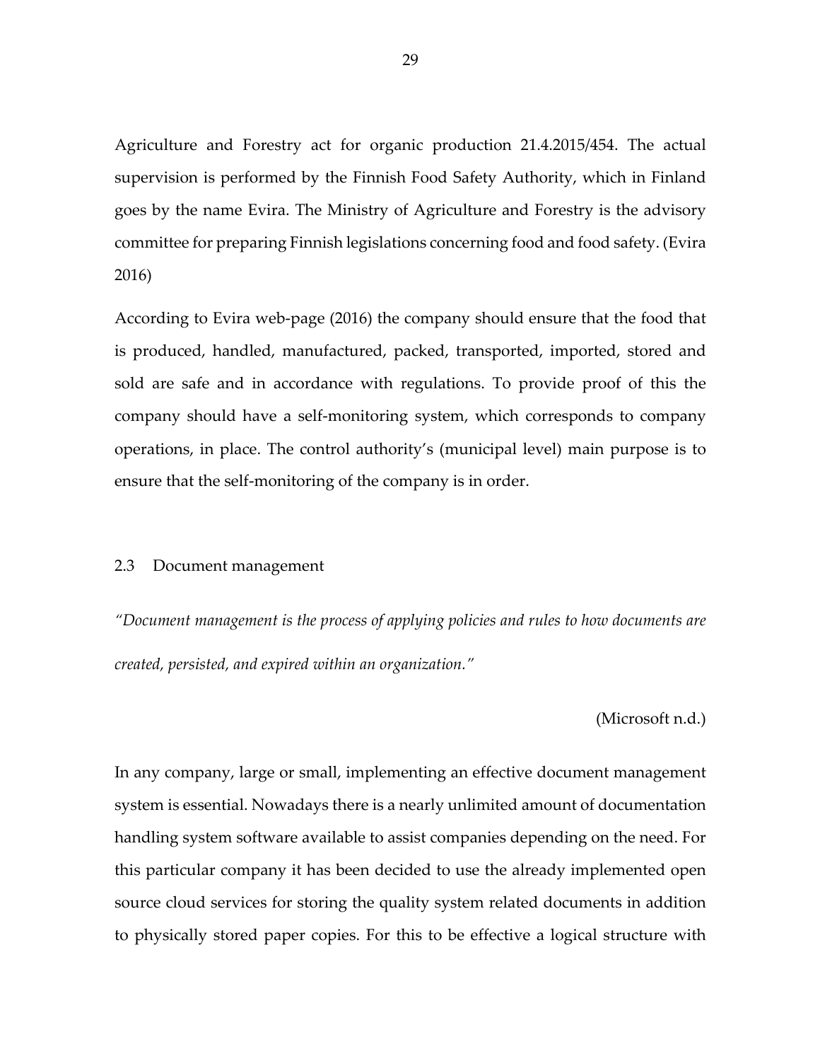Agriculture and Forestry act for organic production 21.4.2015/454. The actual supervision is performed by the Finnish Food Safety Authority, which in Finland goes by the name Evira. The Ministry of Agriculture and Forestry is the advisory committee for preparing Finnish legislations concerning food and food safety. (Evira 2016)

According to Evira web-page (2016) the company should ensure that the food that is produced, handled, manufactured, packed, transported, imported, stored and sold are safe and in accordance with regulations. To provide proof of this the company should have a self-monitoring system, which corresponds to company operations, in place. The control authority's (municipal level) main purpose is to ensure that the self-monitoring of the company is in order.

## 2.3 Document management

*"Document management is the process of applying policies and rules to how documents are created, persisted, and expired within an organization."*

(Microsoft n.d.)

In any company, large or small, implementing an effective document management system is essential. Nowadays there is a nearly unlimited amount of documentation handling system software available to assist companies depending on the need. For this particular company it has been decided to use the already implemented open source cloud services for storing the quality system related documents in addition to physically stored paper copies. For this to be effective a logical structure with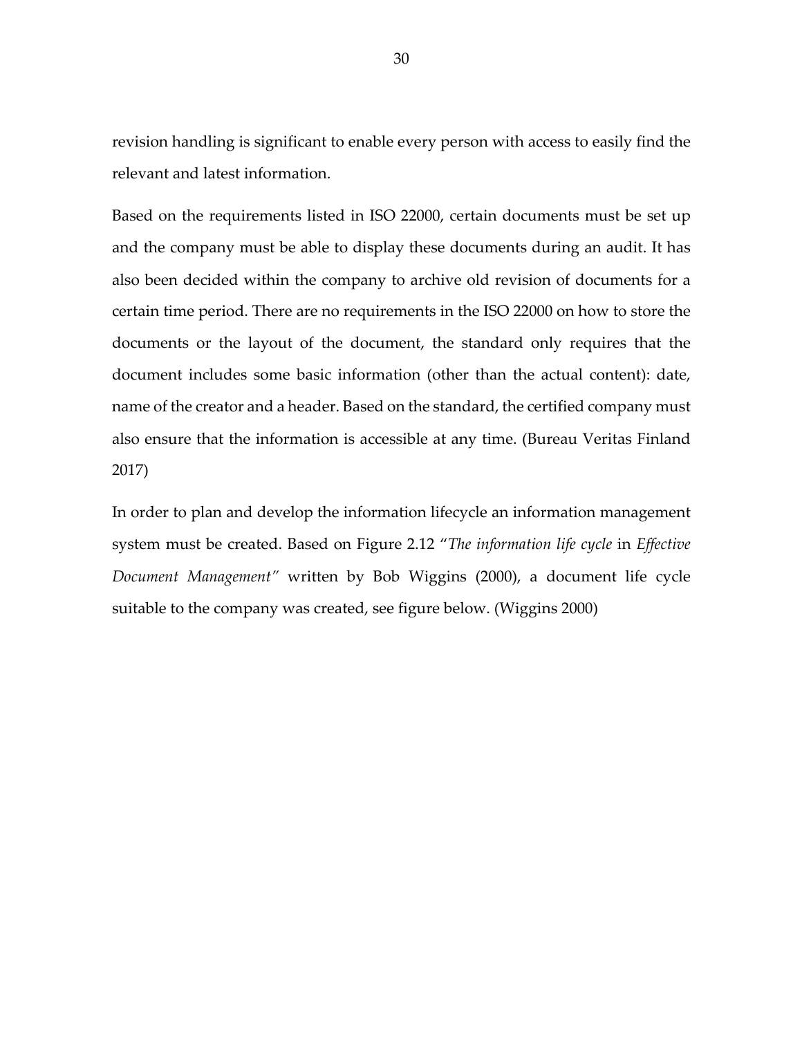revision handling is significant to enable every person with access to easily find the relevant and latest information.

Based on the requirements listed in ISO 22000, certain documents must be set up and the company must be able to display these documents during an audit. It has also been decided within the company to archive old revision of documents for a certain time period. There are no requirements in the ISO 22000 on how to store the documents or the layout of the document, the standard only requires that the document includes some basic information (other than the actual content): date, name of the creator and a header. Based on the standard, the certified company must also ensure that the information is accessible at any time. (Bureau Veritas Finland 2017)

In order to plan and develop the information lifecycle an information management system must be created. Based on Figure 2.12 "*The information life cycle* in *Effective Document Management"* written by Bob Wiggins (2000), a document life cycle suitable to the company was created, see figure below. (Wiggins 2000)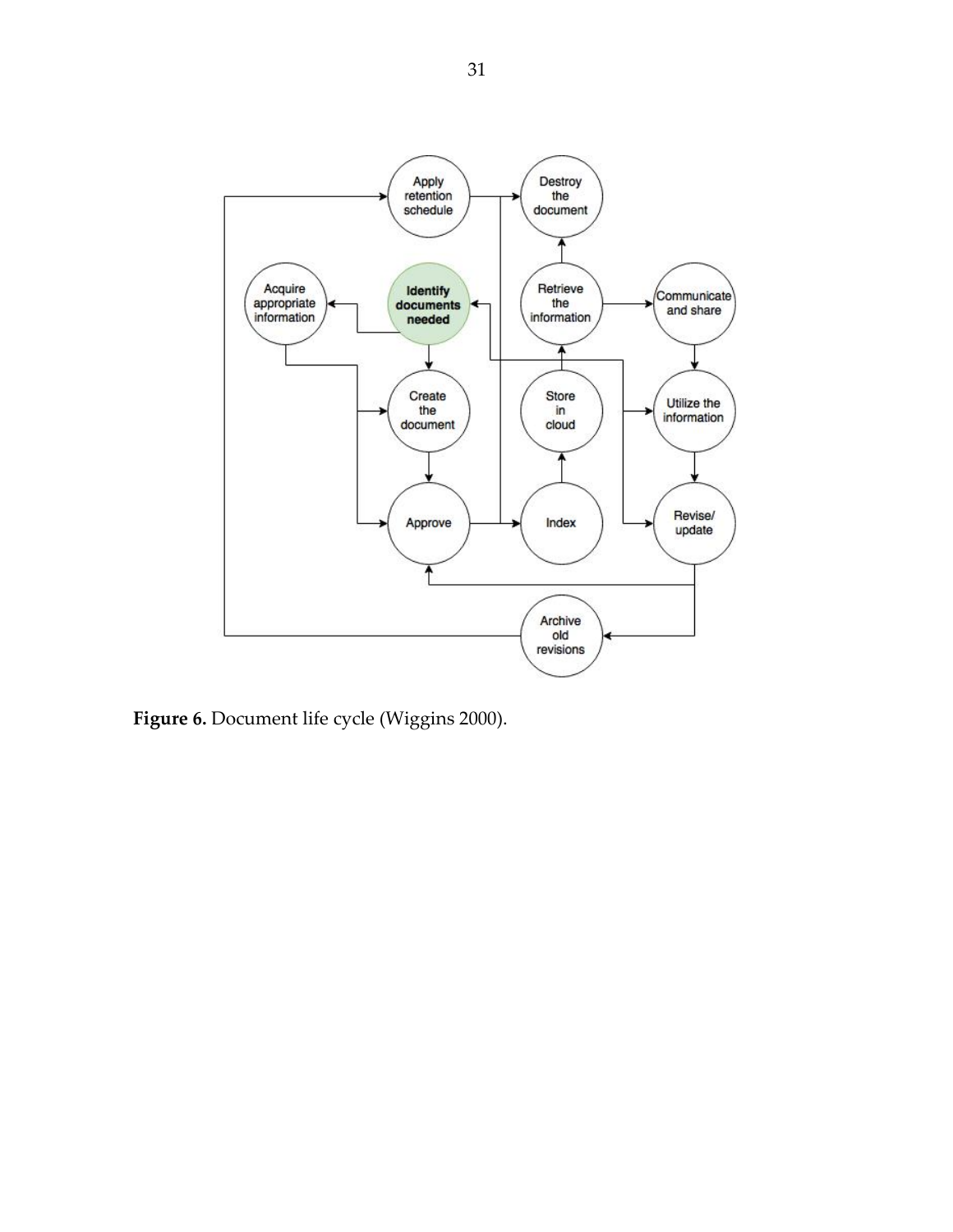**Figure 6.** Document life cycle (Wiggins 2000).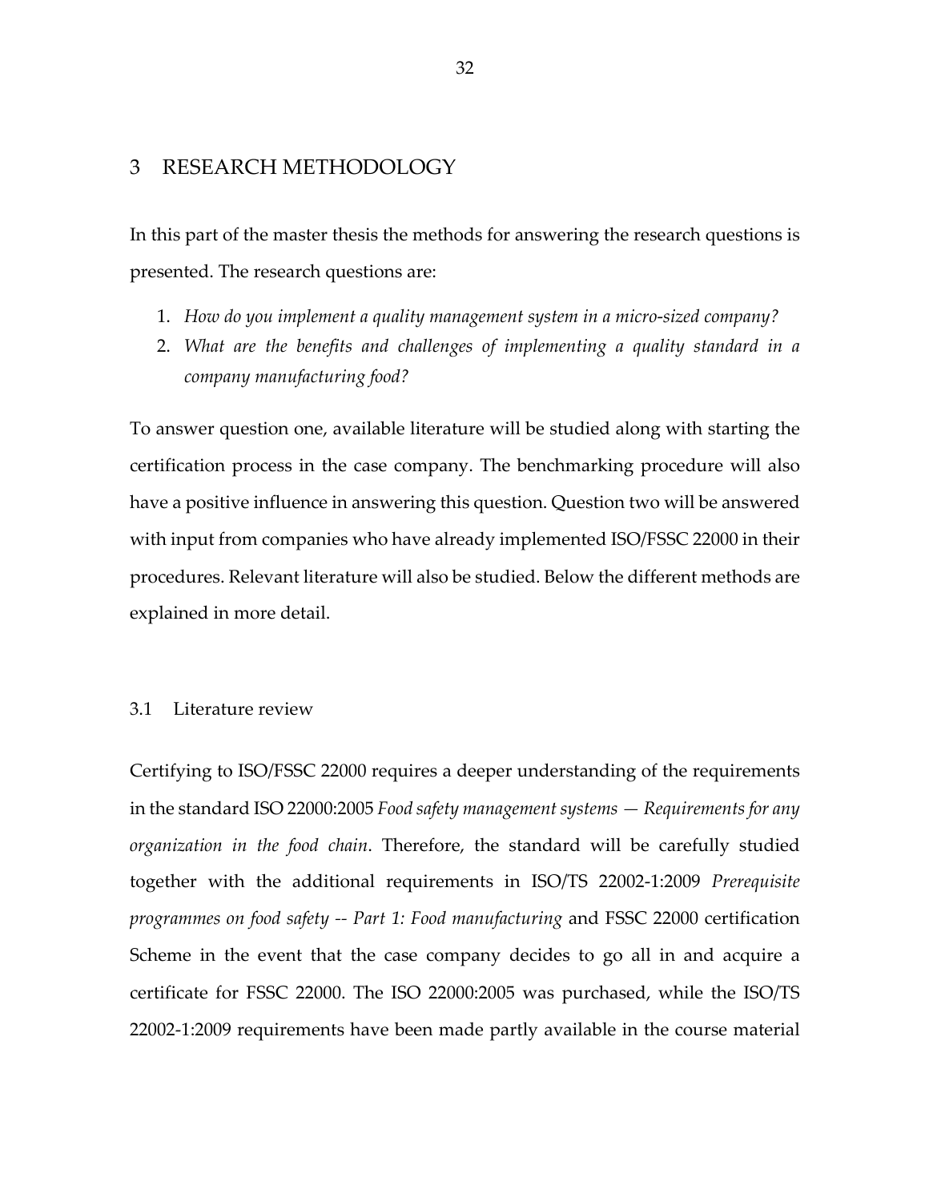# 3 RESEARCH METHODOLOGY

In this part of the master thesis the methods for answering the research questions is presented. The research questions are:

1. *How do you implement a quality management system in a micro-sized company?*
2. *What are the benefits and challenges of implementing a quality standard in a company manufacturing food?*

To answer question one, available literature will be studied along with starting the certification process in the case company. The benchmarking procedure will also have a positive influence in answering this question. Question two will be answered with input from companies who have already implemented ISO/FSSC 22000 in their procedures. Relevant literature will also be studied. Below the different methods are explained in more detail.

## 3.1 Literature review

Certifying to ISO/FSSC 22000 requires a deeper understanding of the requirements in the standard ISO 22000:2005 *Food safety management systems — Requirements for any organization in the food chain*. Therefore, the standard will be carefully studied together with the additional requirements in ISO/TS 22002-1:2009 *Prerequisite programmes on food safety -- Part 1: Food manufacturing* and FSSC 22000 certification Scheme in the event that the case company decides to go all in and acquire a certificate for FSSC 22000. The ISO 22000:2005 was purchased, while the ISO/TS 22002-1:2009 requirements have been made partly available in the course material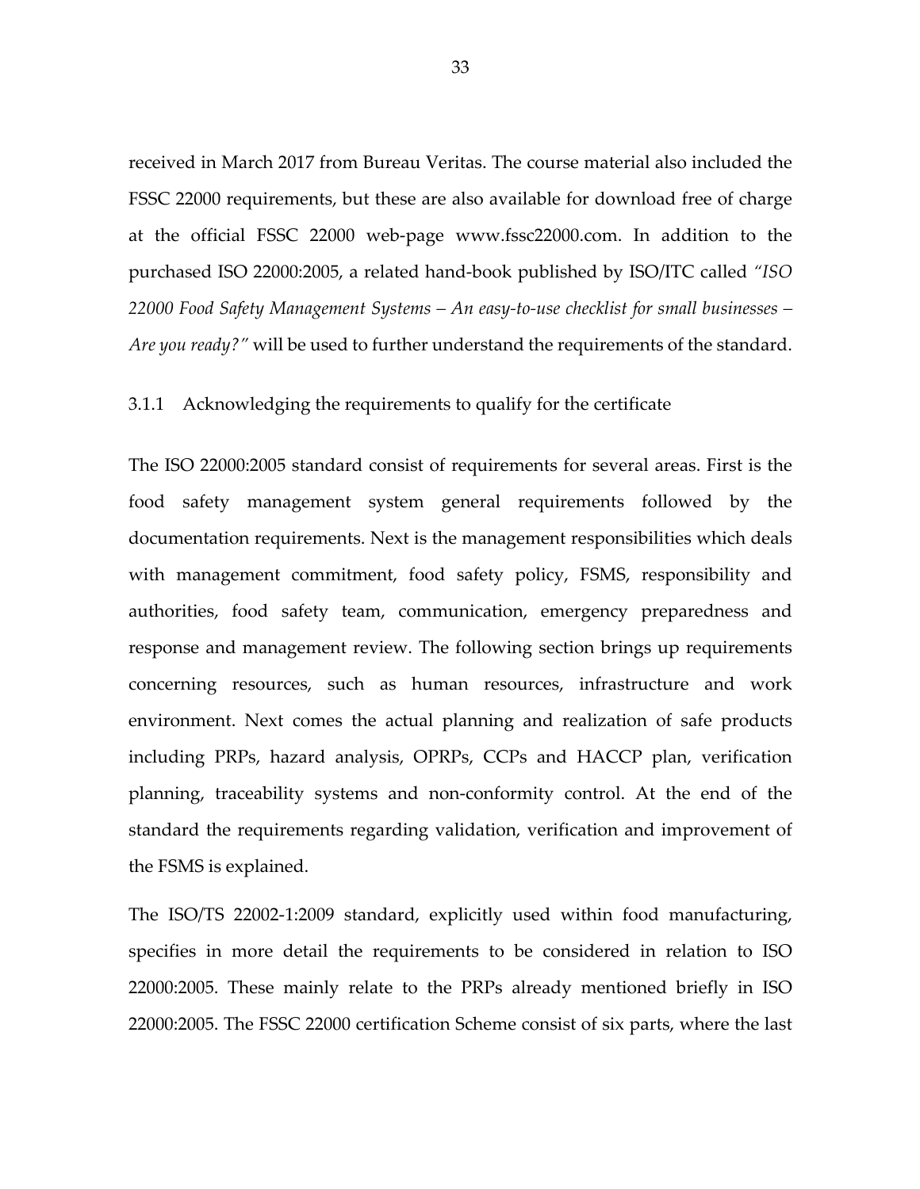received in March 2017 from Bureau Veritas. The course material also included the FSSC 22000 requirements, but these are also available for download free of charge at the official FSSC 22000 web-page www.fssc22000.com. In addition to the purchased ISO 22000:2005, a related hand-book published by ISO/ITC called *"ISO 22000 Food Safety Management Systems – An easy-to-use checklist for small businesses – Are you ready?"* will be used to further understand the requirements of the standard.

### 3.1.1 Acknowledging the requirements to qualify for the certificate

The ISO 22000:2005 standard consist of requirements for several areas. First is the food safety management system general requirements followed by the documentation requirements. Next is the management responsibilities which deals with management commitment, food safety policy, FSMS, responsibility and authorities, food safety team, communication, emergency preparedness and response and management review. The following section brings up requirements concerning resources, such as human resources, infrastructure and work environment. Next comes the actual planning and realization of safe products including PRPs, hazard analysis, OPRPs, CCPs and HACCP plan, verification planning, traceability systems and non-conformity control. At the end of the standard the requirements regarding validation, verification and improvement of the FSMS is explained.

The ISO/TS 22002-1:2009 standard, explicitly used within food manufacturing, specifies in more detail the requirements to be considered in relation to ISO 22000:2005. These mainly relate to the PRPs already mentioned briefly in ISO 22000:2005. The FSSC 22000 certification Scheme consist of six parts, where the last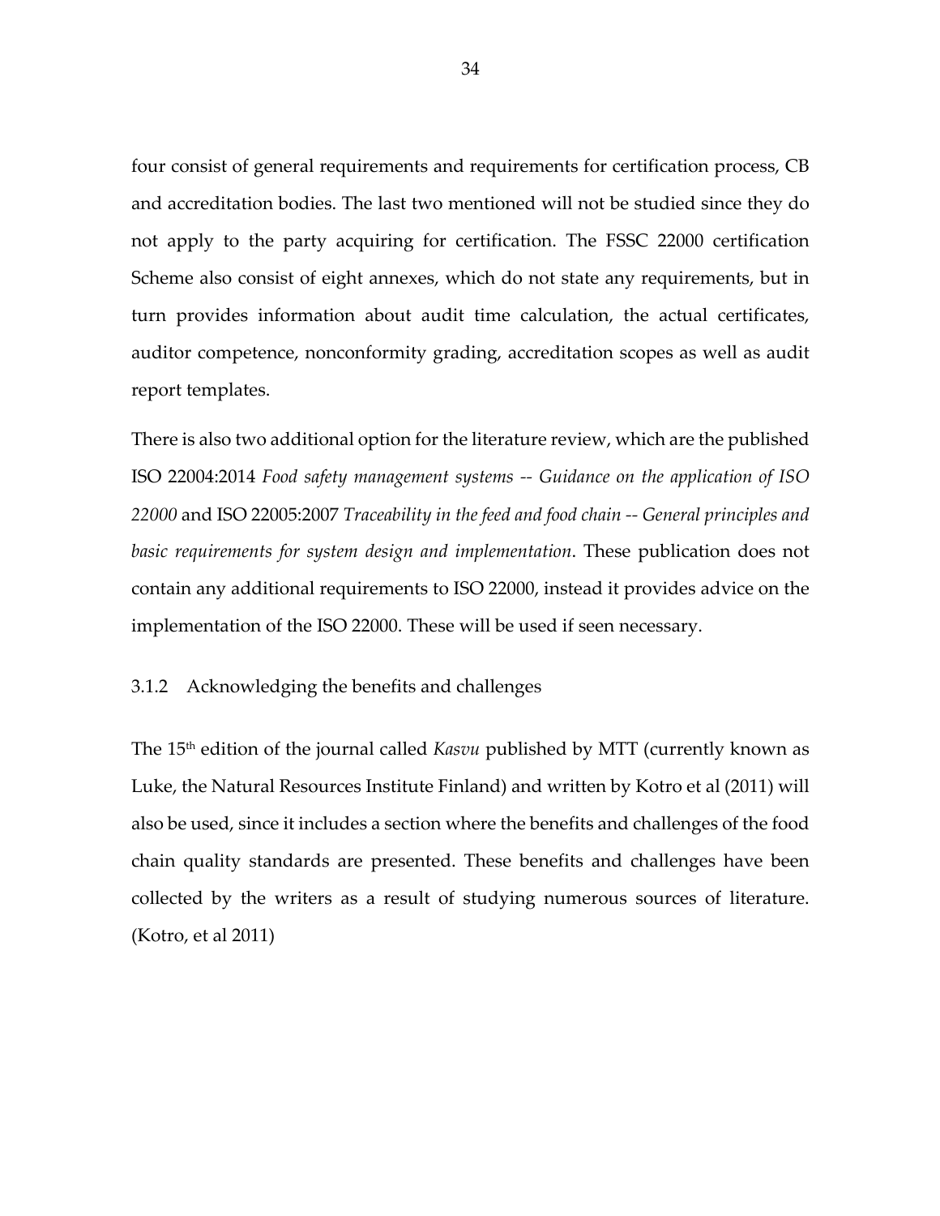four consist of general requirements and requirements for certification process, CB and accreditation bodies. The last two mentioned will not be studied since they do not apply to the party acquiring for certification. The FSSC 22000 certification Scheme also consist of eight annexes, which do not state any requirements, but in turn provides information about audit time calculation, the actual certificates, auditor competence, nonconformity grading, accreditation scopes as well as audit report templates.

There is also two additional option for the literature review, which are the published ISO 22004:2014 *Food safety management systems -- Guidance on the application of ISO 22000* and ISO 22005:2007 *Traceability in the feed and food chain -- General principles and basic requirements for system design and implementation*. These publication does not contain any additional requirements to ISO 22000, instead it provides advice on the implementation of the ISO 22000. These will be used if seen necessary.

### 3.1.2 Acknowledging the benefits and challenges

The 15th edition of the journal called *Kasvu* published by MTT (currently known as Luke, the Natural Resources Institute Finland) and written by Kotro et al (2011) will also be used, since it includes a section where the benefits and challenges of the food chain quality standards are presented. These benefits and challenges have been collected by the writers as a result of studying numerous sources of literature. (Kotro, et al 2011)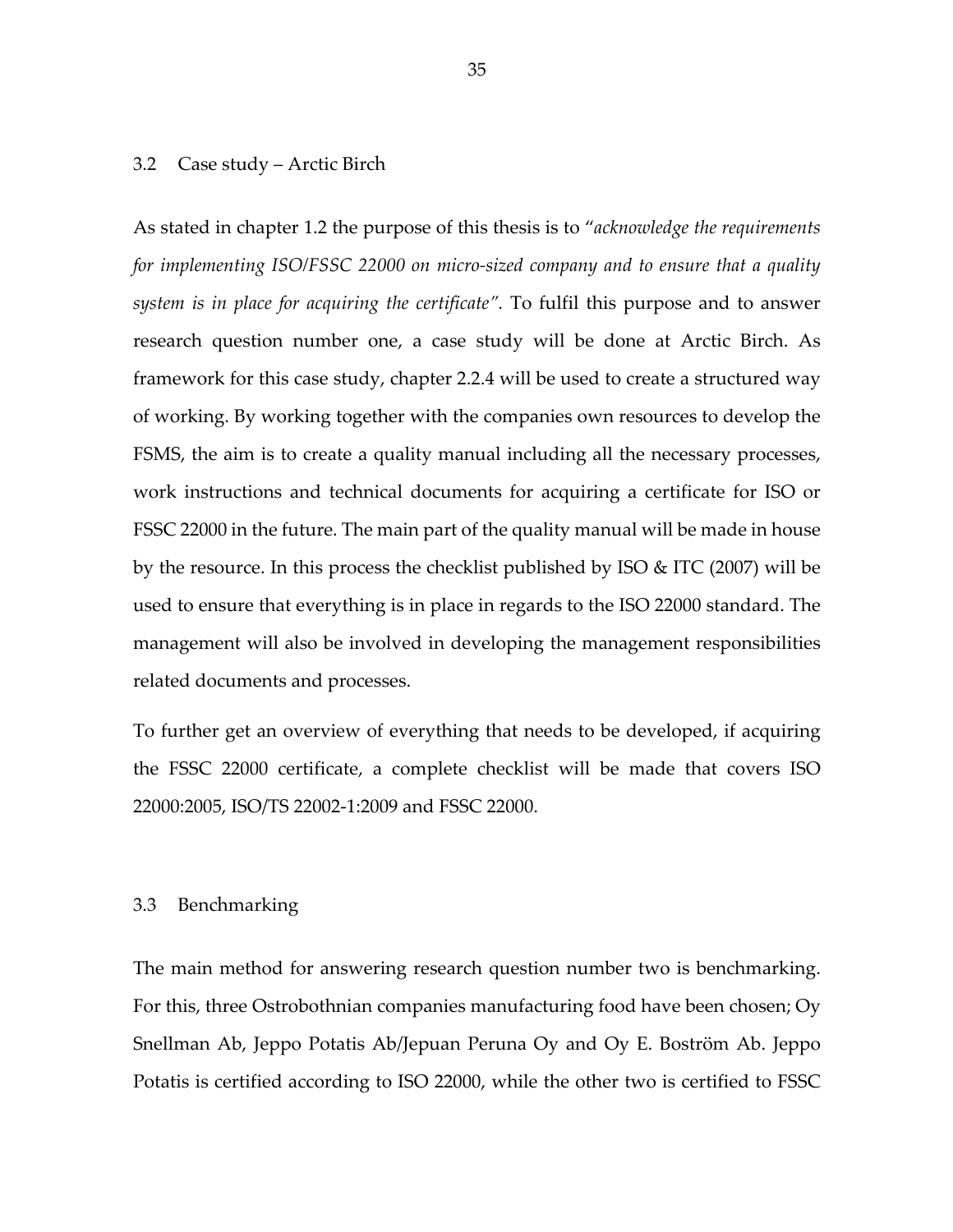## 3.2 Case study – Arctic Birch

As stated in chapter 1.2 the purpose of this thesis is to "*acknowledge the requirements for implementing ISO/FSSC 22000 on micro-sized company and to ensure that a quality system is in place for acquiring the certificate".* To fulfil this purpose and to answer research question number one, a case study will be done at Arctic Birch. As framework for this case study, chapter 2.2.4 will be used to create a structured way of working. By working together with the companies own resources to develop the FSMS, the aim is to create a quality manual including all the necessary processes, work instructions and technical documents for acquiring a certificate for ISO or FSSC 22000 in the future. The main part of the quality manual will be made in house by the resource. In this process the checklist published by ISO & ITC (2007) will be used to ensure that everything is in place in regards to the ISO 22000 standard. The management will also be involved in developing the management responsibilities related documents and processes.

To further get an overview of everything that needs to be developed, if acquiring the FSSC 22000 certificate, a complete checklist will be made that covers ISO 22000:2005, ISO/TS 22002-1:2009 and FSSC 22000.

## 3.3 Benchmarking

The main method for answering research question number two is benchmarking. For this, three Ostrobothnian companies manufacturing food have been chosen; Oy Snellman Ab, Jeppo Potatis Ab/Jepuan Peruna Oy and Oy E. Boström Ab. Jeppo Potatis is certified according to ISO 22000, while the other two is certified to FSSC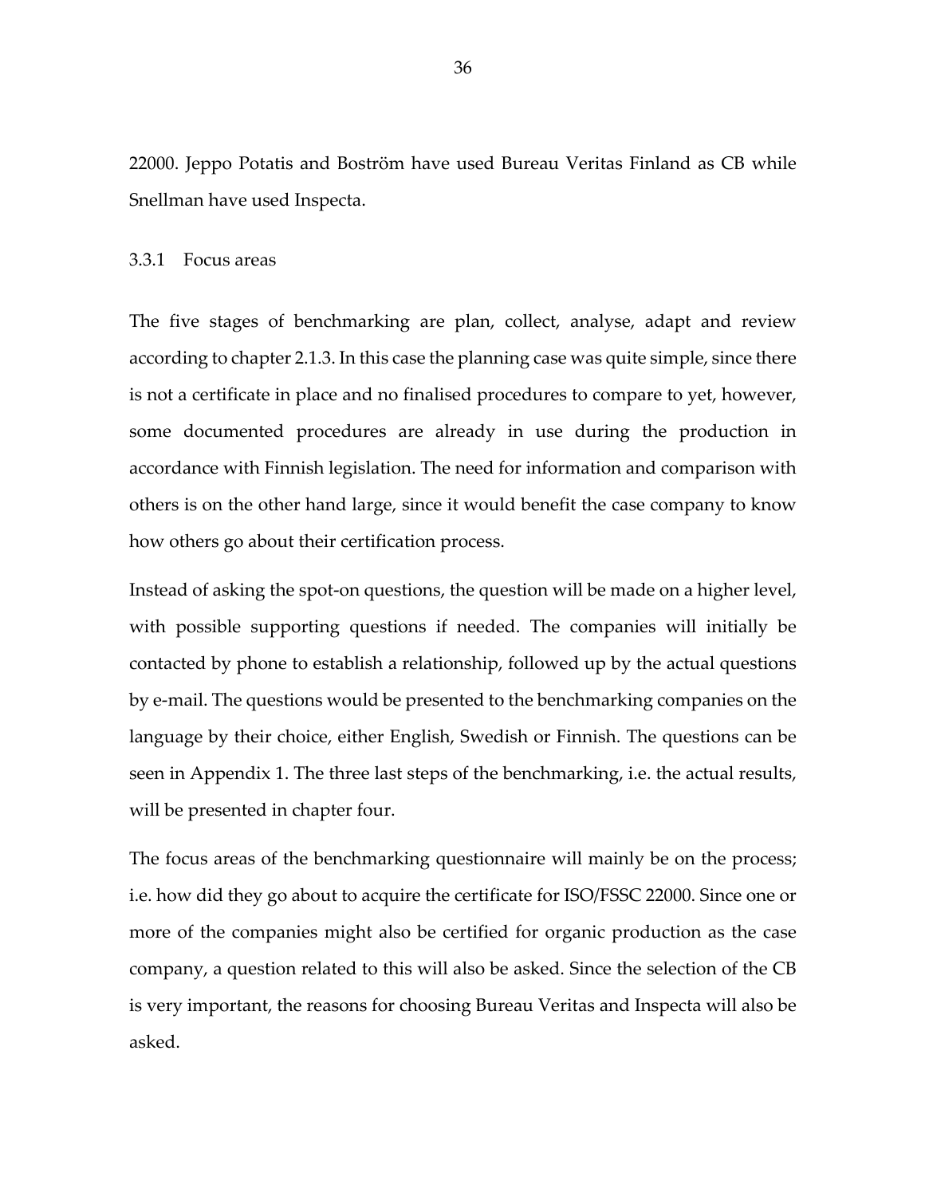22000. Jeppo Potatis and Boström have used Bureau Veritas Finland as CB while Snellman have used Inspecta.

### 3.3.1 Focus areas

The five stages of benchmarking are plan, collect, analyse, adapt and review according to chapter 2.1.3. In this case the planning case was quite simple, since there is not a certificate in place and no finalised procedures to compare to yet, however, some documented procedures are already in use during the production in accordance with Finnish legislation. The need for information and comparison with others is on the other hand large, since it would benefit the case company to know how others go about their certification process.

Instead of asking the spot-on questions, the question will be made on a higher level, with possible supporting questions if needed. The companies will initially be contacted by phone to establish a relationship, followed up by the actual questions by e-mail. The questions would be presented to the benchmarking companies on the language by their choice, either English, Swedish or Finnish. The questions can be seen in Appendix 1. The three last steps of the benchmarking, i.e. the actual results, will be presented in chapter four.

The focus areas of the benchmarking questionnaire will mainly be on the process; i.e. how did they go about to acquire the certificate for ISO/FSSC 22000. Since one or more of the companies might also be certified for organic production as the case company, a question related to this will also be asked. Since the selection of the CB is very important, the reasons for choosing Bureau Veritas and Inspecta will also be asked.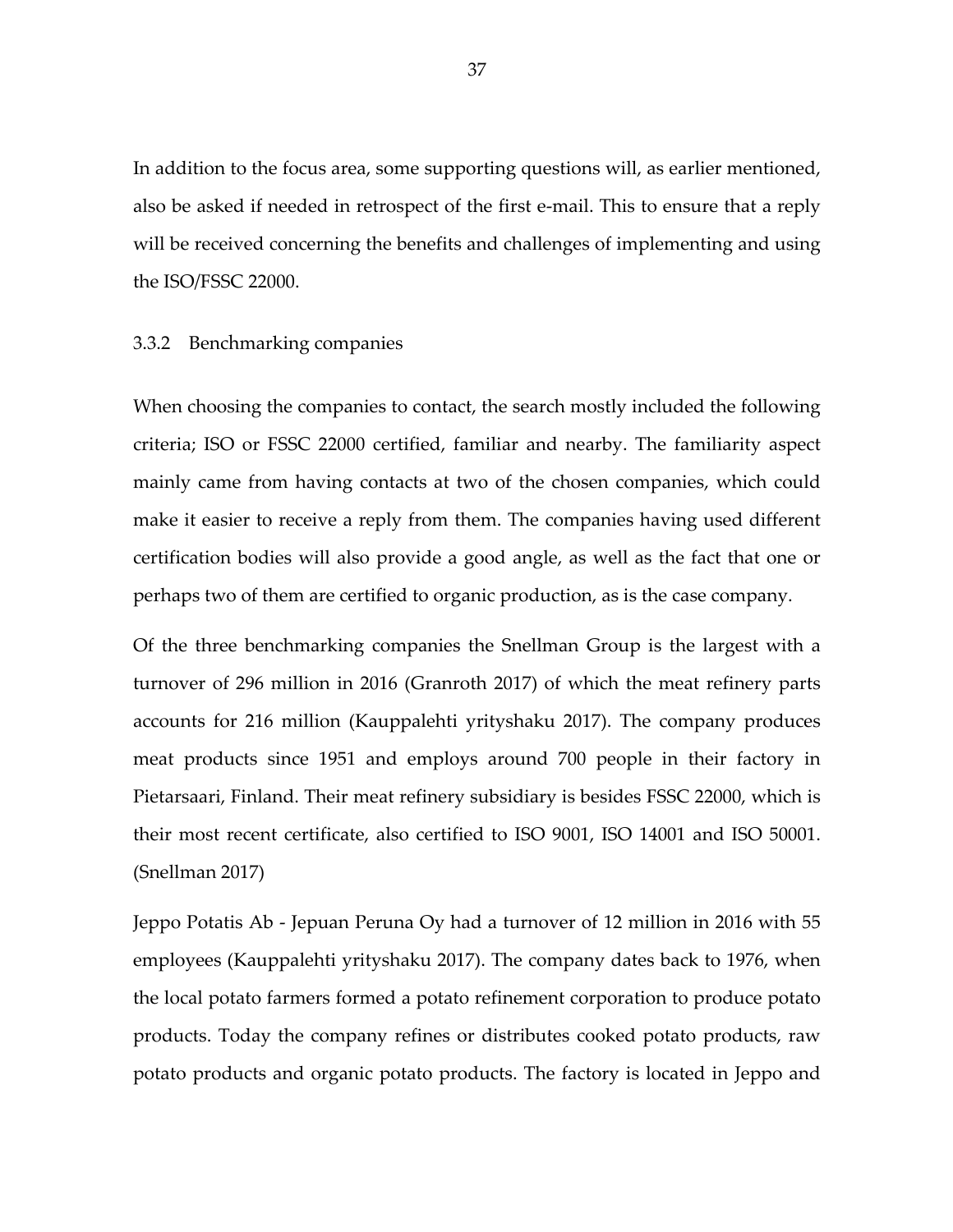In addition to the focus area, some supporting questions will, as earlier mentioned, also be asked if needed in retrospect of the first e-mail. This to ensure that a reply will be received concerning the benefits and challenges of implementing and using the ISO/FSSC 22000.

### 3.3.2 Benchmarking companies

When choosing the companies to contact, the search mostly included the following criteria; ISO or FSSC 22000 certified, familiar and nearby. The familiarity aspect mainly came from having contacts at two of the chosen companies, which could make it easier to receive a reply from them. The companies having used different certification bodies will also provide a good angle, as well as the fact that one or perhaps two of them are certified to organic production, as is the case company.

Of the three benchmarking companies the Snellman Group is the largest with a turnover of 296 million in 2016 (Granroth 2017) of which the meat refinery parts accounts for 216 million (Kauppalehti yrityshaku 2017). The company produces meat products since 1951 and employs around 700 people in their factory in Pietarsaari, Finland. Their meat refinery subsidiary is besides FSSC 22000, which is their most recent certificate, also certified to ISO 9001, ISO 14001 and ISO 50001. (Snellman 2017)

Jeppo Potatis Ab - Jepuan Peruna Oy had a turnover of 12 million in 2016 with 55 employees (Kauppalehti yrityshaku 2017). The company dates back to 1976, when the local potato farmers formed a potato refinement corporation to produce potato products. Today the company refines or distributes cooked potato products, raw potato products and organic potato products. The factory is located in Jeppo and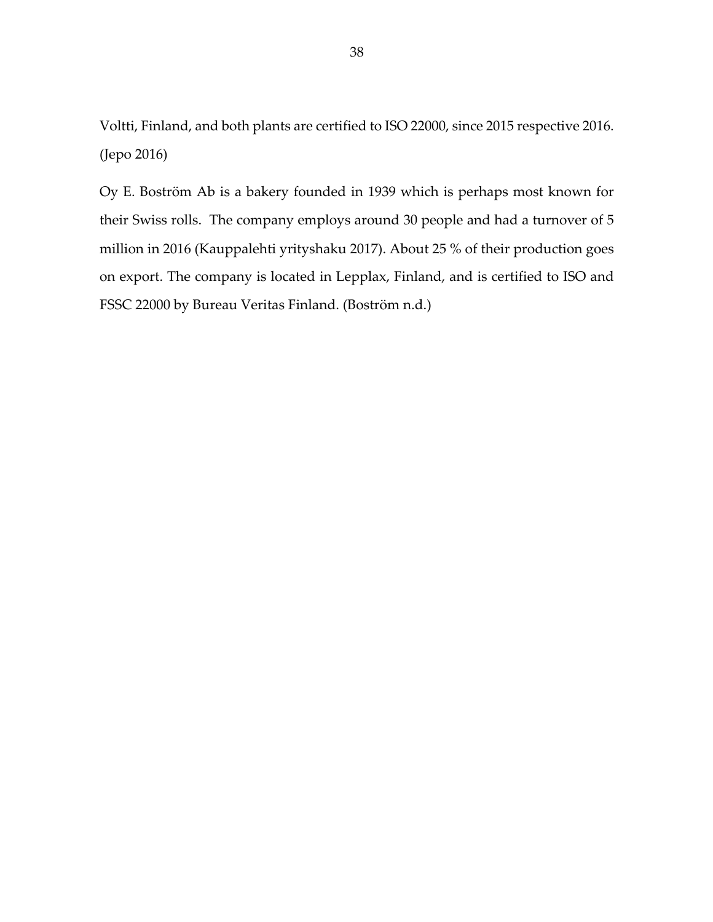Voltti, Finland, and both plants are certified to ISO 22000, since 2015 respective 2016. (Jepo 2016)

Oy E. Boström Ab is a bakery founded in 1939 which is perhaps most known for their Swiss rolls. The company employs around 30 people and had a turnover of 5 million in 2016 (Kauppalehti yrityshaku 2017). About 25 % of their production goes on export. The company is located in Lepplax, Finland, and is certified to ISO and FSSC 22000 by Bureau Veritas Finland. (Boström n.d.)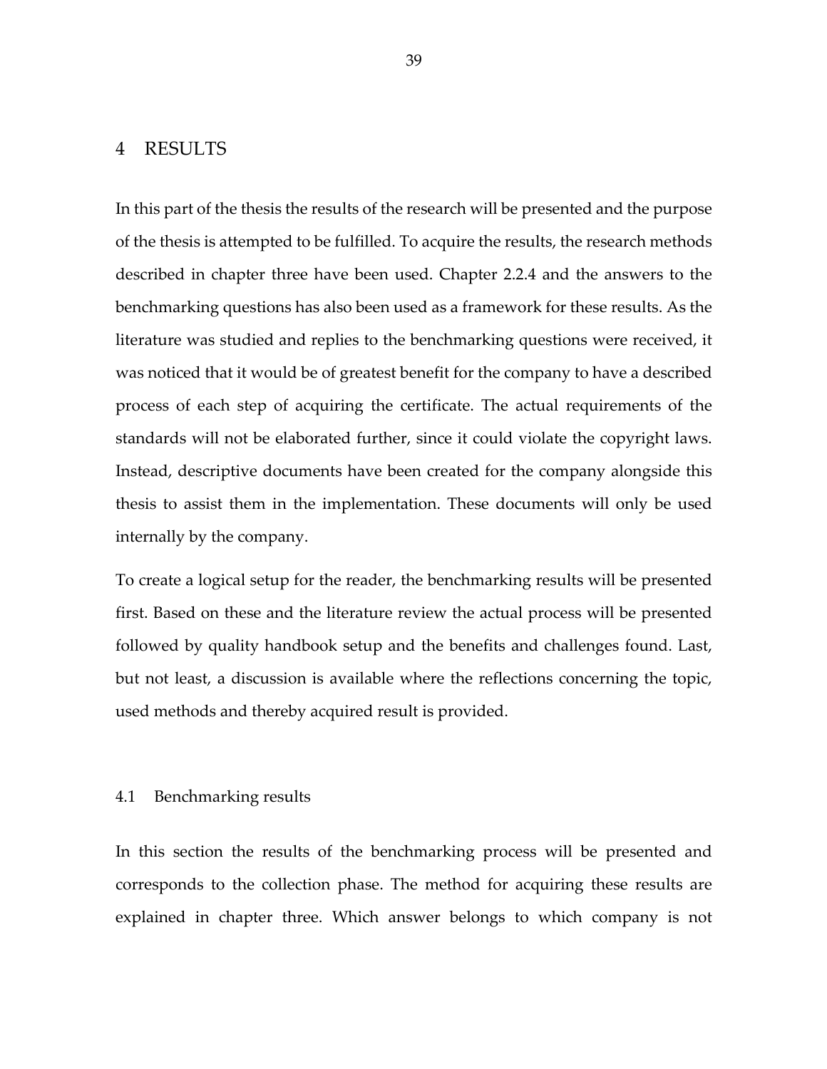# 4 RESULTS

In this part of the thesis the results of the research will be presented and the purpose of the thesis is attempted to be fulfilled. To acquire the results, the research methods described in chapter three have been used. Chapter 2.2.4 and the answers to the benchmarking questions has also been used as a framework for these results. As the literature was studied and replies to the benchmarking questions were received, it was noticed that it would be of greatest benefit for the company to have a described process of each step of acquiring the certificate. The actual requirements of the standards will not be elaborated further, since it could violate the copyright laws. Instead, descriptive documents have been created for the company alongside this thesis to assist them in the implementation. These documents will only be used internally by the company.

To create a logical setup for the reader, the benchmarking results will be presented first. Based on these and the literature review the actual process will be presented followed by quality handbook setup and the benefits and challenges found. Last, but not least, a discussion is available where the reflections concerning the topic, used methods and thereby acquired result is provided.

## 4.1 Benchmarking results

In this section the results of the benchmarking process will be presented and corresponds to the collection phase. The method for acquiring these results are explained in chapter three. Which answer belongs to which company is not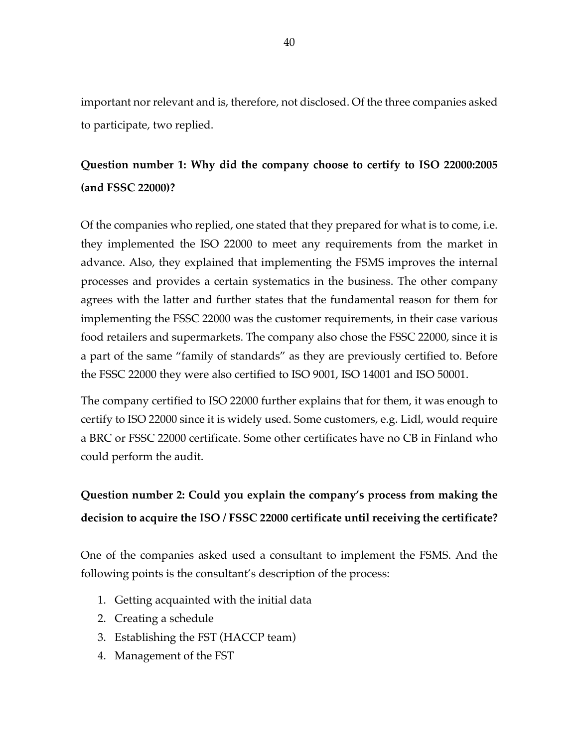important nor relevant and is, therefore, not disclosed. Of the three companies asked to participate, two replied.

**Question number 1: Why did the company choose to certify to ISO 22000:2005 (and FSSC 22000)?**

Of the companies who replied, one stated that they prepared for what is to come, i.e. they implemented the ISO 22000 to meet any requirements from the market in advance. Also, they explained that implementing the FSMS improves the internal processes and provides a certain systematics in the business. The other company agrees with the latter and further states that the fundamental reason for them for implementing the FSSC 22000 was the customer requirements, in their case various food retailers and supermarkets. The company also chose the FSSC 22000, since it is a part of the same "family of standards" as they are previously certified to. Before the FSSC 22000 they were also certified to ISO 9001, ISO 14001 and ISO 50001.

The company certified to ISO 22000 further explains that for them, it was enough to certify to ISO 22000 since it is widely used. Some customers, e.g. Lidl, would require a BRC or FSSC 22000 certificate. Some other certificates have no CB in Finland who could perform the audit.

**Question number 2: Could you explain the company's process from making the decision to acquire the ISO / FSSC 22000 certificate until receiving the certificate?**

One of the companies asked used a consultant to implement the FSMS. And the following points is the consultant's description of the process:

1. Getting acquainted with the initial data
2. Creating a schedule
3. Establishing the FST (HACCP team)
4. Management of the FST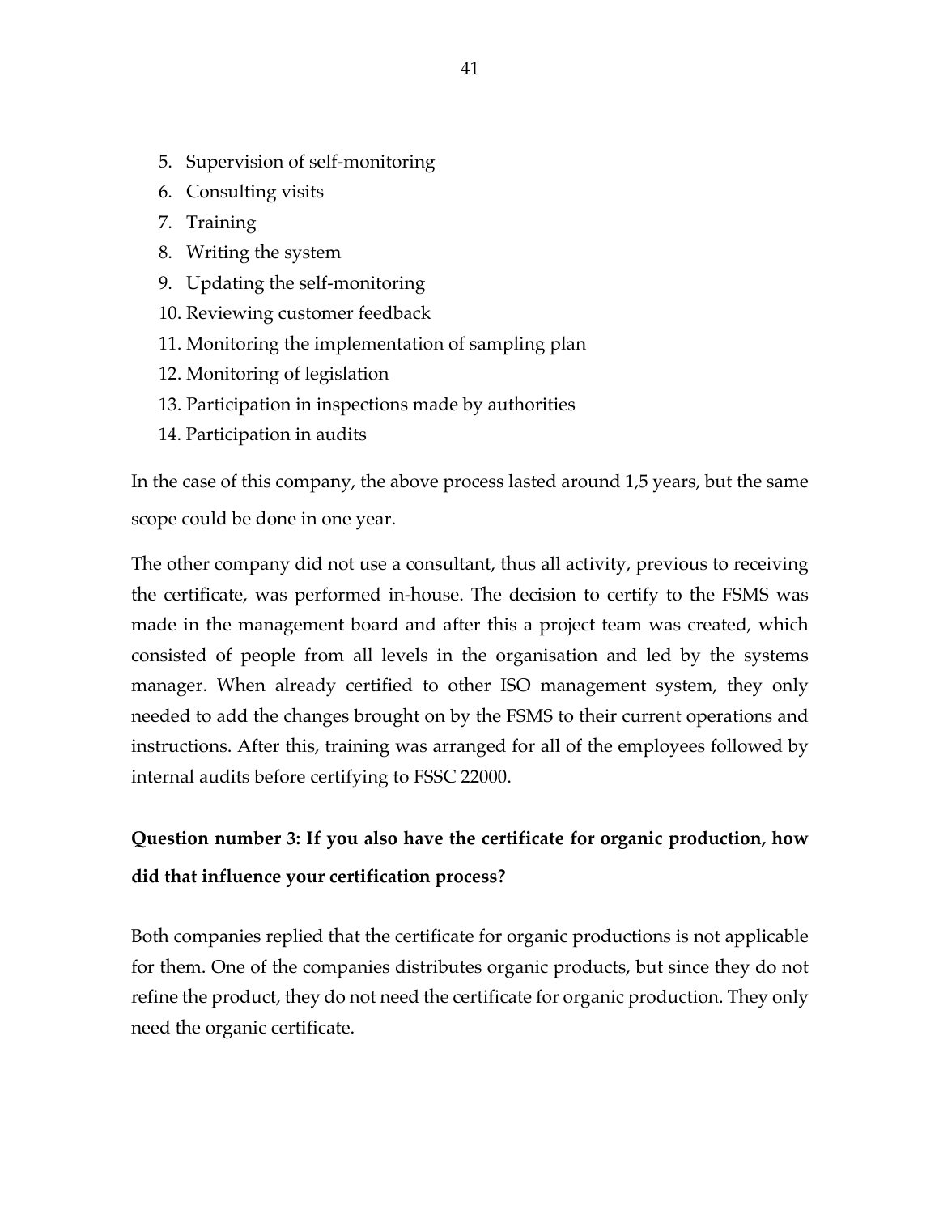5. Supervision of self-monitoring
6. Consulting visits
7. Training
8. Writing the system
9. Updating the self-monitoring
10. Reviewing customer feedback
11. Monitoring the implementation of sampling plan
12. Monitoring of legislation
13. Participation in inspections made by authorities
14. Participation in audits

In the case of this company, the above process lasted around 1,5 years, but the same scope could be done in one year.

The other company did not use a consultant, thus all activity, previous to receiving the certificate, was performed in-house. The decision to certify to the FSMS was made in the management board and after this a project team was created, which consisted of people from all levels in the organisation and led by the systems manager. When already certified to other ISO management system, they only needed to add the changes brought on by the FSMS to their current operations and instructions. After this, training was arranged for all of the employees followed by internal audits before certifying to FSSC 22000.

**Question number 3: If you also have the certificate for organic production, how did that influence your certification process?**

Both companies replied that the certificate for organic productions is not applicable for them. One of the companies distributes organic products, but since they do not refine the product, they do not need the certificate for organic production. They only need the organic certificate.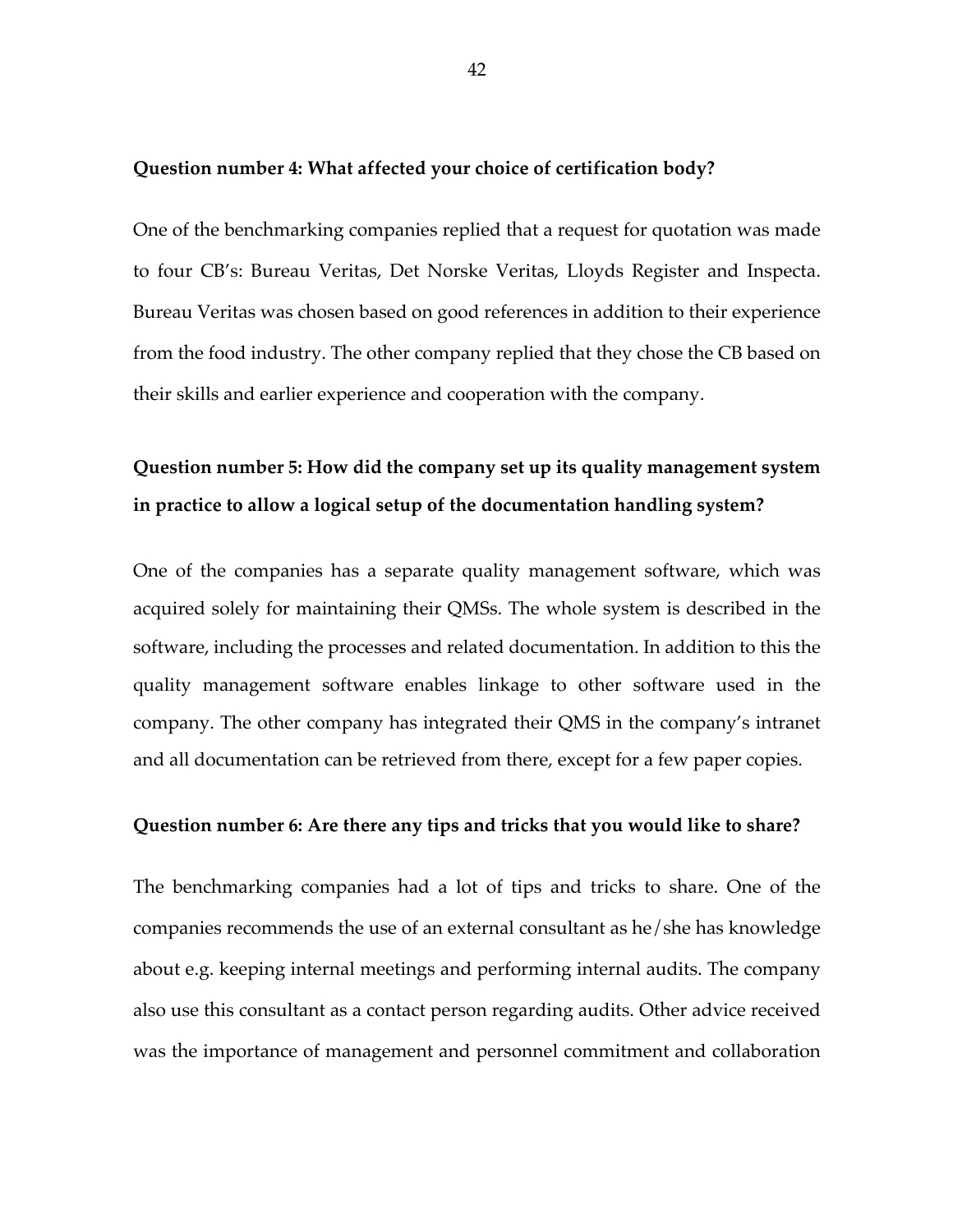**Question number 4: What affected your choice of certification body?**

One of the benchmarking companies replied that a request for quotation was made to four CB's: Bureau Veritas, Det Norske Veritas, Lloyds Register and Inspecta. Bureau Veritas was chosen based on good references in addition to their experience from the food industry. The other company replied that they chose the CB based on their skills and earlier experience and cooperation with the company.

**Question number 5: How did the company set up its quality management system in practice to allow a logical setup of the documentation handling system?**

One of the companies has a separate quality management software, which was acquired solely for maintaining their QMSs. The whole system is described in the software, including the processes and related documentation. In addition to this the quality management software enables linkage to other software used in the company. The other company has integrated their QMS in the company's intranet and all documentation can be retrieved from there, except for a few paper copies.

**Question number 6: Are there any tips and tricks that you would like to share?**

The benchmarking companies had a lot of tips and tricks to share. One of the companies recommends the use of an external consultant as he/she has knowledge about e.g. keeping internal meetings and performing internal audits. The company also use this consultant as a contact person regarding audits. Other advice received was the importance of management and personnel commitment and collaboration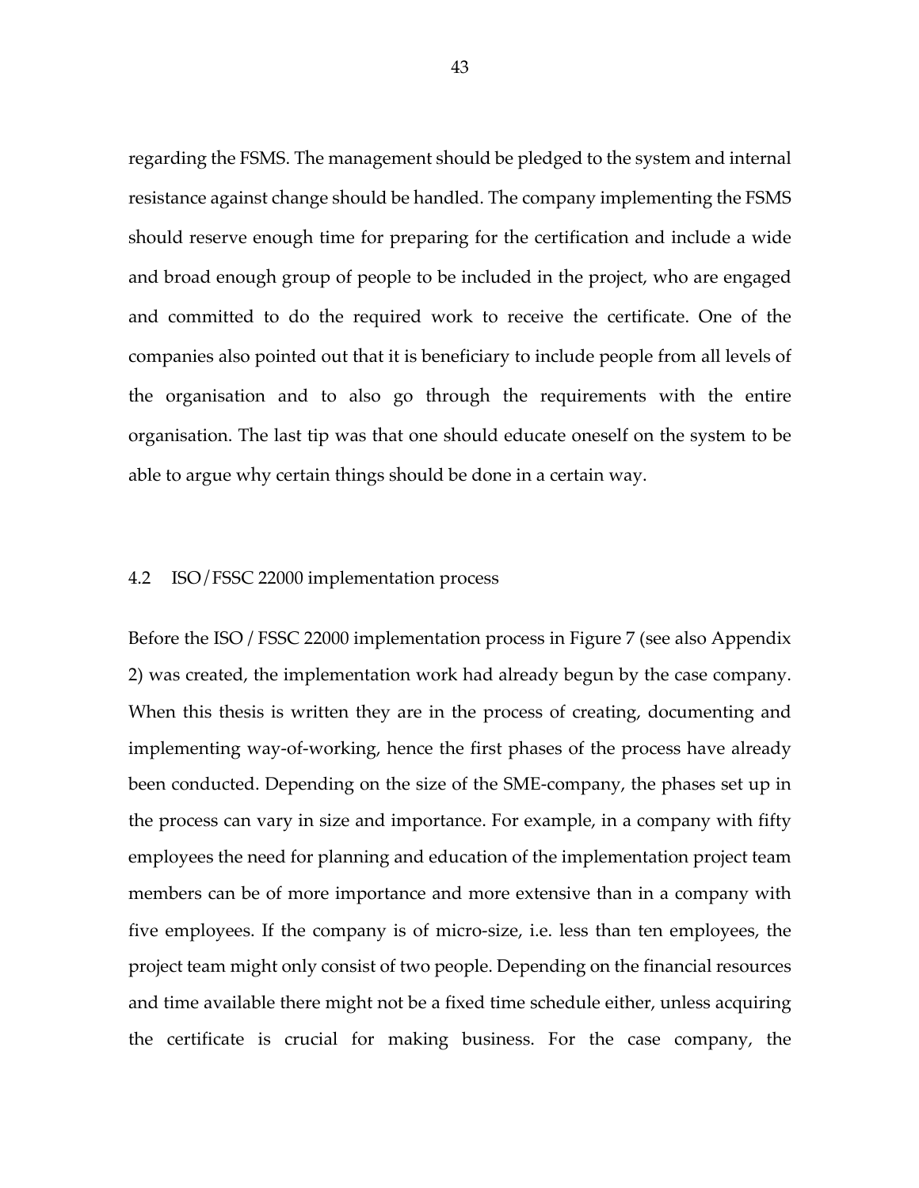regarding the FSMS. The management should be pledged to the system and internal resistance against change should be handled. The company implementing the FSMS should reserve enough time for preparing for the certification and include a wide and broad enough group of people to be included in the project, who are engaged and committed to do the required work to receive the certificate. One of the companies also pointed out that it is beneficiary to include people from all levels of the organisation and to also go through the requirements with the entire organisation. The last tip was that one should educate oneself on the system to be able to argue why certain things should be done in a certain way.

## 4.2 ISO/FSSC 22000 implementation process

Before the ISO / FSSC 22000 implementation process in Figure 7 (see also Appendix 2) was created, the implementation work had already begun by the case company. When this thesis is written they are in the process of creating, documenting and implementing way-of-working, hence the first phases of the process have already been conducted. Depending on the size of the SME-company, the phases set up in the process can vary in size and importance. For example, in a company with fifty employees the need for planning and education of the implementation project team members can be of more importance and more extensive than in a company with five employees. If the company is of micro-size, i.e. less than ten employees, the project team might only consist of two people. Depending on the financial resources and time available there might not be a fixed time schedule either, unless acquiring the certificate is crucial for making business. For the case company, the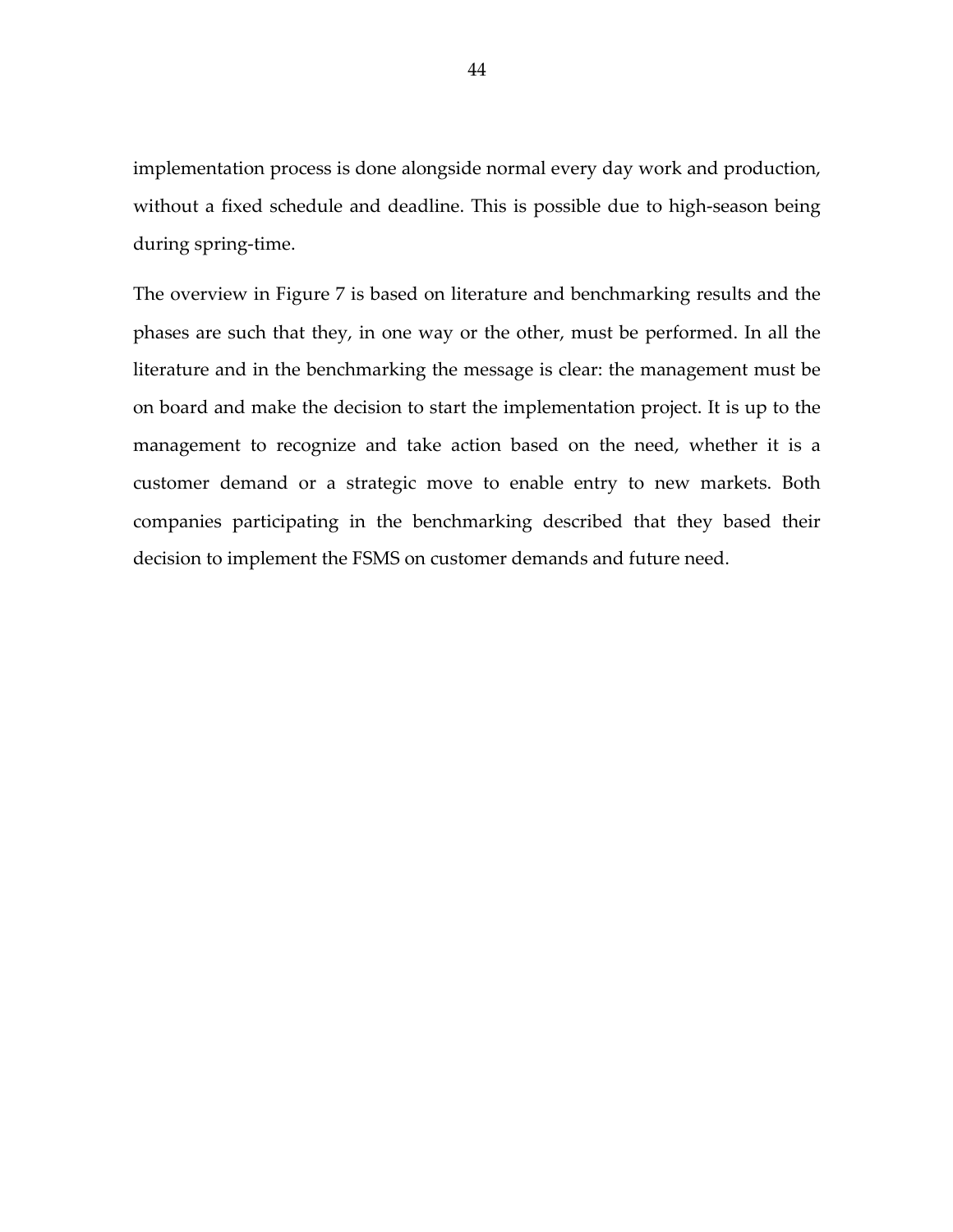implementation process is done alongside normal every day work and production, without a fixed schedule and deadline. This is possible due to high-season being during spring-time.

The overview in Figure 7 is based on literature and benchmarking results and the phases are such that they, in one way or the other, must be performed. In all the literature and in the benchmarking the message is clear: the management must be on board and make the decision to start the implementation project. It is up to the management to recognize and take action based on the need, whether it is a customer demand or a strategic move to enable entry to new markets. Both companies participating in the benchmarking described that they based their decision to implement the FSMS on customer demands and future need.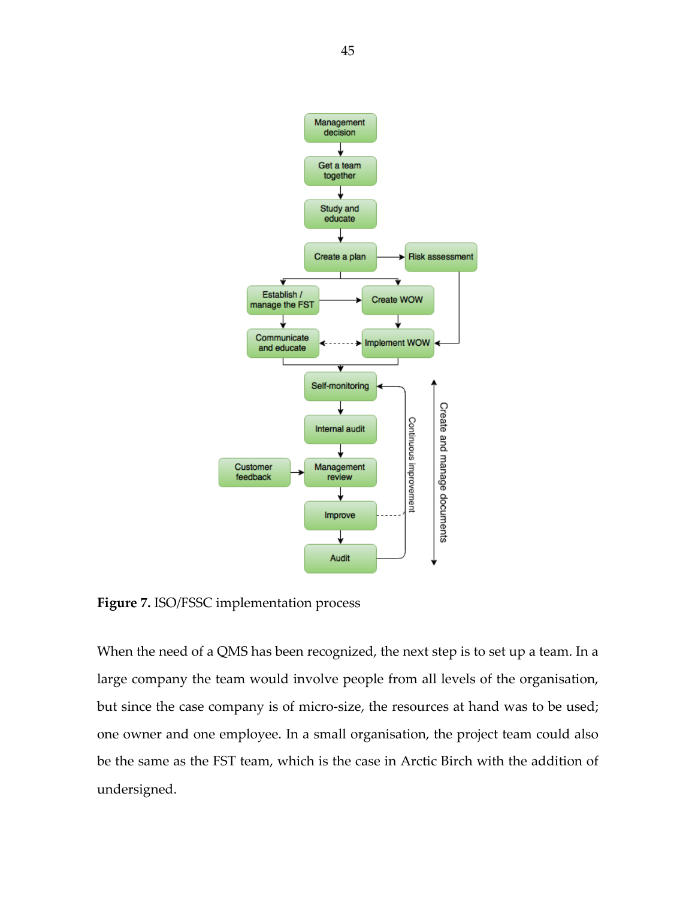**Figure 7.** ISO/FSSC implementation process

When the need of a QMS has been recognized, the next step is to set up a team. In a large company the team would involve people from all levels of the organisation, but since the case company is of micro-size, the resources at hand was to be used; one owner and one employee. In a small organisation, the project team could also be the same as the FST team, which is the case in Arctic Birch with the addition of undersigned.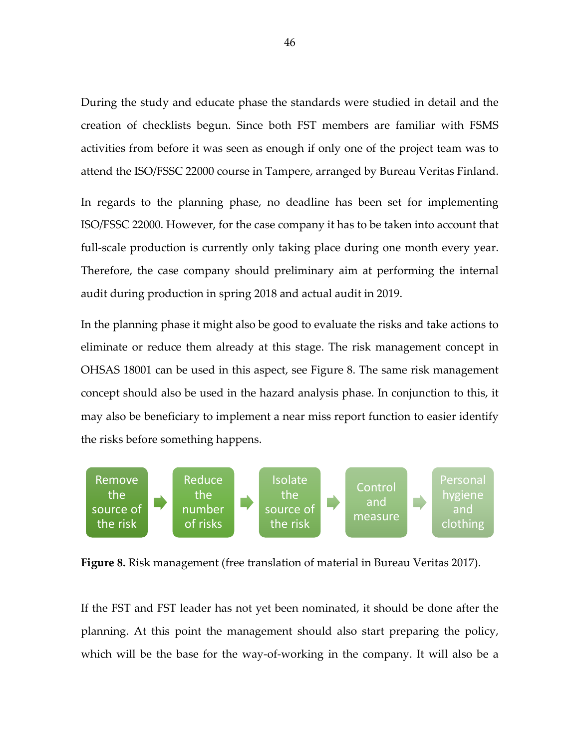During the study and educate phase the standards were studied in detail and the creation of checklists begun. Since both FST members are familiar with FSMS activities from before it was seen as enough if only one of the project team was to attend the ISO/FSSC 22000 course in Tampere, arranged by Bureau Veritas Finland.

In regards to the planning phase, no deadline has been set for implementing ISO/FSSC 22000. However, for the case company it has to be taken into account that full-scale production is currently only taking place during one month every year. Therefore, the case company should preliminary aim at performing the internal audit during production in spring 2018 and actual audit in 2019.

In the planning phase it might also be good to evaluate the risks and take actions to eliminate or reduce them already at this stage. The risk management concept in OHSAS 18001 can be used in this aspect, see Figure 8. The same risk management concept should also be used in the hazard analysis phase. In conjunction to this, it may also be beneficiary to implement a near miss report function to easier identify the risks before something happens.

Remove the source of the risk → Reduce the number of risks → Isolate the source of the risk → Control and measure → Personal hygiene and clothing

**Figure 8.** Risk management (free translation of material in Bureau Veritas 2017).

If the FST and FST leader has not yet been nominated, it should be done after the planning. At this point the management should also start preparing the policy, which will be the base for the way-of-working in the company. It will also be a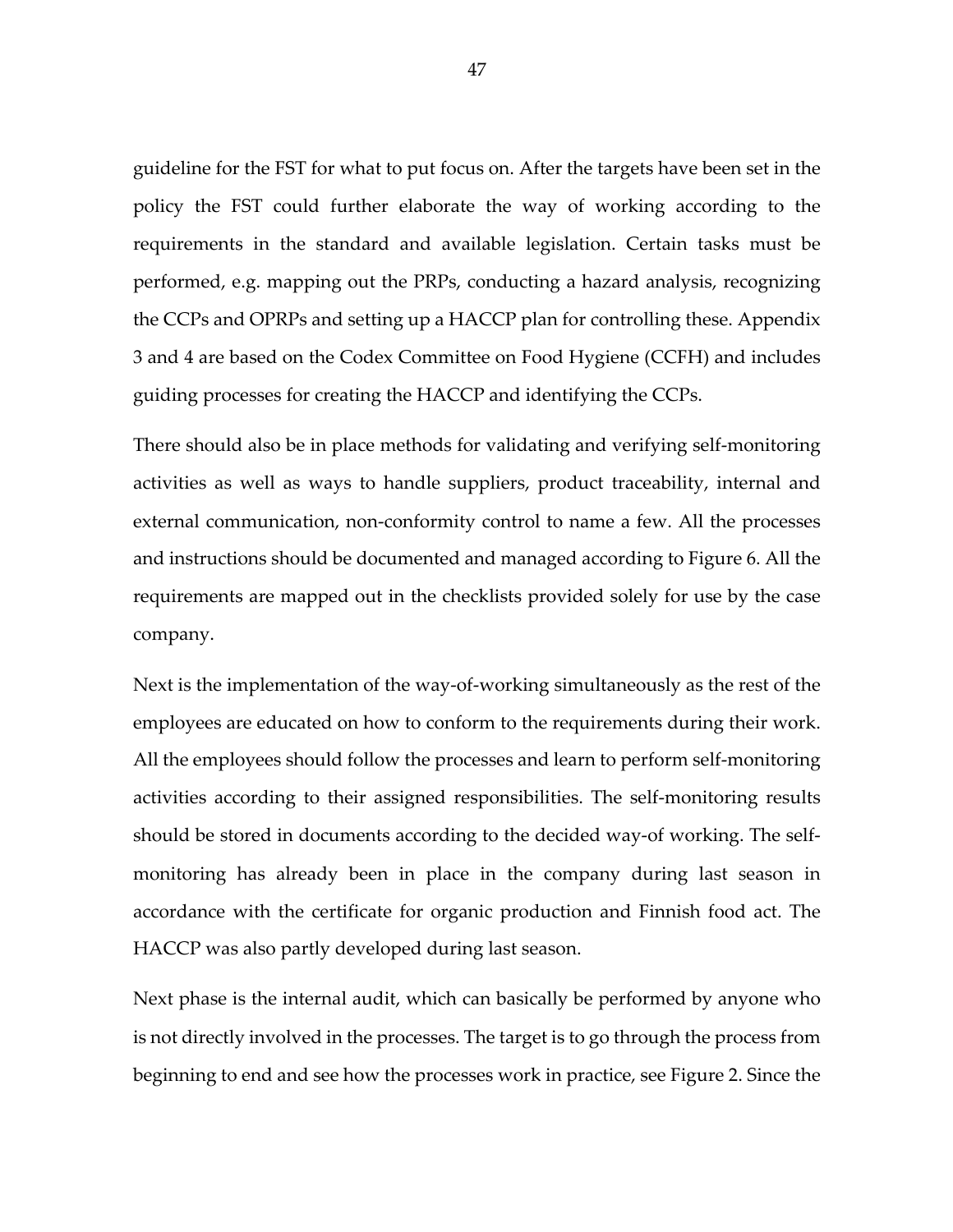guideline for the FST for what to put focus on. After the targets have been set in the policy the FST could further elaborate the way of working according to the requirements in the standard and available legislation. Certain tasks must be performed, e.g. mapping out the PRPs, conducting a hazard analysis, recognizing the CCPs and OPRPs and setting up a HACCP plan for controlling these. Appendix 3 and 4 are based on the Codex Committee on Food Hygiene (CCFH) and includes guiding processes for creating the HACCP and identifying the CCPs.

There should also be in place methods for validating and verifying self-monitoring activities as well as ways to handle suppliers, product traceability, internal and external communication, non-conformity control to name a few. All the processes and instructions should be documented and managed according to Figure 6. All the requirements are mapped out in the checklists provided solely for use by the case company.

Next is the implementation of the way-of-working simultaneously as the rest of the employees are educated on how to conform to the requirements during their work. All the employees should follow the processes and learn to perform self-monitoring activities according to their assigned responsibilities. The self-monitoring results should be stored in documents according to the decided way-of working. The self-monitoring has already been in place in the company during last season in accordance with the certificate for organic production and Finnish food act. The HACCP was also partly developed during last season.

Next phase is the internal audit, which can basically be performed by anyone who is not directly involved in the processes. The target is to go through the process from beginning to end and see how the processes work in practice, see Figure 2. Since the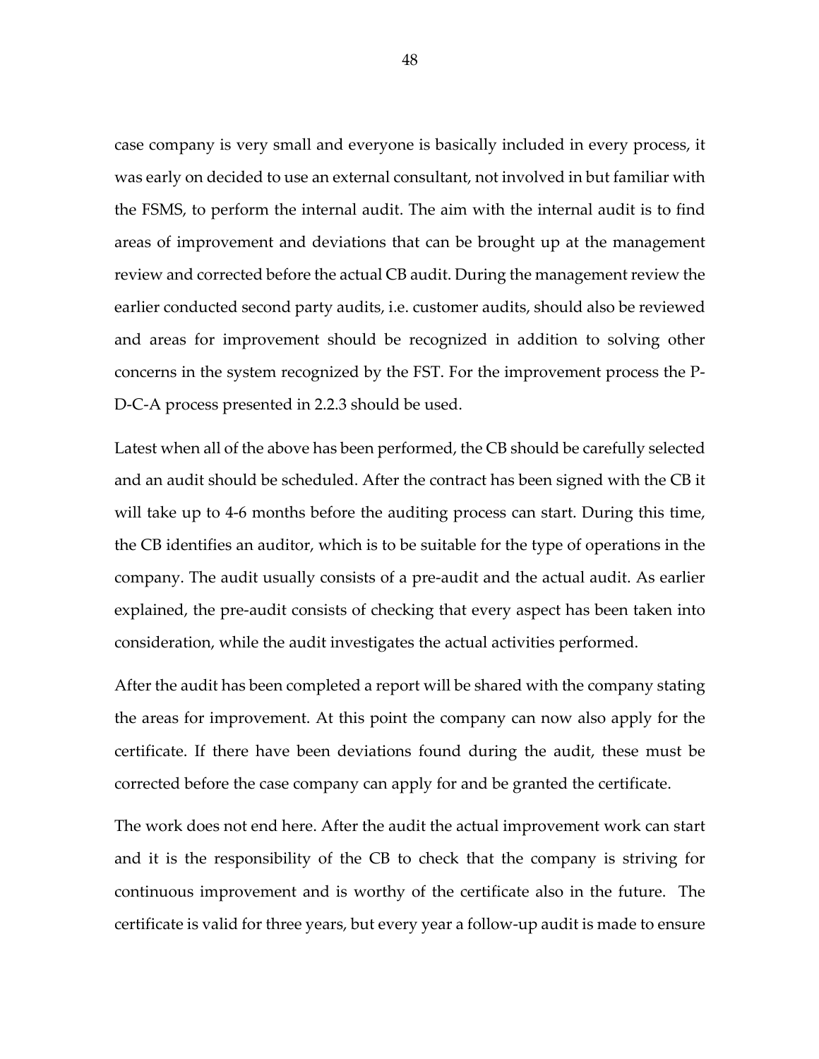case company is very small and everyone is basically included in every process, it was early on decided to use an external consultant, not involved in but familiar with the FSMS, to perform the internal audit. The aim with the internal audit is to find areas of improvement and deviations that can be brought up at the management review and corrected before the actual CB audit. During the management review the earlier conducted second party audits, i.e. customer audits, should also be reviewed and areas for improvement should be recognized in addition to solving other concerns in the system recognized by the FST. For the improvement process the P-D-C-A process presented in 2.2.3 should be used.

Latest when all of the above has been performed, the CB should be carefully selected and an audit should be scheduled. After the contract has been signed with the CB it will take up to 4-6 months before the auditing process can start. During this time, the CB identifies an auditor, which is to be suitable for the type of operations in the company. The audit usually consists of a pre-audit and the actual audit. As earlier explained, the pre-audit consists of checking that every aspect has been taken into consideration, while the audit investigates the actual activities performed.

After the audit has been completed a report will be shared with the company stating the areas for improvement. At this point the company can now also apply for the certificate. If there have been deviations found during the audit, these must be corrected before the case company can apply for and be granted the certificate.

The work does not end here. After the audit the actual improvement work can start and it is the responsibility of the CB to check that the company is striving for continuous improvement and is worthy of the certificate also in the future. The certificate is valid for three years, but every year a follow-up audit is made to ensure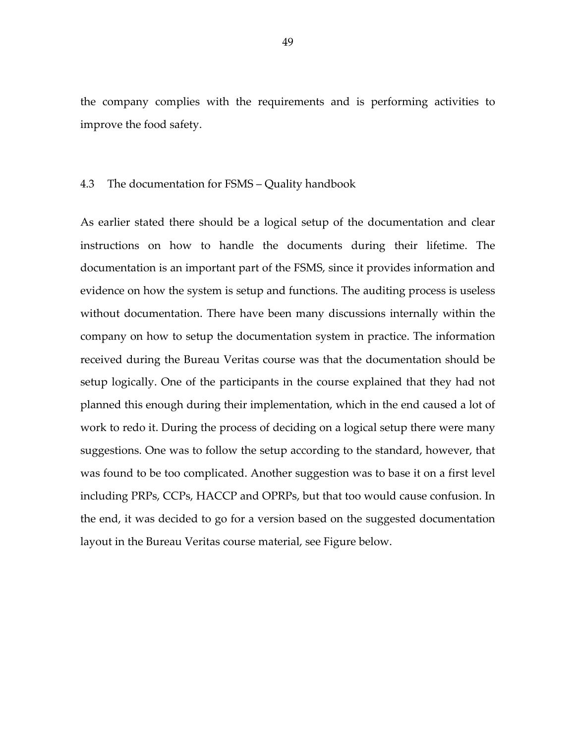the company complies with the requirements and is performing activities to improve the food safety.

## 4.3 The documentation for FSMS – Quality handbook

As earlier stated there should be a logical setup of the documentation and clear instructions on how to handle the documents during their lifetime. The documentation is an important part of the FSMS, since it provides information and evidence on how the system is setup and functions. The auditing process is useless without documentation. There have been many discussions internally within the company on how to setup the documentation system in practice. The information received during the Bureau Veritas course was that the documentation should be setup logically. One of the participants in the course explained that they had not planned this enough during their implementation, which in the end caused a lot of work to redo it. During the process of deciding on a logical setup there were many suggestions. One was to follow the setup according to the standard, however, that was found to be too complicated. Another suggestion was to base it on a first level including PRPs, CCPs, HACCP and OPRPs, but that too would cause confusion. In the end, it was decided to go for a version based on the suggested documentation layout in the Bureau Veritas course material, see Figure below.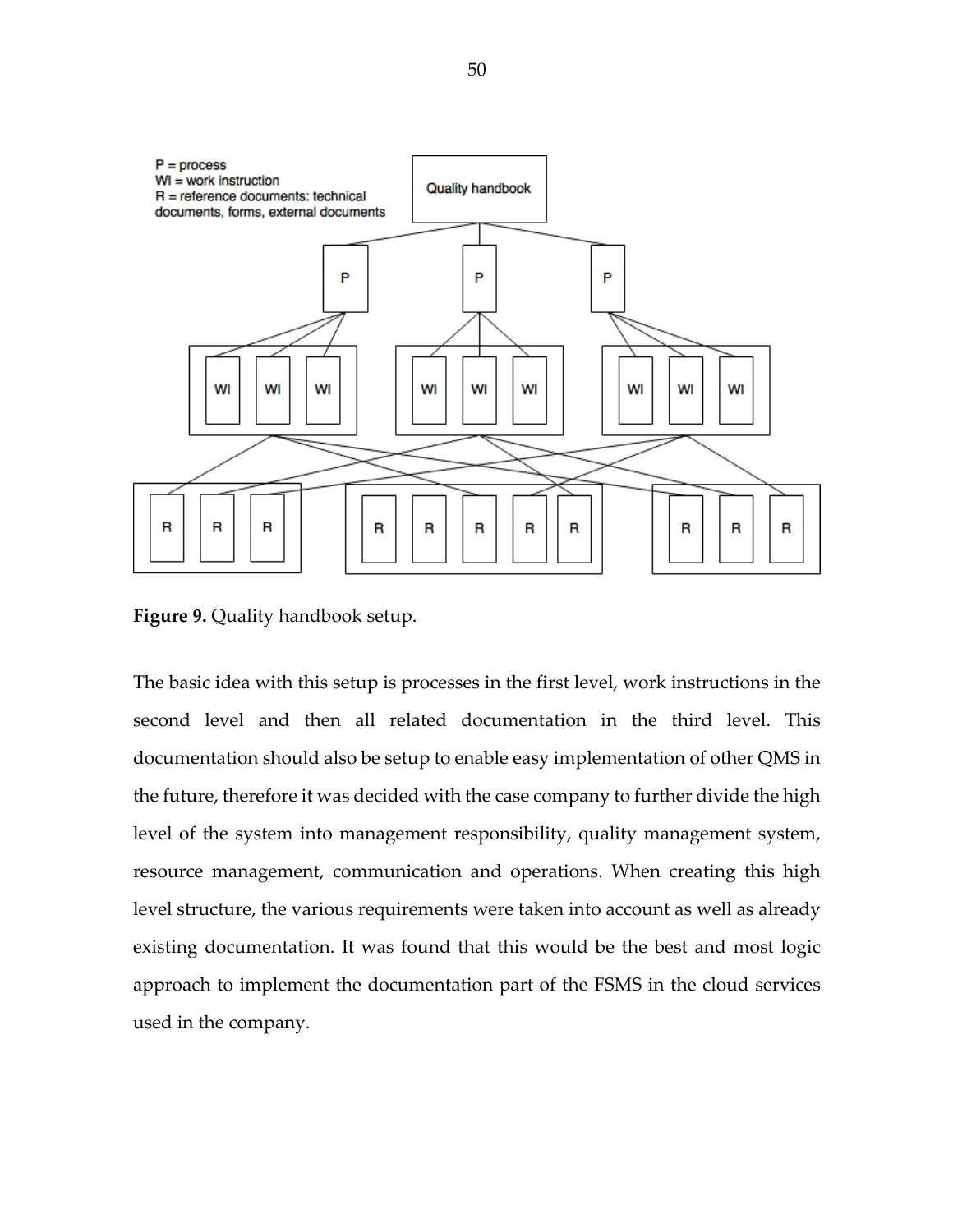**Figure 9.** Quality handbook setup.

The basic idea with this setup is processes in the first level, work instructions in the second level and then all related documentation in the third level. This documentation should also be setup to enable easy implementation of other QMS in the future, therefore it was decided with the case company to further divide the high level of the system into management responsibility, quality management system, resource management, communication and operations. When creating this high level structure, the various requirements were taken into account as well as already existing documentation. It was found that this would be the best and most logic approach to implement the documentation part of the FSMS in the cloud services used in the company.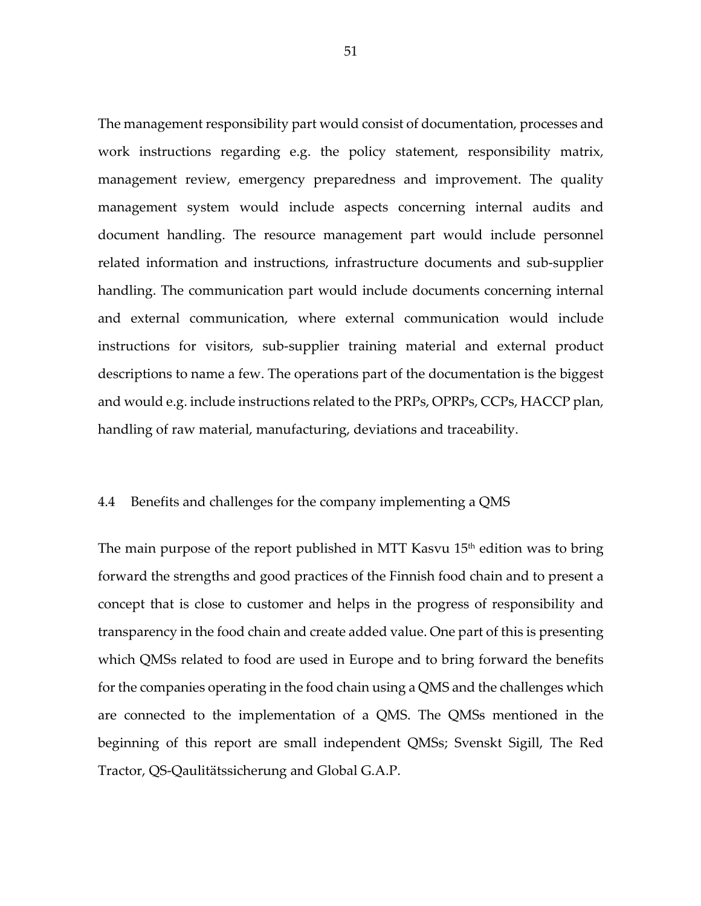The management responsibility part would consist of documentation, processes and work instructions regarding e.g. the policy statement, responsibility matrix, management review, emergency preparedness and improvement. The quality management system would include aspects concerning internal audits and document handling. The resource management part would include personnel related information and instructions, infrastructure documents and sub-supplier handling. The communication part would include documents concerning internal and external communication, where external communication would include instructions for visitors, sub-supplier training material and external product descriptions to name a few. The operations part of the documentation is the biggest and would e.g. include instructions related to the PRPs, OPRPs, CCPs, HACCP plan, handling of raw material, manufacturing, deviations and traceability.

## 4.4 Benefits and challenges for the company implementing a QMS

The main purpose of the report published in MTT Kasvu 15th edition was to bring forward the strengths and good practices of the Finnish food chain and to present a concept that is close to customer and helps in the progress of responsibility and transparency in the food chain and create added value. One part of this is presenting which QMSs related to food are used in Europe and to bring forward the benefits for the companies operating in the food chain using a QMS and the challenges which are connected to the implementation of a QMS. The QMSs mentioned in the beginning of this report are small independent QMSs; Svenskt Sigill, The Red Tractor, QS-Qaulitätssicherung and Global G.A.P.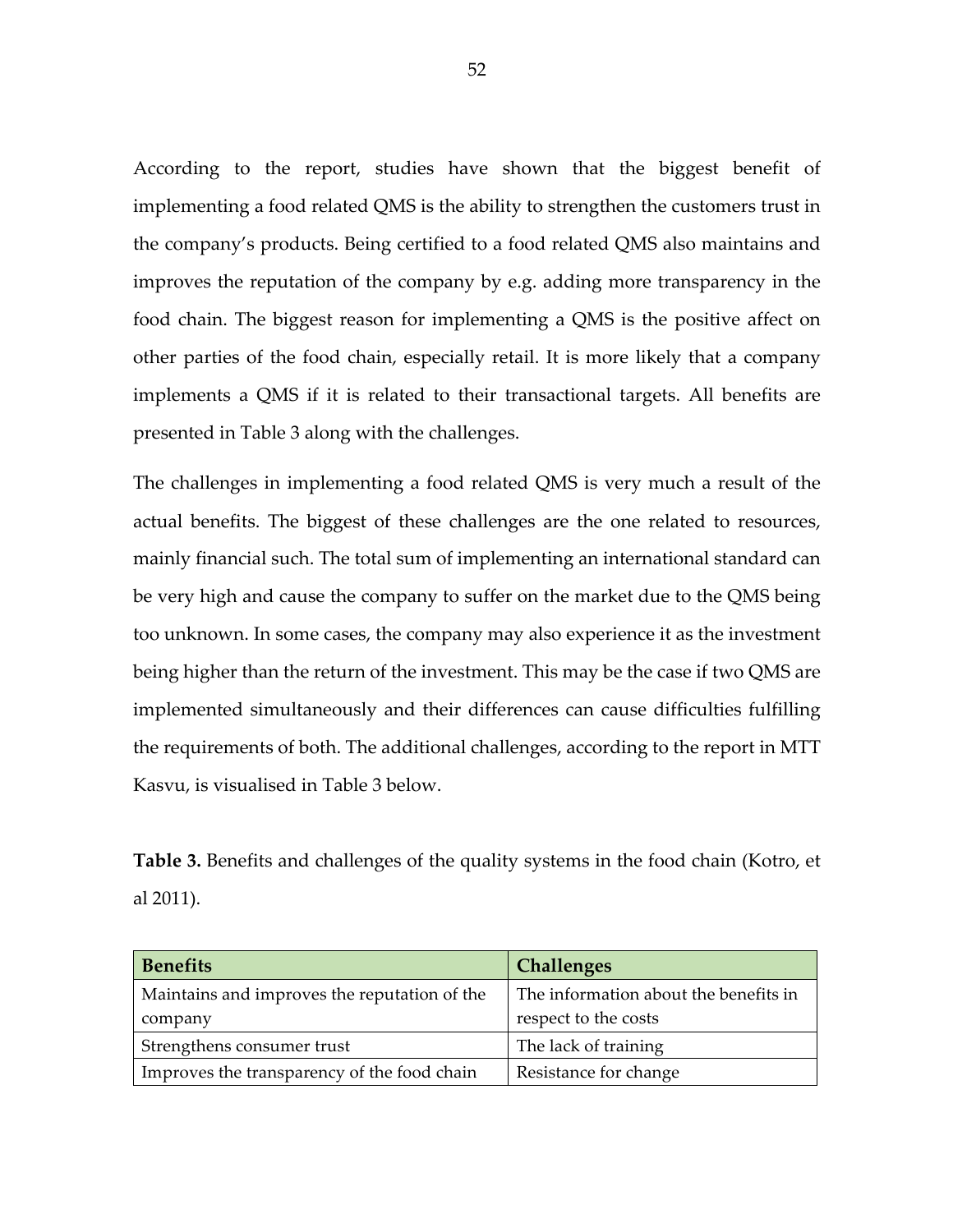According to the report, studies have shown that the biggest benefit of implementing a food related QMS is the ability to strengthen the customers trust in the company's products. Being certified to a food related QMS also maintains and improves the reputation of the company by e.g. adding more transparency in the food chain. The biggest reason for implementing a QMS is the positive affect on other parties of the food chain, especially retail. It is more likely that a company implements a QMS if it is related to their transactional targets. All benefits are presented in Table 3 along with the challenges.

The challenges in implementing a food related QMS is very much a result of the actual benefits. The biggest of these challenges are the one related to resources, mainly financial such. The total sum of implementing an international standard can be very high and cause the company to suffer on the market due to the QMS being too unknown. In some cases, the company may also experience it as the investment being higher than the return of the investment. This may be the case if two QMS are implemented simultaneously and their differences can cause difficulties fulfilling the requirements of both. The additional challenges, according to the report in MTT Kasvu, is visualised in Table 3 below.

**Table 3.** Benefits and challenges of the quality systems in the food chain (Kotro, et al 2011).

| **Benefits** | **Challenges** |
| --- | --- |
| Maintains and improves the reputation of the company | The information about the benefits in respect to the costs |
| Strengthens consumer trust | The lack of training |
| Improves the transparency of the food chain | Resistance for change |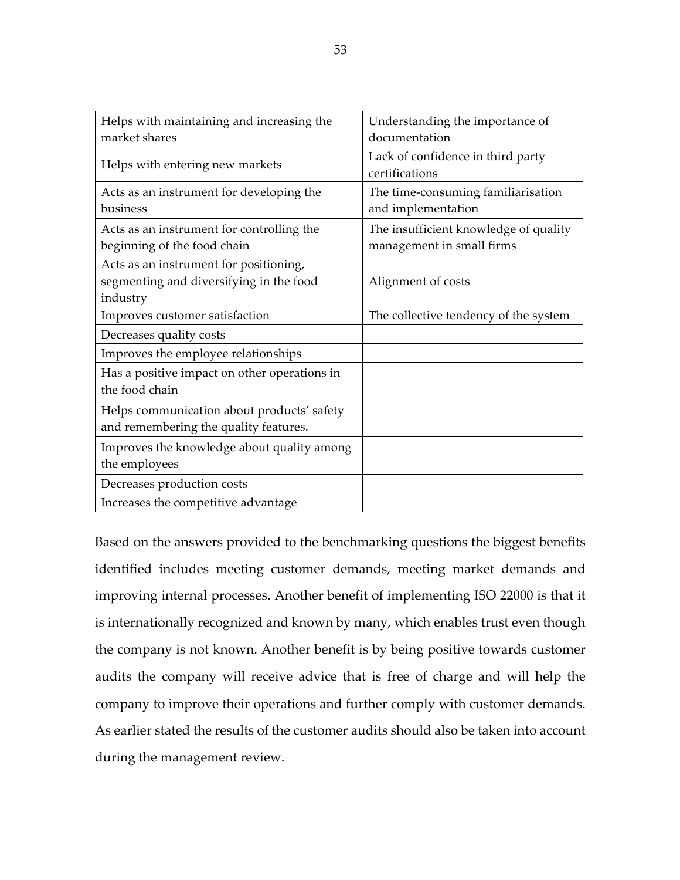| | |
|---|---|
| Helps with maintaining and increasing the market shares | Understanding the importance of documentation |
| Helps with entering new markets | Lack of confidence in third party certifications |
| Acts as an instrument for developing the business | The time-consuming familiarisation and implementation |
| Acts as an instrument for controlling the beginning of the food chain | The insufficient knowledge of quality management in small firms |
| Acts as an instrument for positioning, segmenting and diversifying in the food industry | Alignment of costs |
| Improves customer satisfaction | The collective tendency of the system |
| Decreases quality costs | |
| Improves the employee relationships | |
| Has a positive impact on other operations in the food chain | |
| Helps communication about products' safety and remembering the quality features. | |
| Improves the knowledge about quality among the employees | |
| Decreases production costs | |
| Increases the competitive advantage | |

Based on the answers provided to the benchmarking questions the biggest benefits identified includes meeting customer demands, meeting market demands and improving internal processes. Another benefit of implementing ISO 22000 is that it is internationally recognized and known by many, which enables trust even though the company is not known. Another benefit is by being positive towards customer audits the company will receive advice that is free of charge and will help the company to improve their operations and further comply with customer demands. As earlier stated the results of the customer audits should also be taken into account during the management review.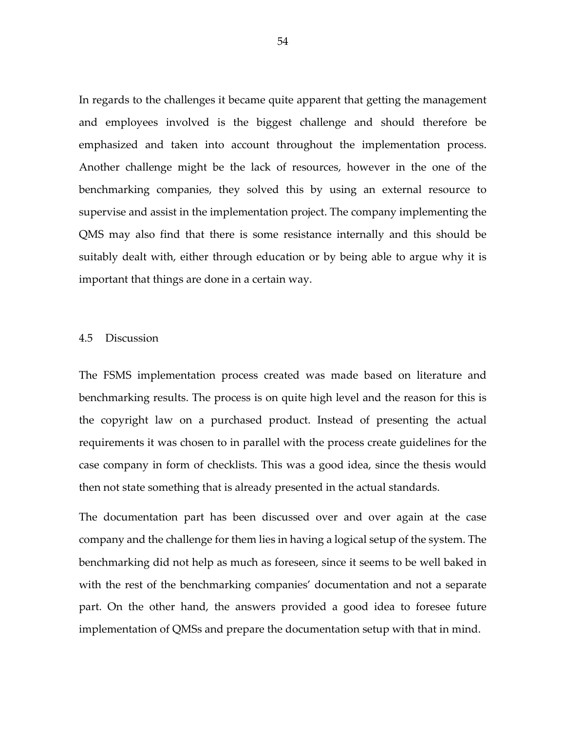In regards to the challenges it became quite apparent that getting the management and employees involved is the biggest challenge and should therefore be emphasized and taken into account throughout the implementation process. Another challenge might be the lack of resources, however in the one of the benchmarking companies, they solved this by using an external resource to supervise and assist in the implementation project. The company implementing the QMS may also find that there is some resistance internally and this should be suitably dealt with, either through education or by being able to argue why it is important that things are done in a certain way.

### 4.5 Discussion

The FSMS implementation process created was made based on literature and benchmarking results. The process is on quite high level and the reason for this is the copyright law on a purchased product. Instead of presenting the actual requirements it was chosen to in parallel with the process create guidelines for the case company in form of checklists. This was a good idea, since the thesis would then not state something that is already presented in the actual standards.

The documentation part has been discussed over and over again at the case company and the challenge for them lies in having a logical setup of the system. The benchmarking did not help as much as foreseen, since it seems to be well baked in with the rest of the benchmarking companies' documentation and not a separate part. On the other hand, the answers provided a good idea to foresee future implementation of QMSs and prepare the documentation setup with that in mind.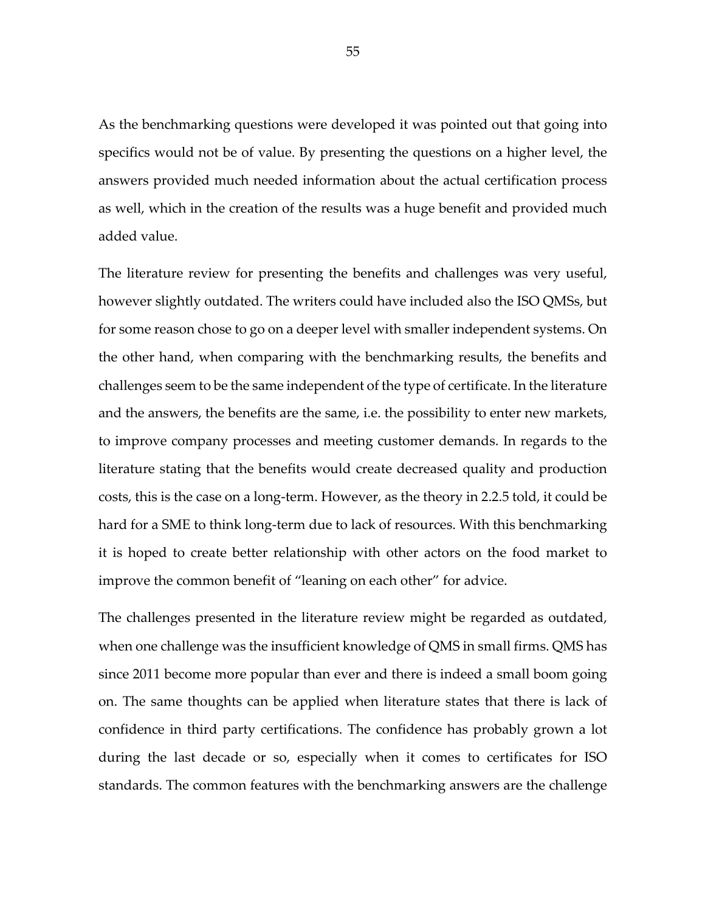As the benchmarking questions were developed it was pointed out that going into specifics would not be of value. By presenting the questions on a higher level, the answers provided much needed information about the actual certification process as well, which in the creation of the results was a huge benefit and provided much added value.

The literature review for presenting the benefits and challenges was very useful, however slightly outdated. The writers could have included also the ISO QMSs, but for some reason chose to go on a deeper level with smaller independent systems. On the other hand, when comparing with the benchmarking results, the benefits and challenges seem to be the same independent of the type of certificate. In the literature and the answers, the benefits are the same, i.e. the possibility to enter new markets, to improve company processes and meeting customer demands. In regards to the literature stating that the benefits would create decreased quality and production costs, this is the case on a long-term. However, as the theory in 2.2.5 told, it could be hard for a SME to think long-term due to lack of resources. With this benchmarking it is hoped to create better relationship with other actors on the food market to improve the common benefit of "leaning on each other" for advice.

The challenges presented in the literature review might be regarded as outdated, when one challenge was the insufficient knowledge of QMS in small firms. QMS has since 2011 become more popular than ever and there is indeed a small boom going on. The same thoughts can be applied when literature states that there is lack of confidence in third party certifications. The confidence has probably grown a lot during the last decade or so, especially when it comes to certificates for ISO standards. The common features with the benchmarking answers are the challenge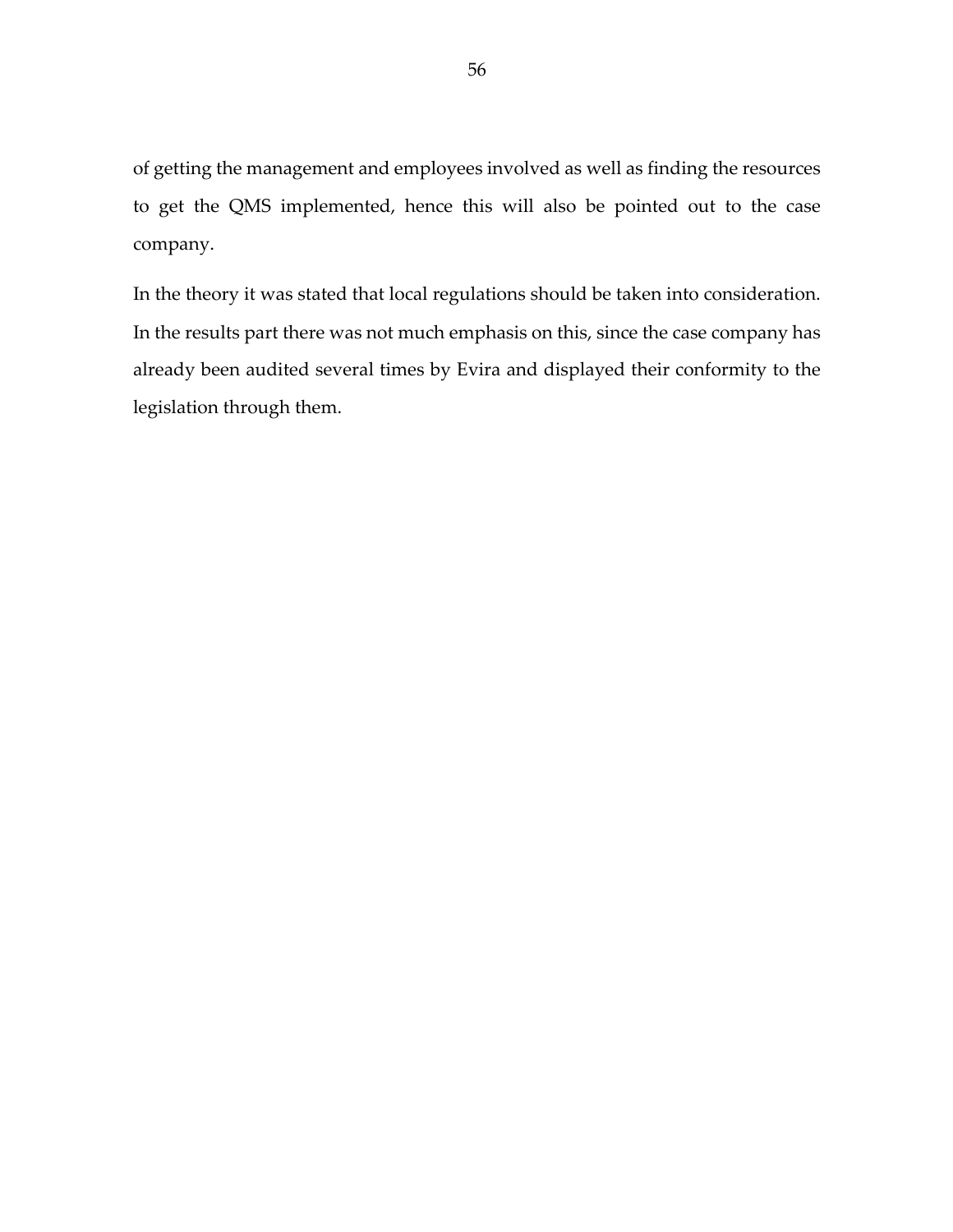of getting the management and employees involved as well as finding the resources to get the QMS implemented, hence this will also be pointed out to the case company.

In the theory it was stated that local regulations should be taken into consideration. In the results part there was not much emphasis on this, since the case company has already been audited several times by Evira and displayed their conformity to the legislation through them.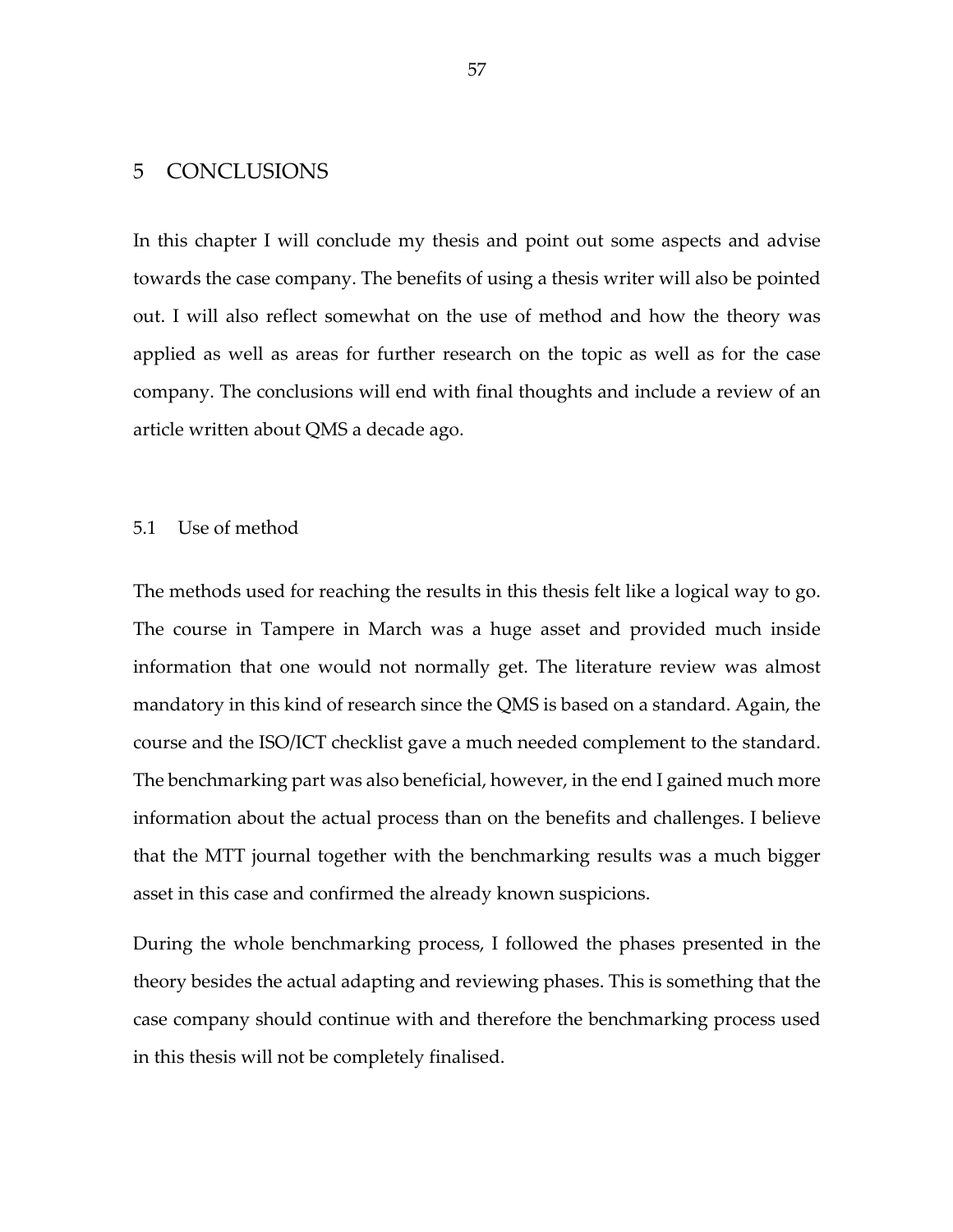# 5 CONCLUSIONS

In this chapter I will conclude my thesis and point out some aspects and advise towards the case company. The benefits of using a thesis writer will also be pointed out. I will also reflect somewhat on the use of method and how the theory was applied as well as areas for further research on the topic as well as for the case company. The conclusions will end with final thoughts and include a review of an article written about QMS a decade ago.

## 5.1 Use of method

The methods used for reaching the results in this thesis felt like a logical way to go. The course in Tampere in March was a huge asset and provided much inside information that one would not normally get. The literature review was almost mandatory in this kind of research since the QMS is based on a standard. Again, the course and the ISO/ICT checklist gave a much needed complement to the standard. The benchmarking part was also beneficial, however, in the end I gained much more information about the actual process than on the benefits and challenges. I believe that the MTT journal together with the benchmarking results was a much bigger asset in this case and confirmed the already known suspicions.

During the whole benchmarking process, I followed the phases presented in the theory besides the actual adapting and reviewing phases. This is something that the case company should continue with and therefore the benchmarking process used in this thesis will not be completely finalised.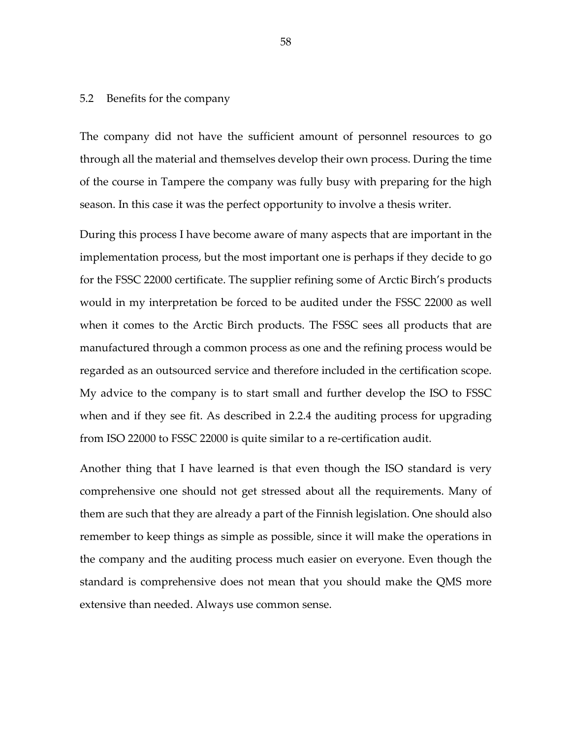## 5.2 Benefits for the company

The company did not have the sufficient amount of personnel resources to go through all the material and themselves develop their own process. During the time of the course in Tampere the company was fully busy with preparing for the high season. In this case it was the perfect opportunity to involve a thesis writer.

During this process I have become aware of many aspects that are important in the implementation process, but the most important one is perhaps if they decide to go for the FSSC 22000 certificate. The supplier refining some of Arctic Birch's products would in my interpretation be forced to be audited under the FSSC 22000 as well when it comes to the Arctic Birch products. The FSSC sees all products that are manufactured through a common process as one and the refining process would be regarded as an outsourced service and therefore included in the certification scope. My advice to the company is to start small and further develop the ISO to FSSC when and if they see fit. As described in 2.2.4 the auditing process for upgrading from ISO 22000 to FSSC 22000 is quite similar to a re-certification audit.

Another thing that I have learned is that even though the ISO standard is very comprehensive one should not get stressed about all the requirements. Many of them are such that they are already a part of the Finnish legislation. One should also remember to keep things as simple as possible, since it will make the operations in the company and the auditing process much easier on everyone. Even though the standard is comprehensive does not mean that you should make the QMS more extensive than needed. Always use common sense.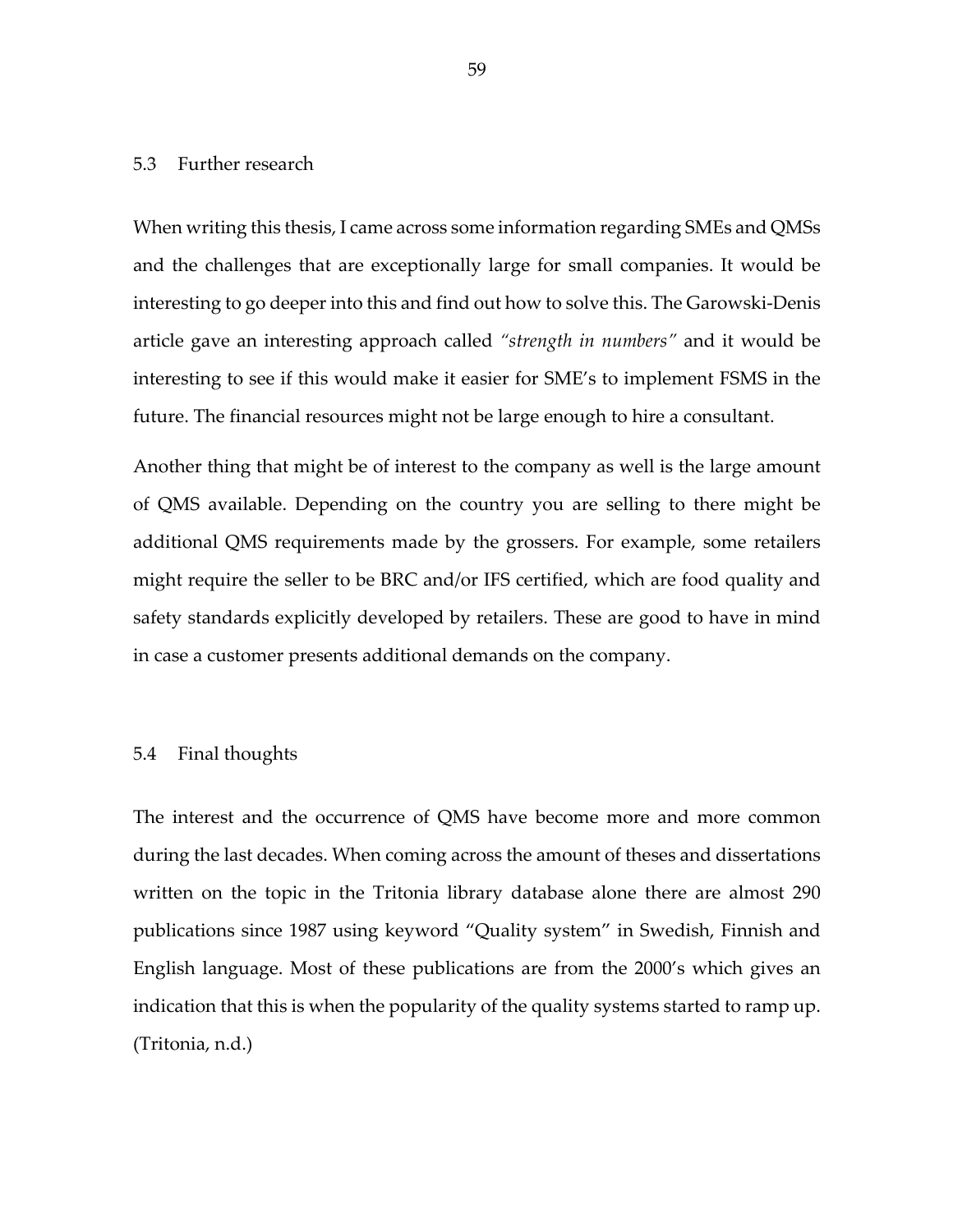### 5.3 Further research

When writing this thesis, I came across some information regarding SMEs and QMSs and the challenges that are exceptionally large for small companies. It would be interesting to go deeper into this and find out how to solve this. The Garowski-Denis article gave an interesting approach called *"strength in numbers"* and it would be interesting to see if this would make it easier for SME's to implement FSMS in the future. The financial resources might not be large enough to hire a consultant.

Another thing that might be of interest to the company as well is the large amount of QMS available. Depending on the country you are selling to there might be additional QMS requirements made by the grossers. For example, some retailers might require the seller to be BRC and/or IFS certified, which are food quality and safety standards explicitly developed by retailers. These are good to have in mind in case a customer presents additional demands on the company.

### 5.4 Final thoughts

The interest and the occurrence of QMS have become more and more common during the last decades. When coming across the amount of theses and dissertations written on the topic in the Tritonia library database alone there are almost 290 publications since 1987 using keyword "Quality system" in Swedish, Finnish and English language. Most of these publications are from the 2000's which gives an indication that this is when the popularity of the quality systems started to ramp up. (Tritonia, n.d.)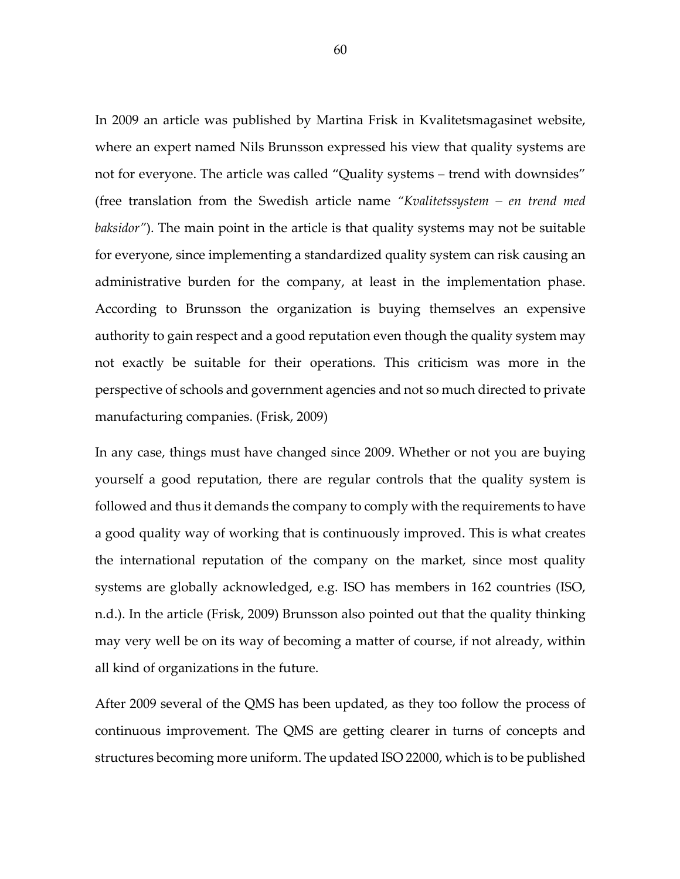In 2009 an article was published by Martina Frisk in Kvalitetsmagasinet website, where an expert named Nils Brunsson expressed his view that quality systems are not for everyone. The article was called "Quality systems – trend with downsides" (free translation from the Swedish article name *"Kvalitetssystem – en trend med baksidor"*). The main point in the article is that quality systems may not be suitable for everyone, since implementing a standardized quality system can risk causing an administrative burden for the company, at least in the implementation phase. According to Brunsson the organization is buying themselves an expensive authority to gain respect and a good reputation even though the quality system may not exactly be suitable for their operations. This criticism was more in the perspective of schools and government agencies and not so much directed to private manufacturing companies. (Frisk, 2009)

In any case, things must have changed since 2009. Whether or not you are buying yourself a good reputation, there are regular controls that the quality system is followed and thus it demands the company to comply with the requirements to have a good quality way of working that is continuously improved. This is what creates the international reputation of the company on the market, since most quality systems are globally acknowledged, e.g. ISO has members in 162 countries (ISO, n.d.). In the article (Frisk, 2009) Brunsson also pointed out that the quality thinking may very well be on its way of becoming a matter of course, if not already, within all kind of organizations in the future.

After 2009 several of the QMS has been updated, as they too follow the process of continuous improvement. The QMS are getting clearer in turns of concepts and structures becoming more uniform. The updated ISO 22000, which is to be published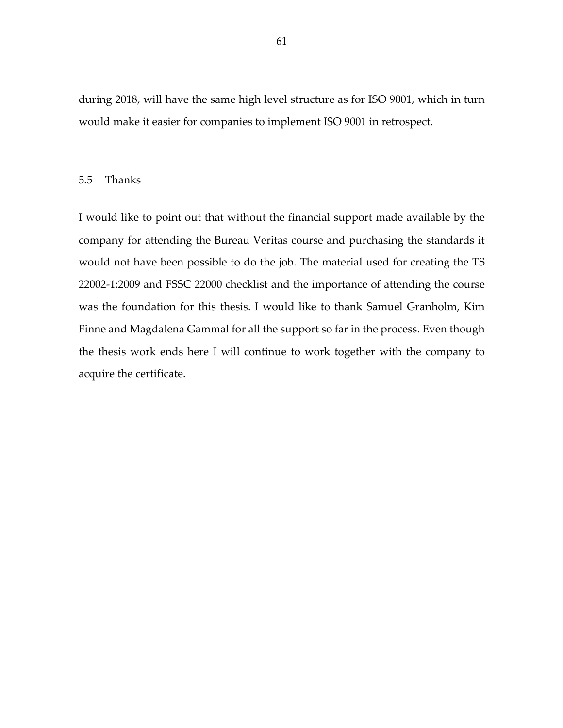during 2018, will have the same high level structure as for ISO 9001, which in turn would make it easier for companies to implement ISO 9001 in retrospect.

## 5.5 Thanks

I would like to point out that without the financial support made available by the company for attending the Bureau Veritas course and purchasing the standards it would not have been possible to do the job. The material used for creating the TS 22002-1:2009 and FSSC 22000 checklist and the importance of attending the course was the foundation for this thesis. I would like to thank Samuel Granholm, Kim Finne and Magdalena Gammal for all the support so far in the process. Even though the thesis work ends here I will continue to work together with the company to acquire the certificate.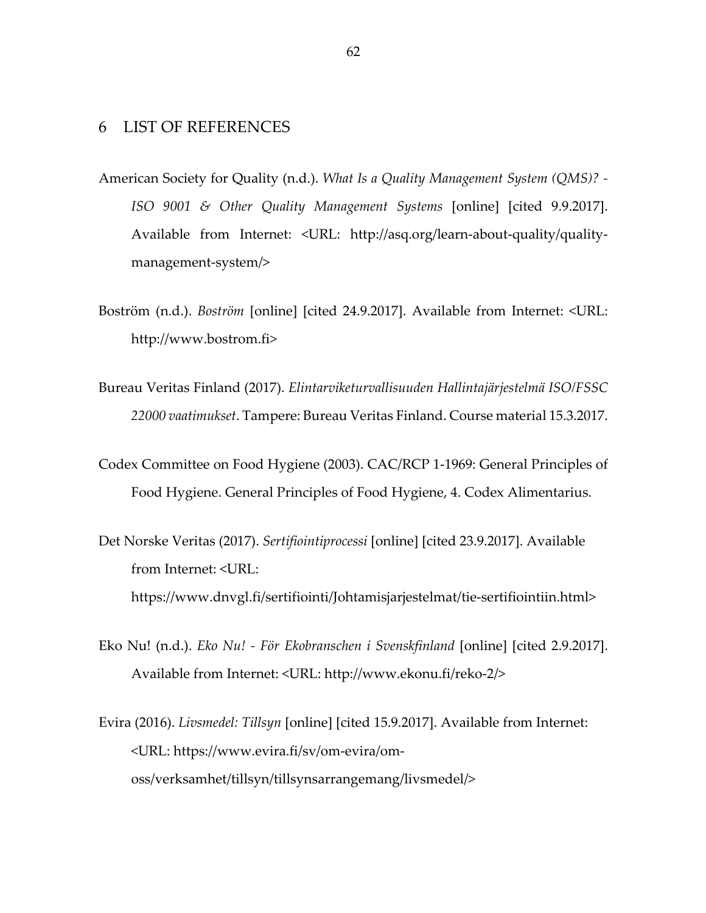# 6 LIST OF REFERENCES

American Society for Quality (n.d.). *What Is a Quality Management System (QMS)? - ISO 9001 & Other Quality Management Systems* [online] [cited 9.9.2017]. Available from Internet: <URL: http://asq.org/learn-about-quality/quality-management-system/>

Boström (n.d.). *Boström* [online] [cited 24.9.2017]. Available from Internet: <URL: http://www.bostrom.fi>

Bureau Veritas Finland (2017). *Elintarviketurvallisuuden Hallintajärjestelmä ISO/FSSC 22000 vaatimukset*. Tampere: Bureau Veritas Finland. Course material 15.3.2017.

Codex Committee on Food Hygiene (2003). CAC/RCP 1-1969: General Principles of Food Hygiene. General Principles of Food Hygiene, 4. Codex Alimentarius.

Det Norske Veritas (2017). *Sertifiointiprocessi* [online] [cited 23.9.2017]. Available from Internet: <URL: https://www.dnvgl.fi/sertifiointi/Johtamisjarjestelmat/tie-sertifiointiin.html>

Eko Nu! (n.d.). *Eko Nu! - För Ekobranschen i Svenskfinland* [online] [cited 2.9.2017]. Available from Internet: <URL: http://www.ekonu.fi/reko-2/>

Evira (2016). *Livsmedel: Tillsyn* [online] [cited 15.9.2017]. Available from Internet: <URL: https://www.evira.fi/sv/om-evira/om-oss/verksamhet/tillsyn/tillsynsarrangemang/livsmedel/>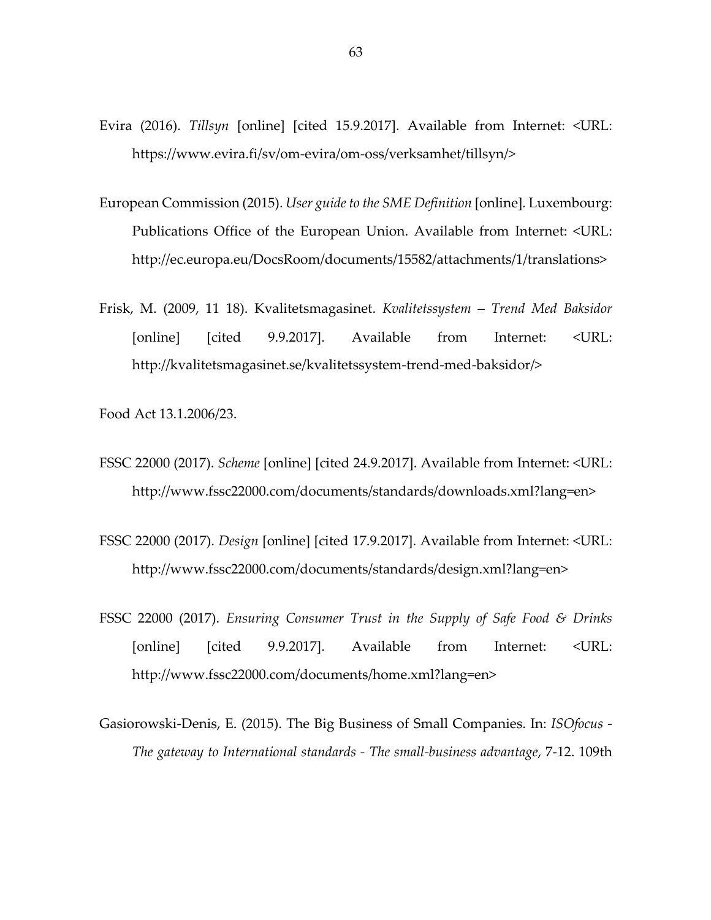Evira (2016). *Tillsyn* [online] [cited 15.9.2017]. Available from Internet: <URL: https://www.evira.fi/sv/om-evira/om-oss/verksamhet/tillsyn/>

European Commission (2015). *User guide to the SME Definition* [online]. Luxembourg: Publications Office of the European Union. Available from Internet: <URL: http://ec.europa.eu/DocsRoom/documents/15582/attachments/1/translations>

Frisk, M. (2009, 11 18). Kvalitetsmagasinet. *Kvalitetssystem – Trend Med Baksidor* [online] [cited 9.9.2017]. Available from Internet: <URL: http://kvalitetsmagasinet.se/kvalitetssystem-trend-med-baksidor/>

Food Act 13.1.2006/23.

FSSC 22000 (2017). *Scheme* [online] [cited 24.9.2017]. Available from Internet: <URL: http://www.fssc22000.com/documents/standards/downloads.xml?lang=en>

FSSC 22000 (2017). *Design* [online] [cited 17.9.2017]. Available from Internet: <URL: http://www.fssc22000.com/documents/standards/design.xml?lang=en>

FSSC 22000 (2017). *Ensuring Consumer Trust in the Supply of Safe Food & Drinks* [online] [cited 9.9.2017]. Available from Internet: <URL: http://www.fssc22000.com/documents/home.xml?lang=en>

Gasiorowski-Denis, E. (2015). The Big Business of Small Companies. In: *ISOfocus - The gateway to International standards - The small-business advantage*, 7-12. 109th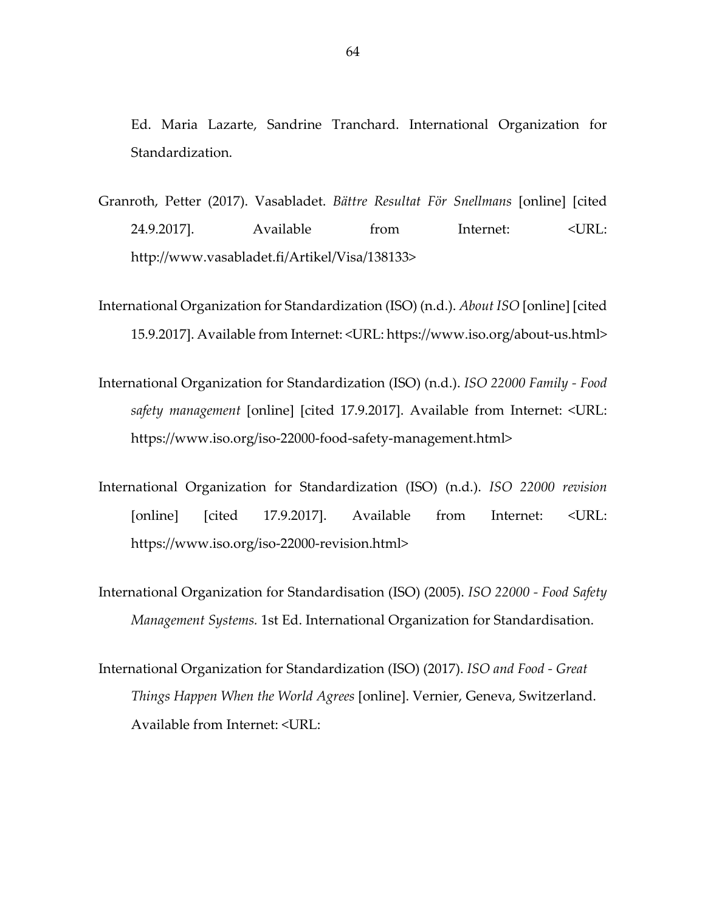Ed. Maria Lazarte, Sandrine Tranchard. International Organization for Standardization.

Granroth, Petter (2017). Vasabladet. *Bättre Resultat För Snellmans* [online] [cited 24.9.2017]. Available from Internet: <URL: http://www.vasabladet.fi/Artikel/Visa/138133>

International Organization for Standardization (ISO) (n.d.). *About ISO* [online] [cited 15.9.2017]. Available from Internet: <URL: https://www.iso.org/about-us.html>

International Organization for Standardization (ISO) (n.d.). *ISO 22000 Family - Food safety management* [online] [cited 17.9.2017]. Available from Internet: <URL: https://www.iso.org/iso-22000-food-safety-management.html>

International Organization for Standardization (ISO) (n.d.). *ISO 22000 revision* [online] [cited 17.9.2017]. Available from Internet: <URL: https://www.iso.org/iso-22000-revision.html>

International Organization for Standardisation (ISO) (2005). *ISO 22000 - Food Safety Management Systems.* 1st Ed. International Organization for Standardisation.

International Organization for Standardization (ISO) (2017). *ISO and Food - Great Things Happen When the World Agrees* [online]. Vernier, Geneva, Switzerland. Available from Internet: <URL: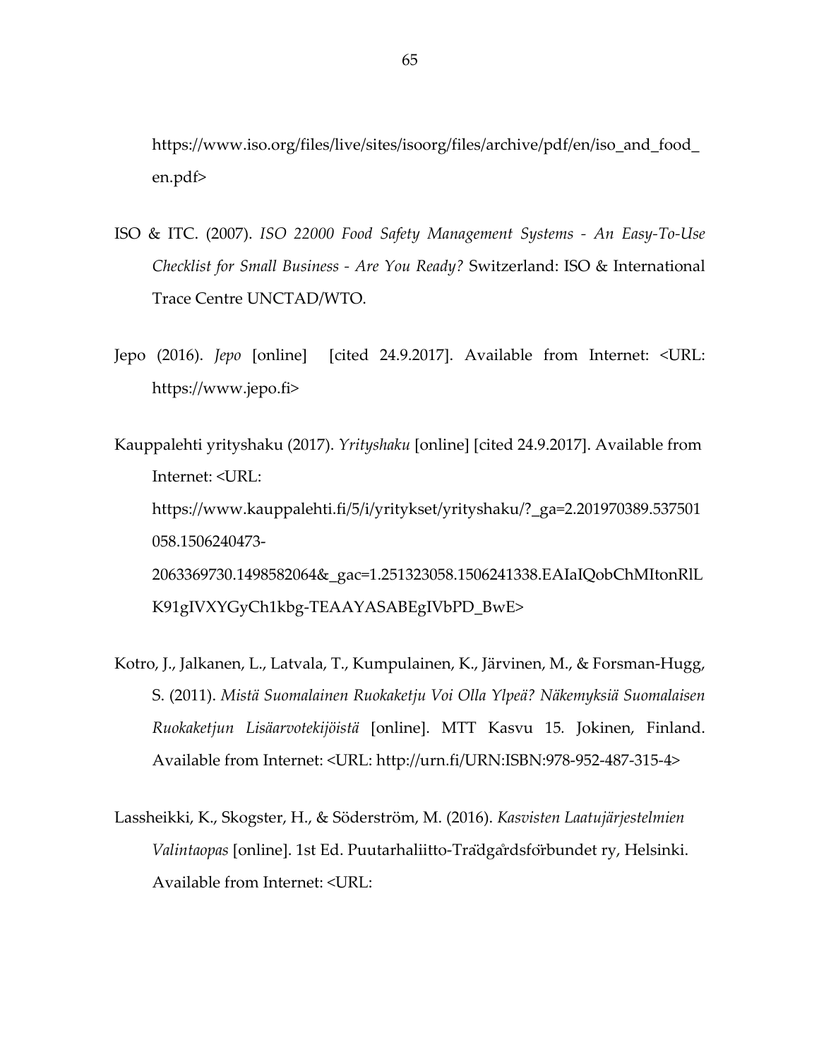https://www.iso.org/files/live/sites/isoorg/files/archive/pdf/en/iso_and_food_en.pdf>

ISO & ITC. (2007). *ISO 22000 Food Safety Management Systems - An Easy-To-Use Checklist for Small Business - Are You Ready?* Switzerland: ISO & International Trace Centre UNCTAD/WTO.

Jepo (2016). *Jepo* [online] [cited 24.9.2017]. Available from Internet: <URL: https://www.jepo.fi>

Kauppalehti yrityshaku (2017). *Yrityshaku* [online] [cited 24.9.2017]. Available from Internet: <URL: https://www.kauppalehti.fi/5/i/yritykset/yrityshaku/?_ga=2.201970389.537501058.1506240473-2063369730.1498582064&_gac=1.251323058.1506241338.EAIaIQobChMItonRlLK91gIVXYGyCh1kbg-TEAAYASABEgIVbPD_BwE>

Kotro, J., Jalkanen, L., Latvala, T., Kumpulainen, K., Järvinen, M., & Forsman-Hugg, S. (2011). *Mistä Suomalainen Ruokaketju Voi Olla Ylpeä? Näkemyksiä Suomalaisen Ruokaketjun Lisäarvotekijöistä* [online]. MTT Kasvu 15. Jokinen, Finland. Available from Internet: <URL: http://urn.fi/URN:ISBN:978-952-487-315-4>

Lassheikki, K., Skogster, H., & Söderström, M. (2016). *Kasvisten Laatujärjestelmien Valintaopas* [online]. 1st Ed. Puutarhaliitto-Trädgårdsförbundet ry, Helsinki. Available from Internet: <URL: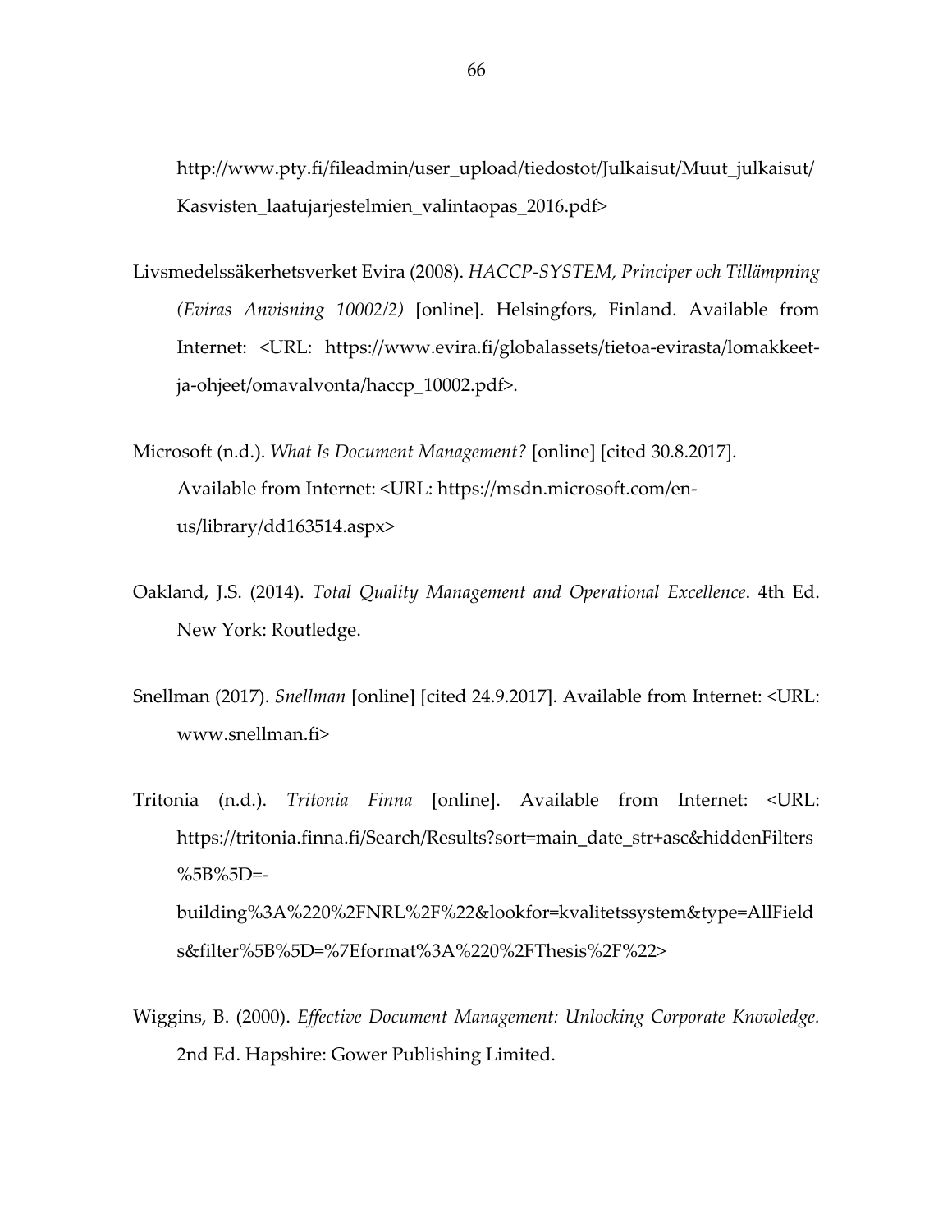http://www.pty.fi/fileadmin/user_upload/tiedostot/Julkaisut/Muut_julkaisut/Kasvisten_laatujarjestelmien_valintaopas_2016.pdf>

Livsmedelssäkerhetsverket Evira (2008). *HACCP-SYSTEM, Principer och Tillämpning (Eviras Anvisning 10002/2)* [online]. Helsingfors, Finland. Available from Internet: <URL: https://www.evira.fi/globalassets/tietoa-evirasta/lomakkeet-ja-ohjeet/omavalvonta/haccp_10002.pdf>.

Microsoft (n.d.). *What Is Document Management?* [online] [cited 30.8.2017]. Available from Internet: <URL: https://msdn.microsoft.com/en-us/library/dd163514.aspx>

Oakland, J.S. (2014). *Total Quality Management and Operational Excellence*. 4th Ed. New York: Routledge.

Snellman (2017). *Snellman* [online] [cited 24.9.2017]. Available from Internet: <URL: www.snellman.fi>

Tritonia (n.d.). *Tritonia Finna* [online]. Available from Internet: <URL: https://tritonia.finna.fi/Search/Results?sort=main_date_str+asc&hiddenFilters%5B%5D=-building%3A%220%2FNRL%2F%22&lookfor=kvalitetssystem&type=AllFields&filter%5B%5D=%7Eformat%3A%220%2FThesis%2F%22>

Wiggins, B. (2000). *Effective Document Management: Unlocking Corporate Knowledge.* 2nd Ed. Hapshire: Gower Publishing Limited.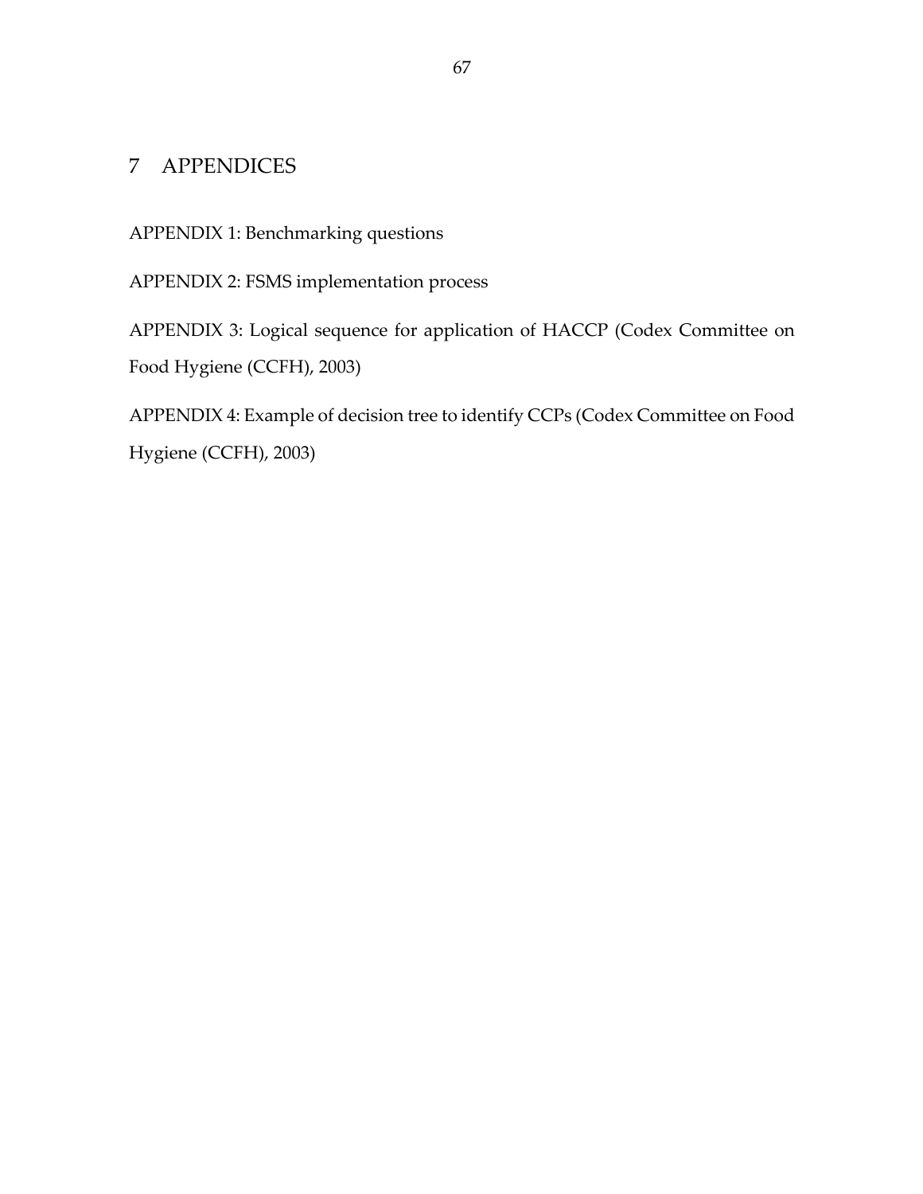# 7 APPENDICES

APPENDIX 1: Benchmarking questions

APPENDIX 2: FSMS implementation process

APPENDIX 3: Logical sequence for application of HACCP (Codex Committee on Food Hygiene (CCFH), 2003)

APPENDIX 4: Example of decision tree to identify CCPs (Codex Committee on Food Hygiene (CCFH), 2003)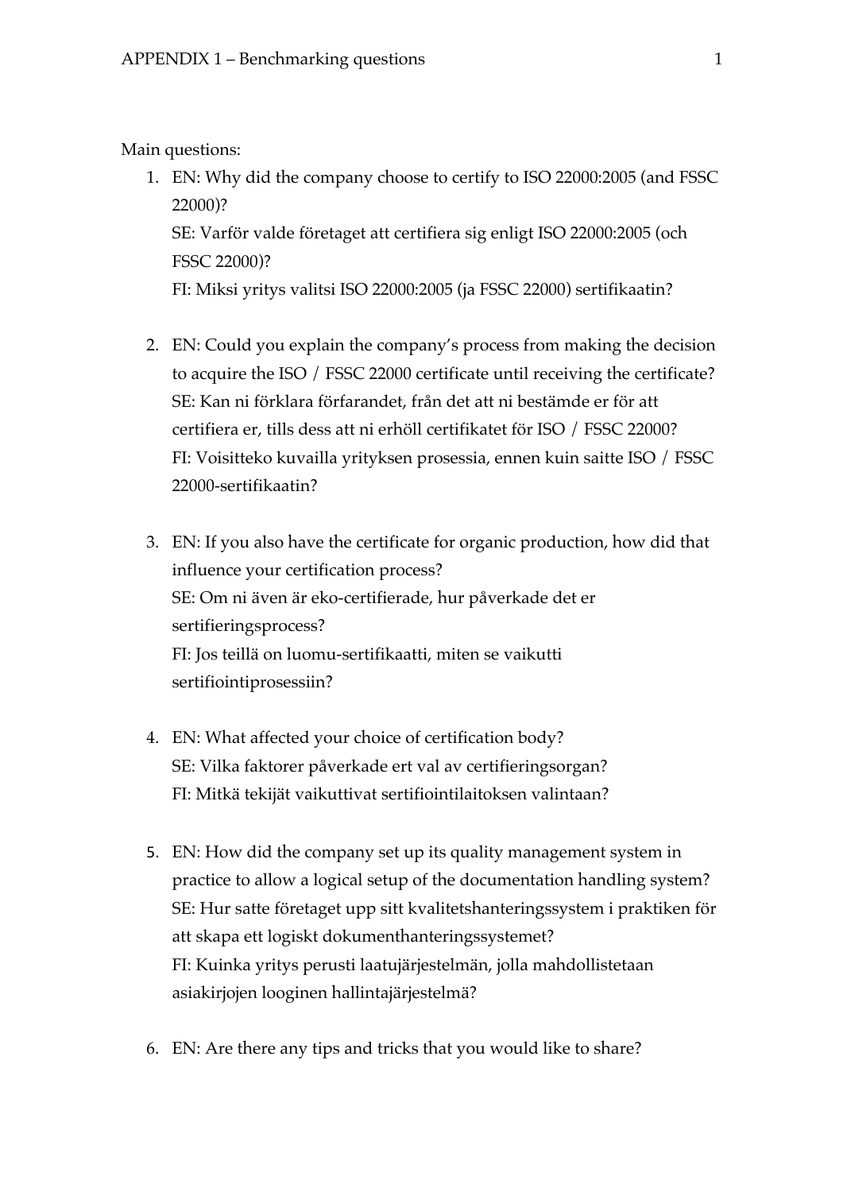Main questions:

1. EN: Why did the company choose to certify to ISO 22000:2005 (and FSSC 22000)?
   SE: Varför valde företaget att certifiera sig enligt ISO 22000:2005 (och FSSC 22000)?
   FI: Miksi yritys valitsi ISO 22000:2005 (ja FSSC 22000) sertifikaatin?

2. EN: Could you explain the company's process from making the decision to acquire the ISO / FSSC 22000 certificate until receiving the certificate?
   SE: Kan ni förklara förfarandet, från det att ni bestämde er för att certifiera er, tills dess att ni erhöll certifikatet för ISO / FSSC 22000?
   FI: Voisitteko kuvailla yrityksen prosessia, ennen kuin saitte ISO / FSSC 22000-sertifikaatin?

3. EN: If you also have the certificate for organic production, how did that influence your certification process?
   SE: Om ni även är eko-certifierade, hur påverkade det er sertifieringsprocess?
   FI: Jos teillä on luomu-sertifikaatti, miten se vaikutti sertifiointiprosessiin?

4. EN: What affected your choice of certification body?
   SE: Vilka faktorer påverkade ert val av certifieringsorgan?
   FI: Mitkä tekijät vaikuttivat sertifiointilaitoksen valintaan?

5. EN: How did the company set up its quality management system in practice to allow a logical setup of the documentation handling system?
   SE: Hur satte företaget upp sitt kvalitetshanteringssystem i praktiken för att skapa ett logiskt dokumenthanteringssystemet?
   FI: Kuinka yritys perusti laatujärjestelmän, jolla mahdollistetaan asiakirjojen looginen hallintajärjestelmä?

6. EN: Are there any tips and tricks that you would like to share?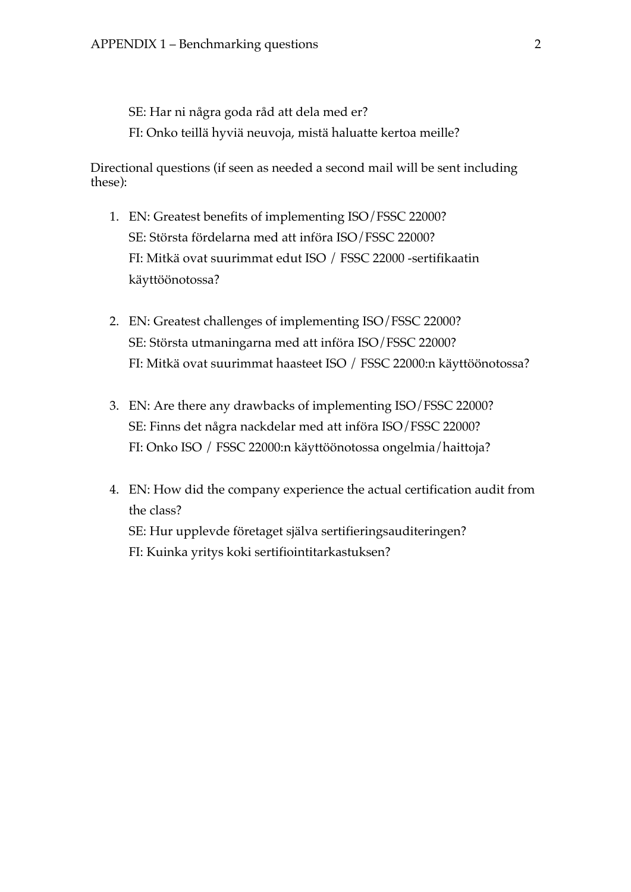SE: Har ni några goda råd att dela med er?

FI: Onko teillä hyviä neuvoja, mistä haluatte kertoa meille?

Directional questions (if seen as needed a second mail will be sent including these):

1. EN: Greatest benefits of implementing ISO/FSSC 22000?
   SE: Största fördelarna med att införa ISO/FSSC 22000?
   FI: Mitkä ovat suurimmat edut ISO / FSSC 22000 -sertifikaatin käyttöönotossa?

2. EN: Greatest challenges of implementing ISO/FSSC 22000?
   SE: Största utmaningarna med att införa ISO/FSSC 22000?
   FI: Mitkä ovat suurimmat haasteet ISO / FSSC 22000:n käyttöönotossa?

3. EN: Are there any drawbacks of implementing ISO/FSSC 22000?
   SE: Finns det några nackdelar med att införa ISO/FSSC 22000?
   FI: Onko ISO / FSSC 22000:n käyttöönotossa ongelmia/haittoja?

4. EN: How did the company experience the actual certification audit from the class?
   SE: Hur upplevde företaget själva sertifieringsauditeringen?
   FI: Kuinka yritys koki sertifiointitarkastuksen?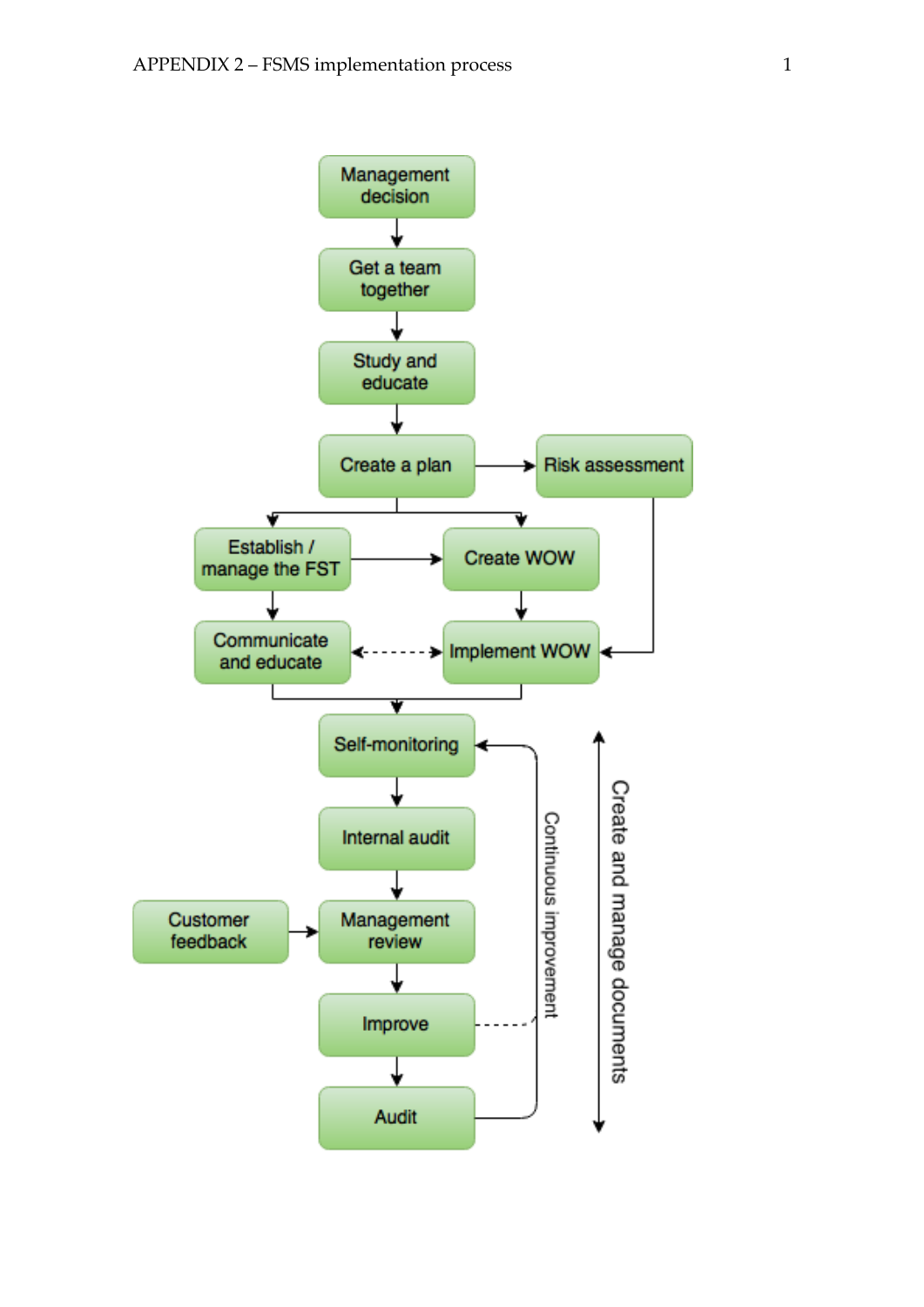# APPENDIX 2 – FSMS implementation process

- Management decision
- Get a team together
- Study and educate
- Create a plan → Risk assessment
- Establish / manage the FST → Create WOW
- Communicate and educate ↔ Implement WOW
- Self-monitoring
- Internal audit
- Customer feedback → Management review
- Improve
- Audit

Continuous improvement

Create and manage documents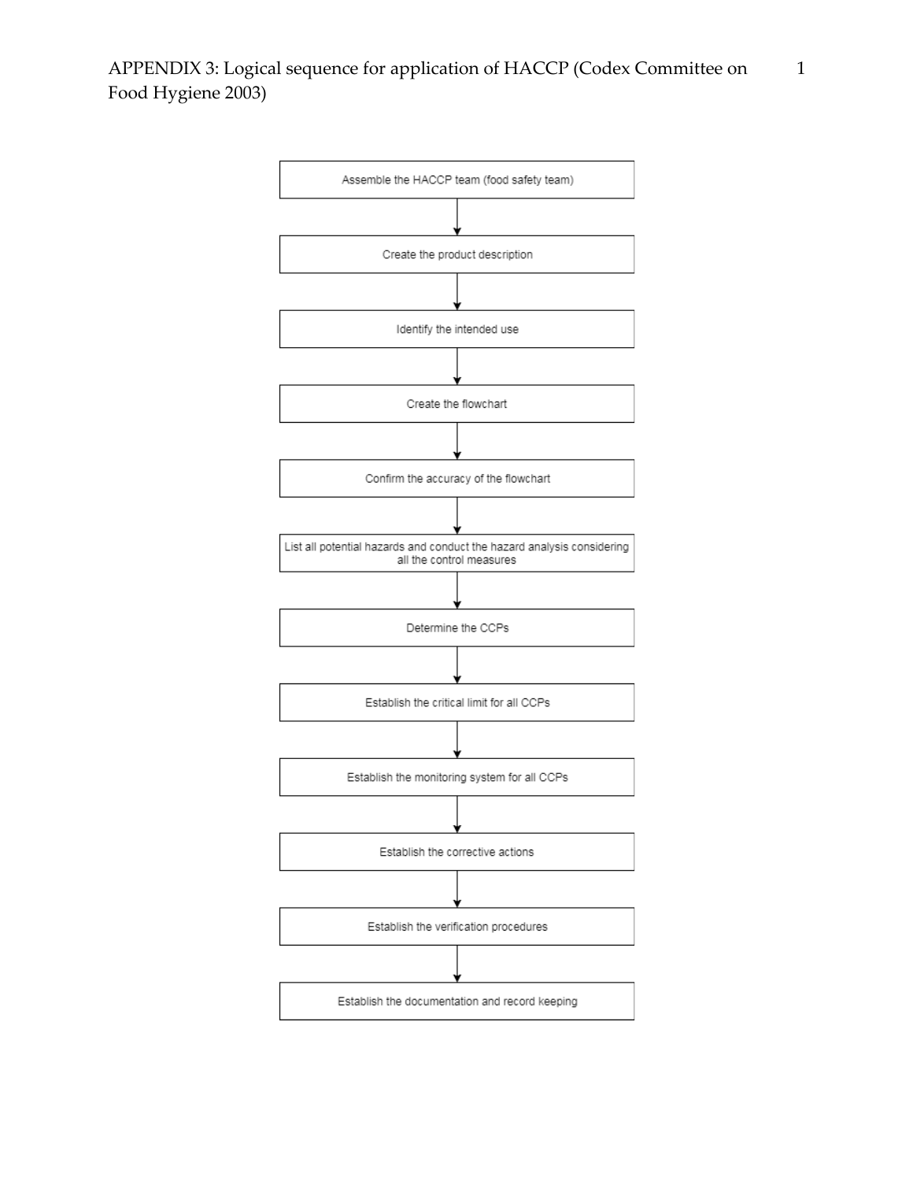APPENDIX 3: Logical sequence for application of HACCP (Codex Committee on Food Hygiene 2003)

Assemble the HACCP team (food safety team)

↓

Create the product description

↓

Identify the intended use

↓

Create the flowchart

↓

Confirm the accuracy of the flowchart

↓

List all potential hazards and conduct the hazard analysis considering all the control measures

↓

Determine the CCPs

↓

Establish the critical limit for all CCPs

↓

Establish the monitoring system for all CCPs

↓

Establish the corrective actions

↓

Establish the verification procedures

↓

Establish the documentation and record keeping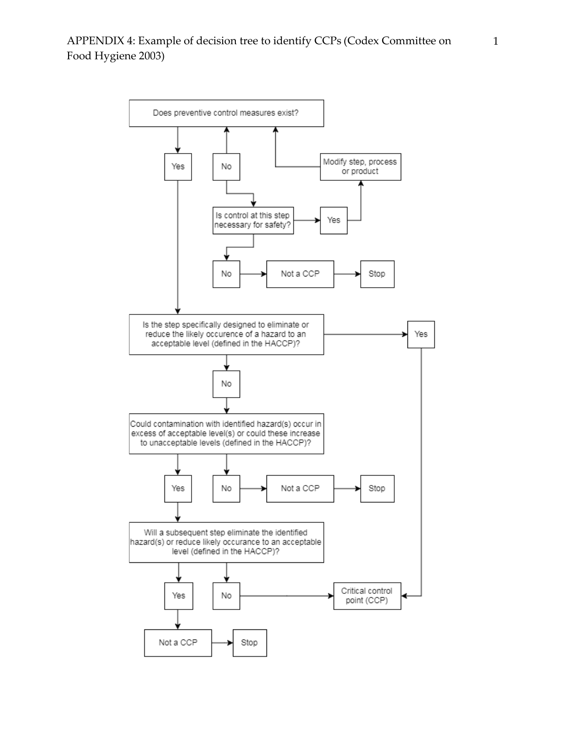APPENDIX 4: Example of decision tree to identify CCPs (Codex Committee on Food Hygiene 2003)

Does preventive control measures exist?

Yes

No

Modify step, process or product

Is control at this step necessary for safety?

Yes

No

Not a CCP

Stop

Is the step specifically designed to eliminate or reduce the likely occurence of a hazard to an acceptable level (defined in the HACCP)?

Yes

No

Could contamination with identified hazard(s) occur in excess of acceptable level(s) or could these increase to unacceptable levels (defined in the HACCP)?

Yes

No

Not a CCP

Stop

Will a subsequent step eliminate the identified hazard(s) or reduce likely occurance to an acceptable level (defined in the HACCP)?

Yes

No

Critical control point (CCP)

Not a CCP

Stop